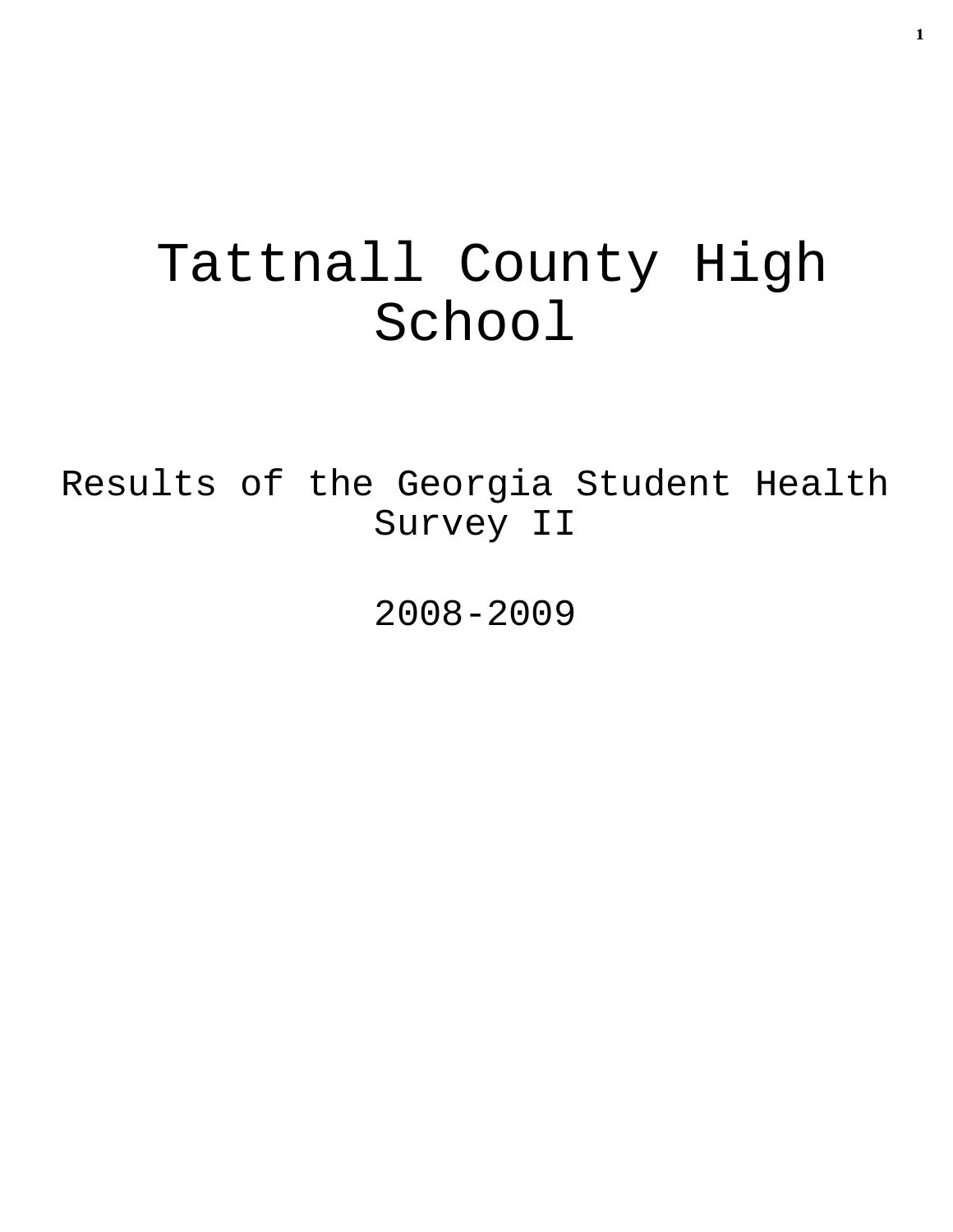# Tattnall County High School

## Results of the Georgia Student Health Survey II

## 2008-2009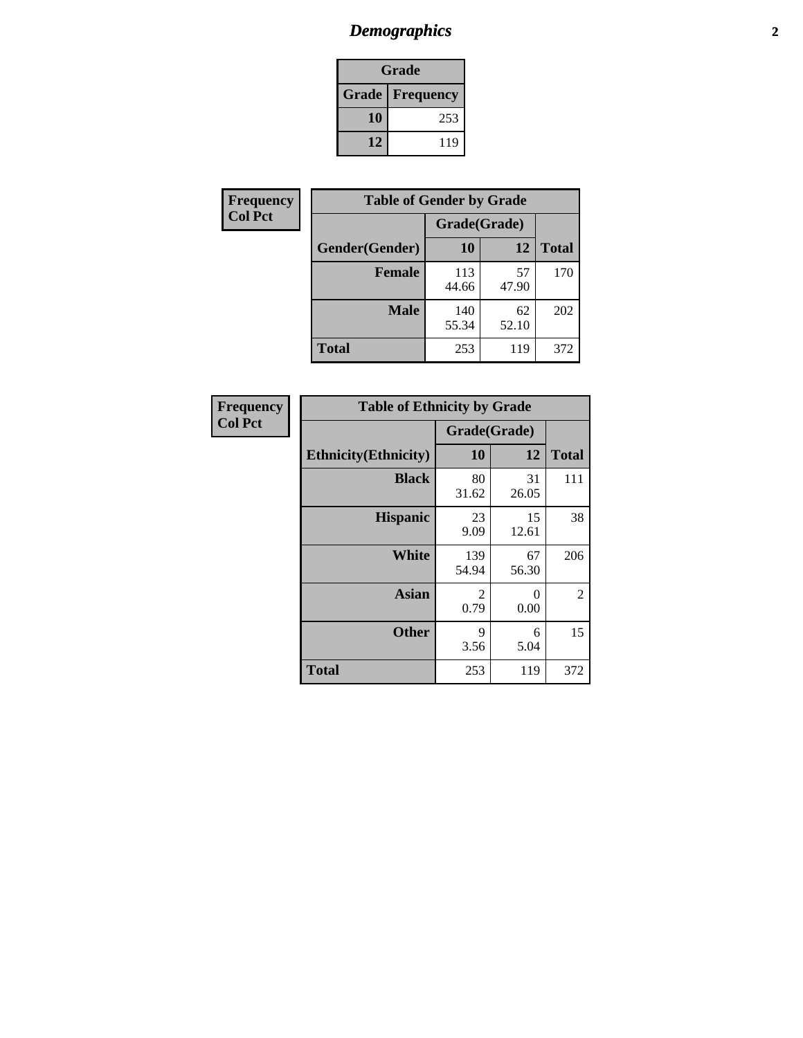# *Demographics*

| Grade | |
|---|---|
| **Grade** | **Frequency** |
| **10** | 253 |
| **12** | 119 |

**Frequency**
**Col Pct**

| Table of Gender by Grade | | | |
|---|---|---|---|
| | Grade(Grade) | | |
| **Gender(Gender)** | **10** | **12** | **Total** |
| **Female** | 113<br>44.66 | 57<br>47.90 | 170 |
| **Male** | 140<br>55.34 | 62<br>52.10 | 202 |
| **Total** | 253 | 119 | 372 |

**Frequency**
**Col Pct**

| Table of Ethnicity by Grade | | | |
|---|---|---|---|
| | Grade(Grade) | | |
| **Ethnicity(Ethnicity)** | **10** | **12** | **Total** |
| **Black** | 80<br>31.62 | 31<br>26.05 | 111 |
| **Hispanic** | 23<br>9.09 | 15<br>12.61 | 38 |
| **White** | 139<br>54.94 | 67<br>56.30 | 206 |
| **Asian** | 2<br>0.79 | 0<br>0.00 | 2 |
| **Other** | 9<br>3.56 | 6<br>5.04 | 15 |
| **Total** | 253 | 119 | 372 |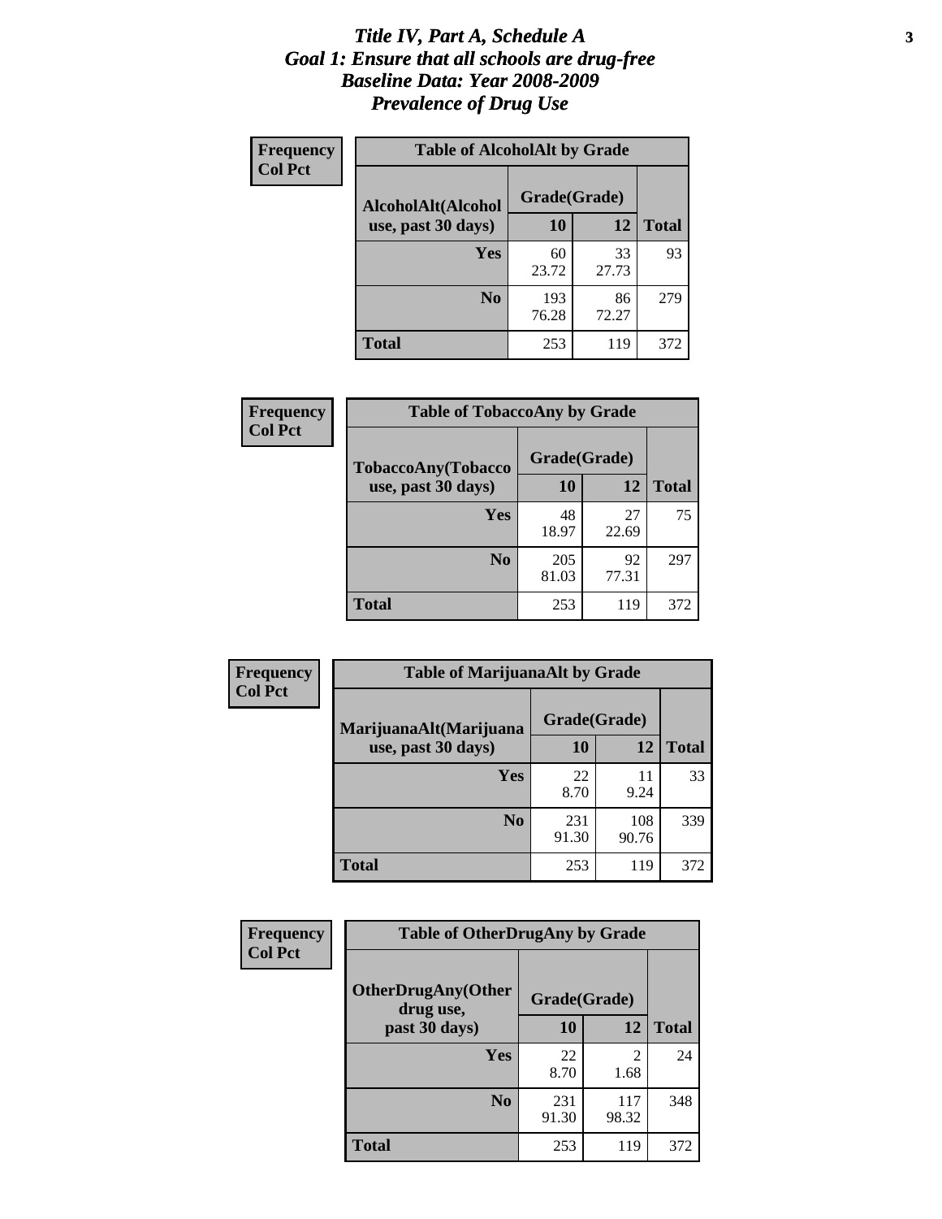# *Title IV, Part A, Schedule A*
# *Goal 1: Ensure that all schools are drug-free*
# *Baseline Data: Year 2008-2009*
# *Prevalence of Drug Use*

**Frequency**
**Col Pct**

**Table of AlcoholAlt by Grade**

| AlcoholAlt(Alcohol use, past 30 days) | Grade(Grade) 10 | 12 | Total |
|---|---|---|---|
| **Yes** | 60<br>23.72 | 33<br>27.73 | 93 |
| **No** | 193<br>76.28 | 86<br>72.27 | 279 |
| **Total** | 253 | 119 | 372 |

**Frequency**
**Col Pct**

**Table of TobaccoAny by Grade**

| TobaccoAny(Tobacco use, past 30 days) | Grade(Grade) 10 | 12 | Total |
|---|---|---|---|
| **Yes** | 48<br>18.97 | 27<br>22.69 | 75 |
| **No** | 205<br>81.03 | 92<br>77.31 | 297 |
| **Total** | 253 | 119 | 372 |

**Frequency**
**Col Pct**

**Table of MarijuanaAlt by Grade**

| MarijuanaAlt(Marijuana use, past 30 days) | Grade(Grade) 10 | 12 | Total |
|---|---|---|---|
| **Yes** | 22<br>8.70 | 11<br>9.24 | 33 |
| **No** | 231<br>91.30 | 108<br>90.76 | 339 |
| **Total** | 253 | 119 | 372 |

**Frequency**
**Col Pct**

**Table of OtherDrugAny by Grade**

| OtherDrugAny(Other drug use, past 30 days) | Grade(Grade) 10 | 12 | Total |
|---|---|---|---|
| **Yes** | 22<br>8.70 | 2<br>1.68 | 24 |
| **No** | 231<br>91.30 | 117<br>98.32 | 348 |
| **Total** | 253 | 119 | 372 |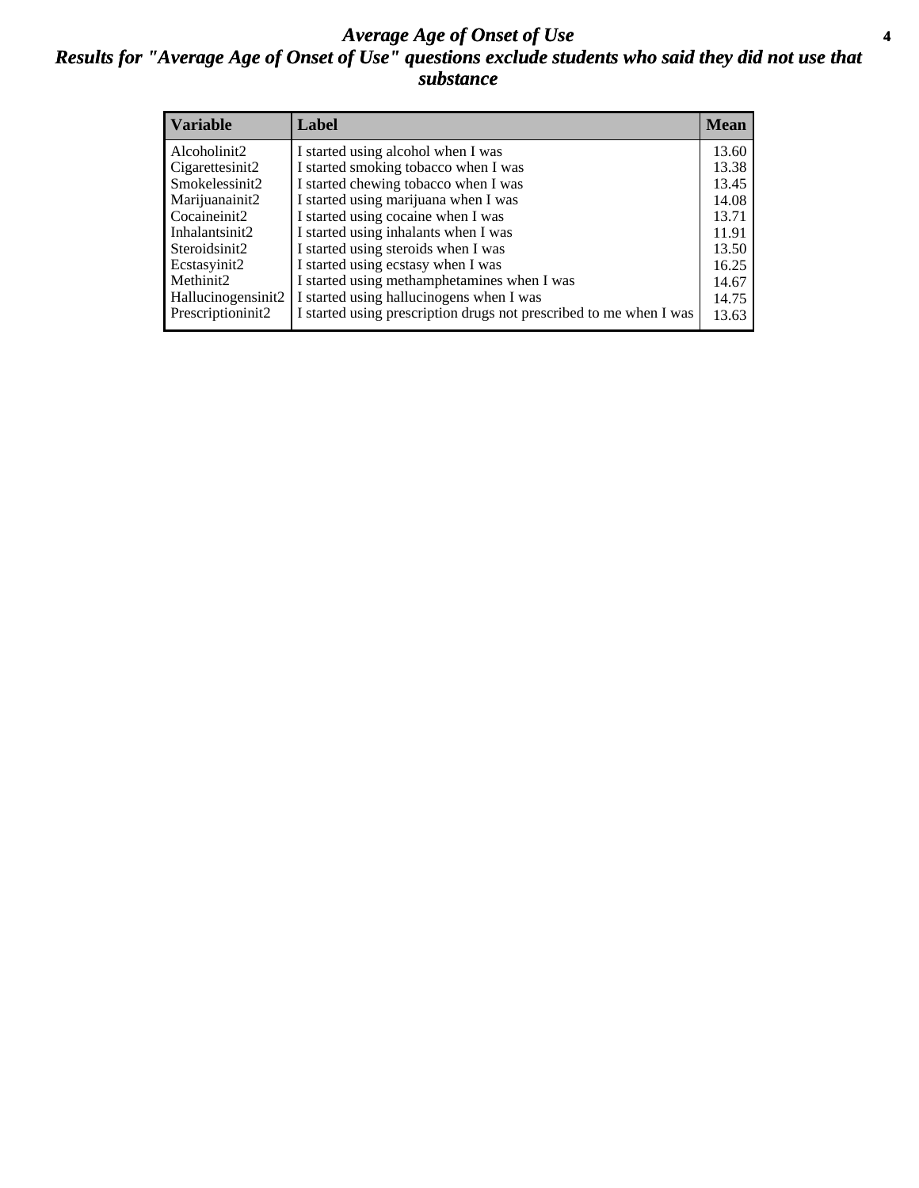# Average Age of Onset of Use

## Results for "Average Age of Onset of Use" questions exclude students who said they did not use that substance

| Variable | Label | Mean |
| --- | --- | --- |
| Alcoholinit2 | I started using alcohol when I was | 13.60 |
| Cigarettesinit2 | I started smoking tobacco when I was | 13.38 |
| Smokelessinit2 | I started chewing tobacco when I was | 13.45 |
| Marijuanainit2 | I started using marijuana when I was | 14.08 |
| Cocaineinit2 | I started using cocaine when I was | 13.71 |
| Inhalantsinit2 | I started using inhalants when I was | 11.91 |
| Steroidsinit2 | I started using steroids when I was | 13.50 |
| Ecstasyinit2 | I started using ecstasy when I was | 16.25 |
| Methinit2 | I started using methamphetamines when I was | 14.67 |
| Hallucinogensinit2 | I started using hallucinogens when I was | 14.75 |
| Prescriptioninit2 | I started using prescription drugs not prescribed to me when I was | 13.63 |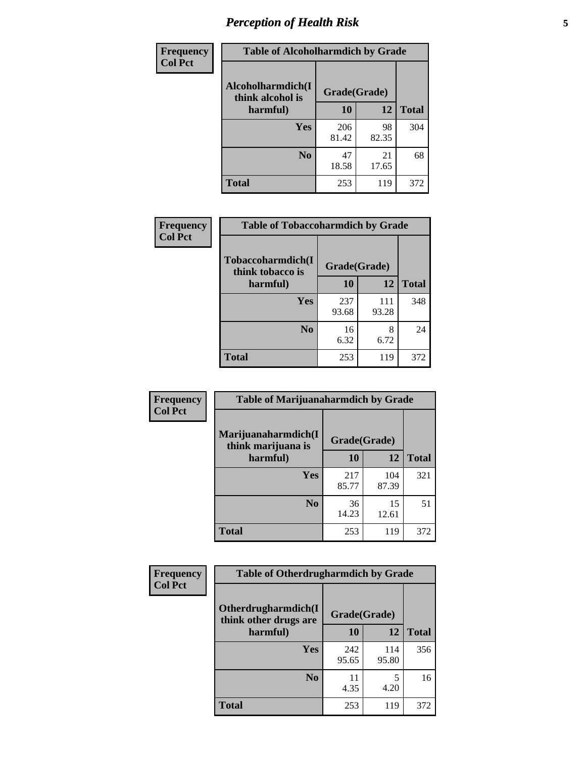# Perception of Health Risk

| Frequency<br>Col Pct | Table of Alcoholharmdich by Grade | | |
|---|---|---|---|
| **Alcoholharmdich(I think alcohol is harmful)** | **Grade(Grade)** | | |
| | **10** | **12** | **Total** |
| **Yes** | 206<br>81.42 | 98<br>82.35 | 304 |
| **No** | 47<br>18.58 | 21<br>17.65 | 68 |
| **Total** | 253 | 119 | 372 |

| Frequency<br>Col Pct | Table of Tobaccoharmdich by Grade | | |
|---|---|---|---|
| **Tobaccoharmdich(I think tobacco is harmful)** | **Grade(Grade)** | | |
| | **10** | **12** | **Total** |
| **Yes** | 237<br>93.68 | 111<br>93.28 | 348 |
| **No** | 16<br>6.32 | 8<br>6.72 | 24 |
| **Total** | 253 | 119 | 372 |

| Frequency<br>Col Pct | Table of Marijuanaharmdich by Grade | | |
|---|---|---|---|
| **Marijuanaharmdich(I think marijuana is harmful)** | **Grade(Grade)** | | |
| | **10** | **12** | **Total** |
| **Yes** | 217<br>85.77 | 104<br>87.39 | 321 |
| **No** | 36<br>14.23 | 15<br>12.61 | 51 |
| **Total** | 253 | 119 | 372 |

| Frequency<br>Col Pct | Table of Otherdrugharmdich by Grade | | |
|---|---|---|---|
| **Otherdrugharmdich(I think other drugs are harmful)** | **Grade(Grade)** | | |
| | **10** | **12** | **Total** |
| **Yes** | 242<br>95.65 | 114<br>95.80 | 356 |
| **No** | 11<br>4.35 | 5<br>4.20 | 16 |
| **Total** | 253 | 119 | 372 |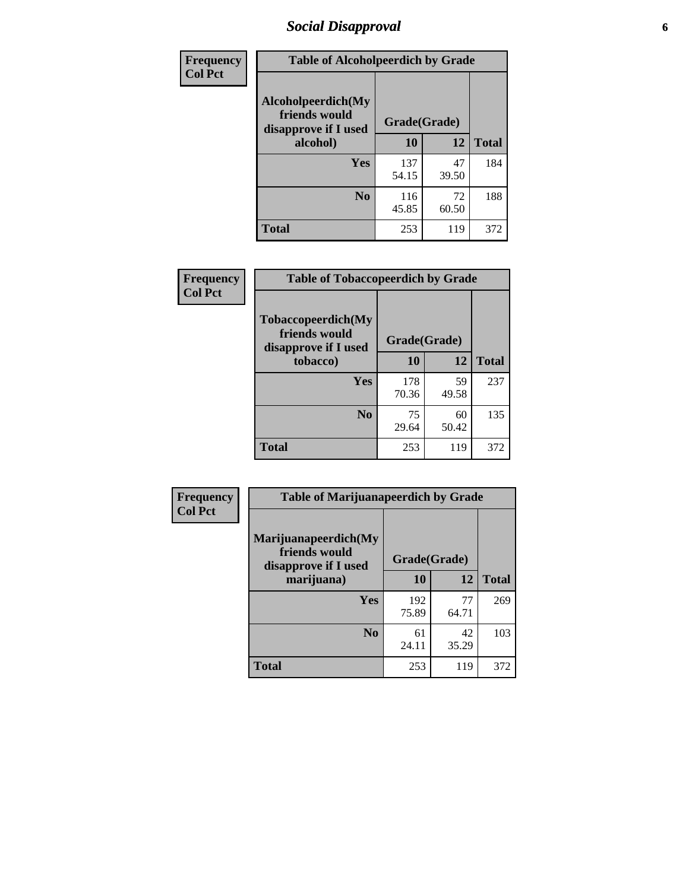# Social Disapproval

**Frequency**
**Col Pct**

| Table of Alcoholpeerdich by Grade | | | |
|---|---|---|---|
| Alcoholpeerdich(My friends would disapprove if I used alcohol) | Grade(Grade) | | |
| | 10 | 12 | Total |
| Yes | 137<br>54.15 | 47<br>39.50 | 184 |
| No | 116<br>45.85 | 72<br>60.50 | 188 |
| Total | 253 | 119 | 372 |

**Frequency**
**Col Pct**

| Table of Tobaccopeerdich by Grade | | | |
|---|---|---|---|
| Tobaccopeerdich(My friends would disapprove if I used tobacco) | Grade(Grade) | | |
| | 10 | 12 | Total |
| Yes | 178<br>70.36 | 59<br>49.58 | 237 |
| No | 75<br>29.64 | 60<br>50.42 | 135 |
| Total | 253 | 119 | 372 |

**Frequency**
**Col Pct**

| Table of Marijuanapeerdich by Grade | | | |
|---|---|---|---|
| Marijuanapeerdich(My friends would disapprove if I used marijuana) | Grade(Grade) | | |
| | 10 | 12 | Total |
| Yes | 192<br>75.89 | 77<br>64.71 | 269 |
| No | 61<br>24.11 | 42<br>35.29 | 103 |
| Total | 253 | 119 | 372 |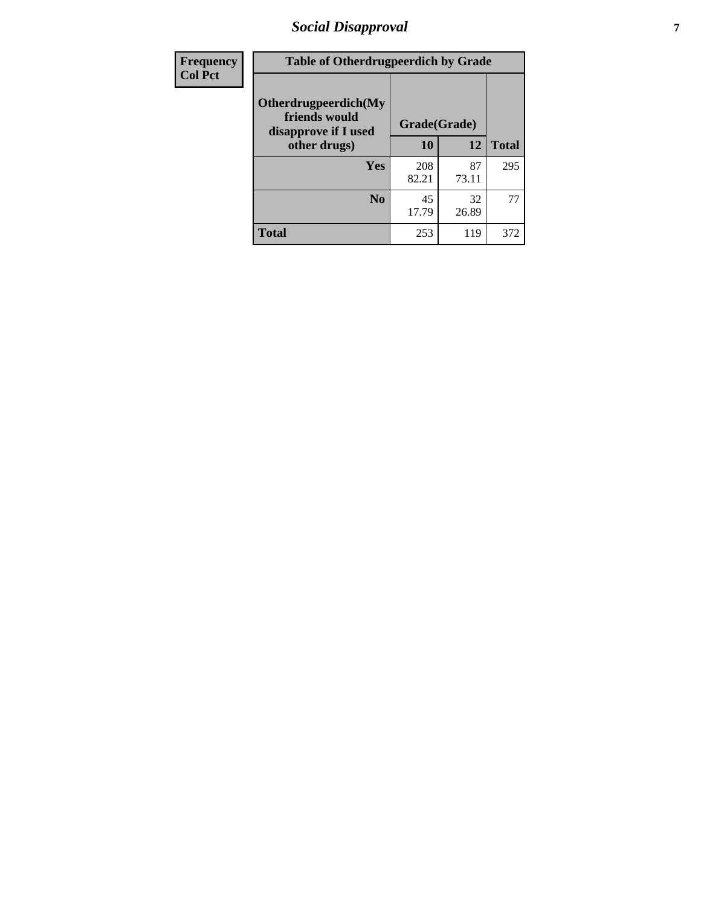| Frequency Col Pct | Table of Otherdrugpeerdich by Grade | | |
|---|---|---|---|
| **Otherdrugpeerdich(My friends would disapprove if I used other drugs)** | **Grade(Grade)** | | |
| | **10** | **12** | **Total** |
| **Yes** | 208<br>82.21 | 87<br>73.11 | 295 |
| **No** | 45<br>17.79 | 32<br>26.89 | 77 |
| **Total** | 253 | 119 | 372 |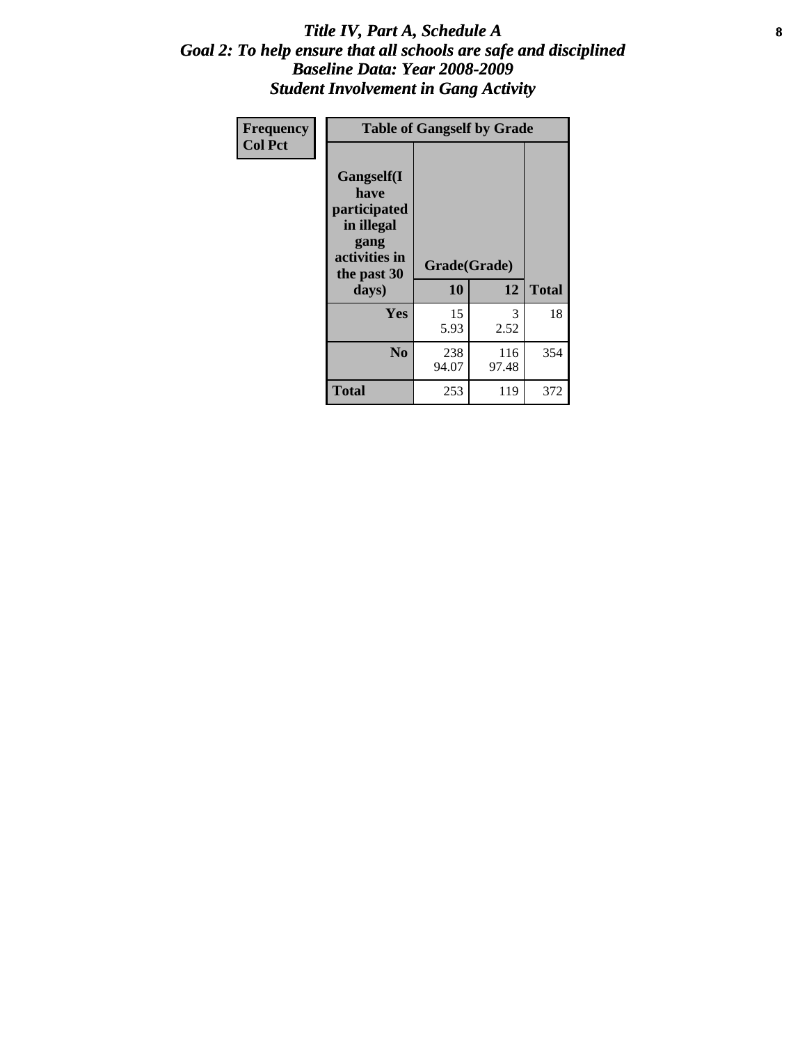# *Title IV, Part A, Schedule A*
## *Goal 2: To help ensure that all schools are safe and disciplined*
## *Baseline Data: Year 2008-2009*
## *Student Involvement in Gang Activity*

| Frequency<br>Col Pct | Table of Gangself by Grade | | |
|---|---|---|---|
| Gangself(I have participated in illegal gang activities in the past 30 days) | Grade(Grade) | | |
| | 10 | 12 | Total |
| Yes | 15<br>5.93 | 3<br>2.52 | 18 |
| No | 238<br>94.07 | 116<br>97.48 | 354 |
| Total | 253 | 119 | 372 |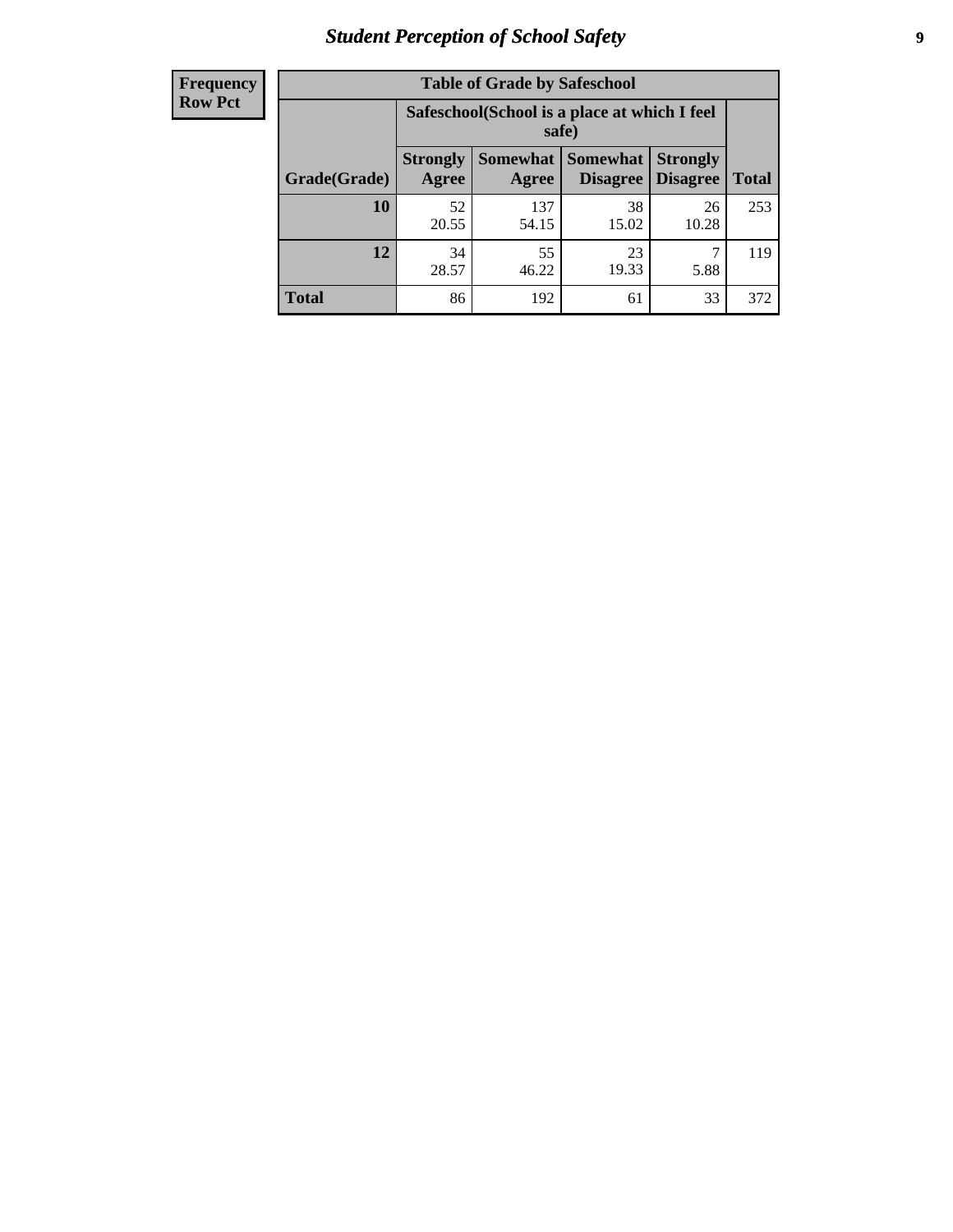| Frequency Row Pct |
|---|

| Table of Grade by Safeschool | | | | | |
|---|---|---|---|---|---|
| | Safeschool(School is a place at which I feel safe) | | | | |
| Grade(Grade) | Strongly Agree | Somewhat Agree | Somewhat Disagree | Strongly Disagree | Total |
| 10 | 52<br>20.55 | 137<br>54.15 | 38<br>15.02 | 26<br>10.28 | 253 |
| 12 | 34<br>28.57 | 55<br>46.22 | 23<br>19.33 | 7<br>5.88 | 119 |
| Total | 86 | 192 | 61 | 33 | 372 |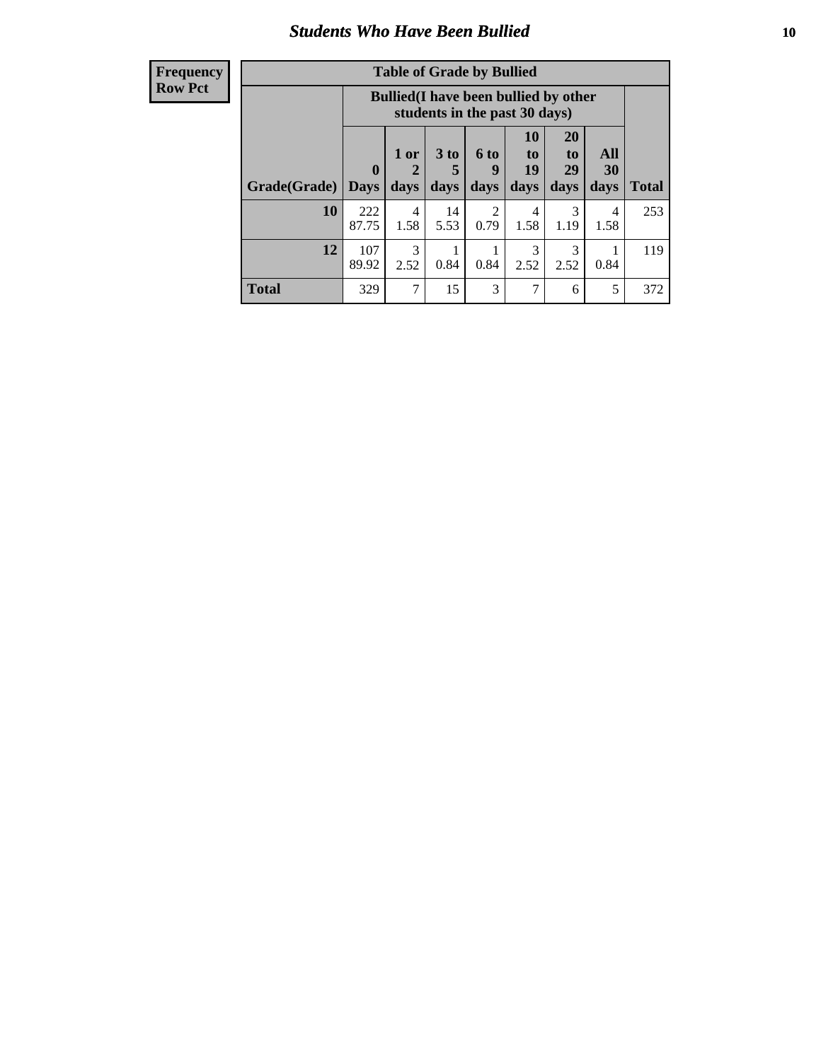## Students Who Have Been Bullied

| Frequency<br>Row Pct |
|---|

| Table of Grade by Bullied | | | | | | | | |
|---|---|---|---|---|---|---|---|---|
| | Bullied(I have been bullied by other students in the past 30 days) | | | | | | | |
| Grade(Grade) | 0 Days | 1 or 2 days | 3 to 5 days | 6 to 9 days | 10 to 19 days | 20 to 29 days | All 30 days | Total |
| 10 | 222<br>87.75 | 4<br>1.58 | 14<br>5.53 | 2<br>0.79 | 4<br>1.58 | 3<br>1.19 | 4<br>1.58 | 253 |
| 12 | 107<br>89.92 | 3<br>2.52 | 1<br>0.84 | 1<br>0.84 | 3<br>2.52 | 3<br>2.52 | 1<br>0.84 | 119 |
| Total | 329 | 7 | 15 | 3 | 7 | 6 | 5 | 372 |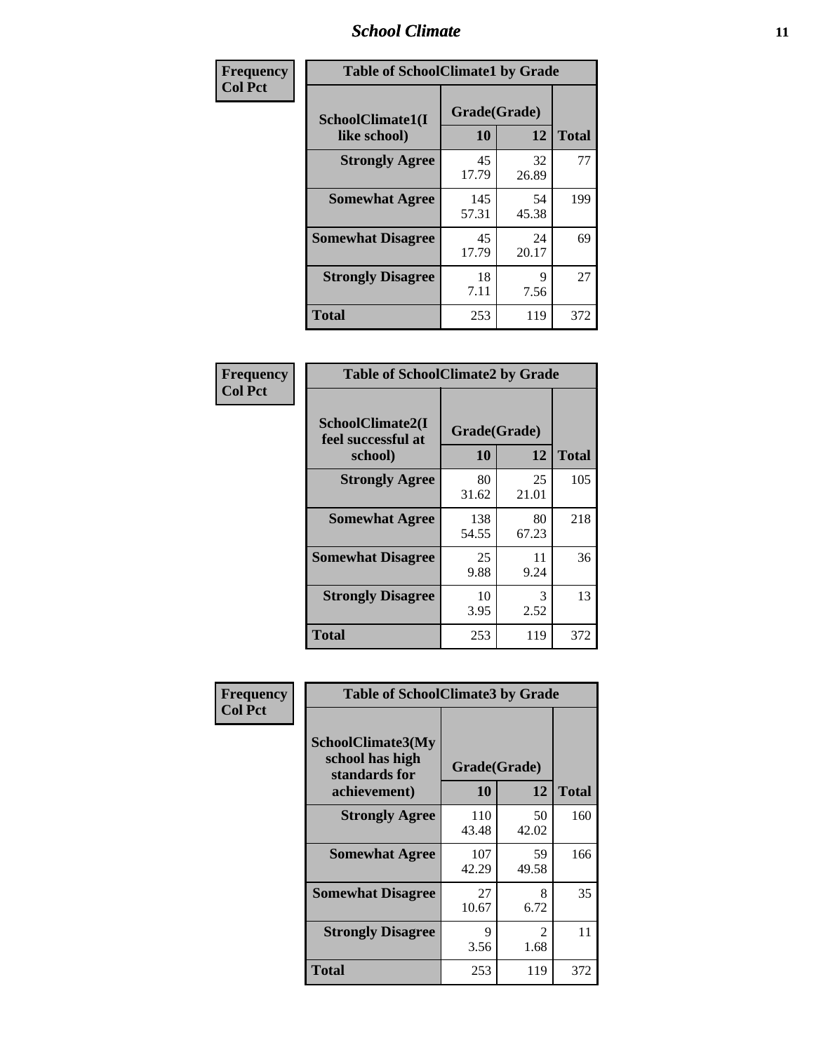| Frequency<br>Col Pct |
|---|

| Table of SchoolClimate1 by Grade | | | |
|---|---|---|---|
| SchoolClimate1(I like school) | Grade(Grade) | | Total |
| | 10 | 12 | |
| Strongly Agree | 45<br>17.79 | 32<br>26.89 | 77 |
| Somewhat Agree | 145<br>57.31 | 54<br>45.38 | 199 |
| Somewhat Disagree | 45<br>17.79 | 24<br>20.17 | 69 |
| Strongly Disagree | 18<br>7.11 | 9<br>7.56 | 27 |
| Total | 253 | 119 | 372 |

| Frequency<br>Col Pct |
|---|

| Table of SchoolClimate2 by Grade | | | |
|---|---|---|---|
| SchoolClimate2(I feel successful at school) | Grade(Grade) | | Total |
| | 10 | 12 | |
| Strongly Agree | 80<br>31.62 | 25<br>21.01 | 105 |
| Somewhat Agree | 138<br>54.55 | 80<br>67.23 | 218 |
| Somewhat Disagree | 25<br>9.88 | 11<br>9.24 | 36 |
| Strongly Disagree | 10<br>3.95 | 3<br>2.52 | 13 |
| Total | 253 | 119 | 372 |

| Frequency<br>Col Pct |
|---|

| Table of SchoolClimate3 by Grade | | | |
|---|---|---|---|
| SchoolClimate3(My school has high standards for achievement) | Grade(Grade) | | Total |
| | 10 | 12 | |
| Strongly Agree | 110<br>43.48 | 50<br>42.02 | 160 |
| Somewhat Agree | 107<br>42.29 | 59<br>49.58 | 166 |
| Somewhat Disagree | 27<br>10.67 | 8<br>6.72 | 35 |
| Strongly Disagree | 9<br>3.56 | 2<br>1.68 | 11 |
| Total | 253 | 119 | 372 |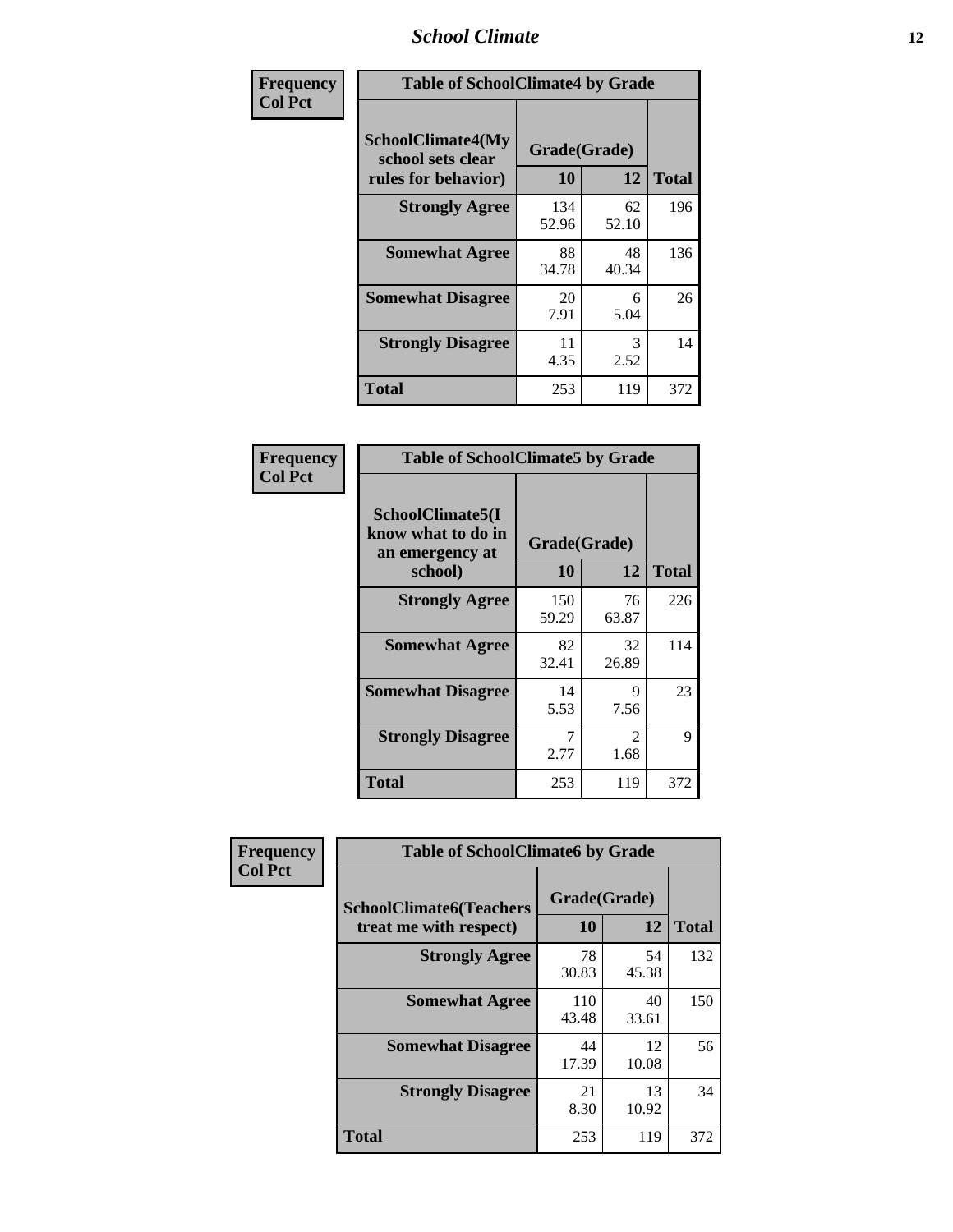| Frequency<br>Col Pct | Table of SchoolClimate4 by Grade | | |
|---|---|---|---|
| SchoolClimate4(My school sets clear rules for behavior) | Grade(Grade) | | |
| | 10 | 12 | Total |
| Strongly Agree | 134<br>52.96 | 62<br>52.10 | 196 |
| Somewhat Agree | 88<br>34.78 | 48<br>40.34 | 136 |
| Somewhat Disagree | 20<br>7.91 | 6<br>5.04 | 26 |
| Strongly Disagree | 11<br>4.35 | 3<br>2.52 | 14 |
| Total | 253 | 119 | 372 |

| Frequency<br>Col Pct | Table of SchoolClimate5 by Grade | | |
|---|---|---|---|
| SchoolClimate5(I know what to do in an emergency at school) | Grade(Grade) | | |
| | 10 | 12 | Total |
| Strongly Agree | 150<br>59.29 | 76<br>63.87 | 226 |
| Somewhat Agree | 82<br>32.41 | 32<br>26.89 | 114 |
| Somewhat Disagree | 14<br>5.53 | 9<br>7.56 | 23 |
| Strongly Disagree | 7<br>2.77 | 2<br>1.68 | 9 |
| Total | 253 | 119 | 372 |

| Frequency<br>Col Pct | Table of SchoolClimate6 by Grade | | |
|---|---|---|---|
| SchoolClimate6(Teachers treat me with respect) | Grade(Grade) | | |
| | 10 | 12 | Total |
| Strongly Agree | 78<br>30.83 | 54<br>45.38 | 132 |
| Somewhat Agree | 110<br>43.48 | 40<br>33.61 | 150 |
| Somewhat Disagree | 44<br>17.39 | 12<br>10.08 | 56 |
| Strongly Disagree | 21<br>8.30 | 13<br>10.92 | 34 |
| Total | 253 | 119 | 372 |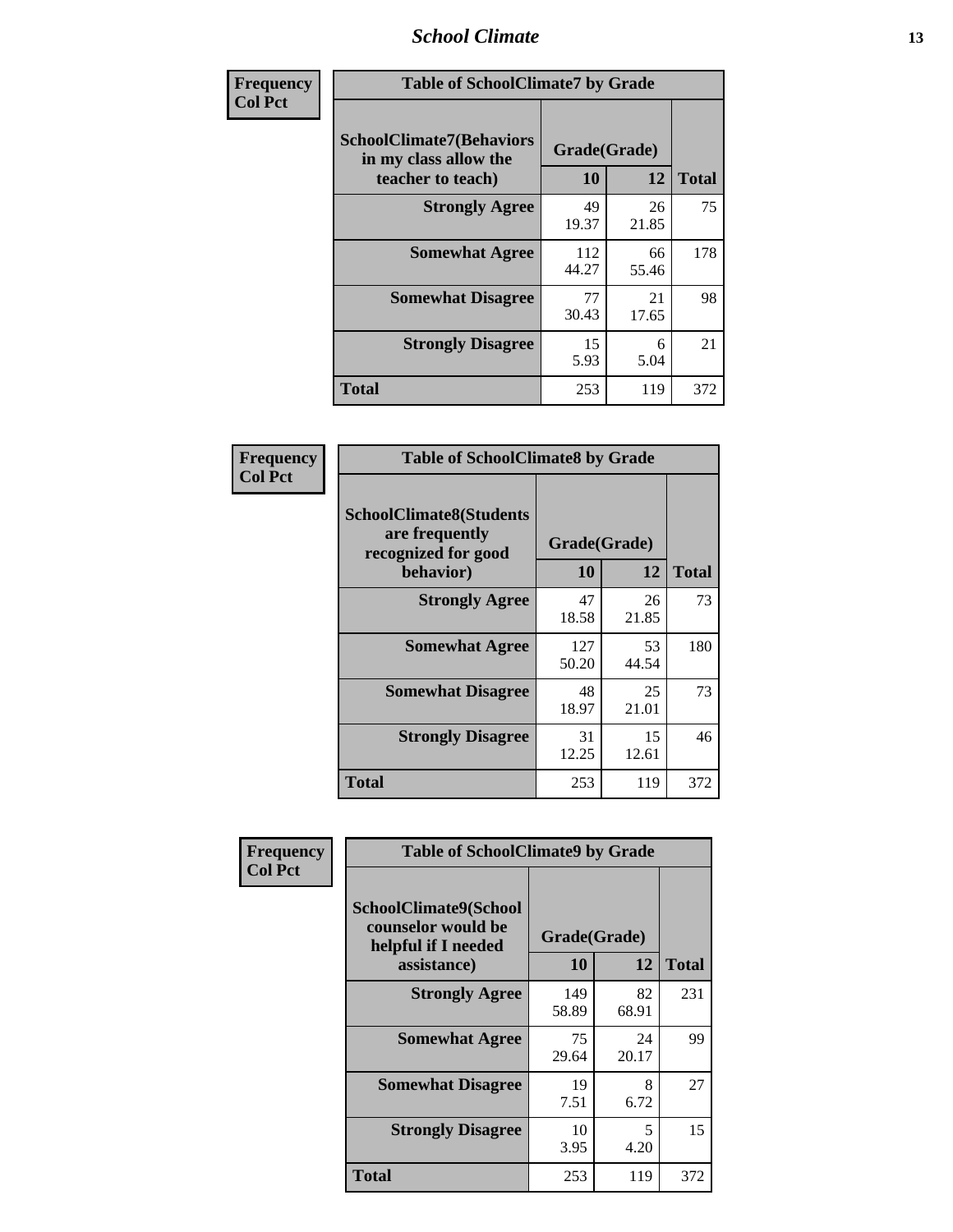| Frequency<br>Col Pct | Table of SchoolClimate7 by Grade | | |
|---|---|---|---|
| SchoolClimate7(Behaviors in my class allow the teacher to teach) | Grade(Grade) | | Total |
| | 10 | 12 | |
| Strongly Agree | 49<br>19.37 | 26<br>21.85 | 75 |
| Somewhat Agree | 112<br>44.27 | 66<br>55.46 | 178 |
| Somewhat Disagree | 77<br>30.43 | 21<br>17.65 | 98 |
| Strongly Disagree | 15<br>5.93 | 6<br>5.04 | 21 |
| Total | 253 | 119 | 372 |

| Frequency<br>Col Pct | Table of SchoolClimate8 by Grade | | |
|---|---|---|---|
| SchoolClimate8(Students are frequently recognized for good behavior) | Grade(Grade) | | Total |
| | 10 | 12 | |
| Strongly Agree | 47<br>18.58 | 26<br>21.85 | 73 |
| Somewhat Agree | 127<br>50.20 | 53<br>44.54 | 180 |
| Somewhat Disagree | 48<br>18.97 | 25<br>21.01 | 73 |
| Strongly Disagree | 31<br>12.25 | 15<br>12.61 | 46 |
| Total | 253 | 119 | 372 |

| Frequency<br>Col Pct | Table of SchoolClimate9 by Grade | | |
|---|---|---|---|
| SchoolClimate9(School counselor would be helpful if I needed assistance) | Grade(Grade) | | Total |
| | 10 | 12 | |
| Strongly Agree | 149<br>58.89 | 82<br>68.91 | 231 |
| Somewhat Agree | 75<br>29.64 | 24<br>20.17 | 99 |
| Somewhat Disagree | 19<br>7.51 | 8<br>6.72 | 27 |
| Strongly Disagree | 10<br>3.95 | 5<br>4.20 | 15 |
| Total | 253 | 119 | 372 |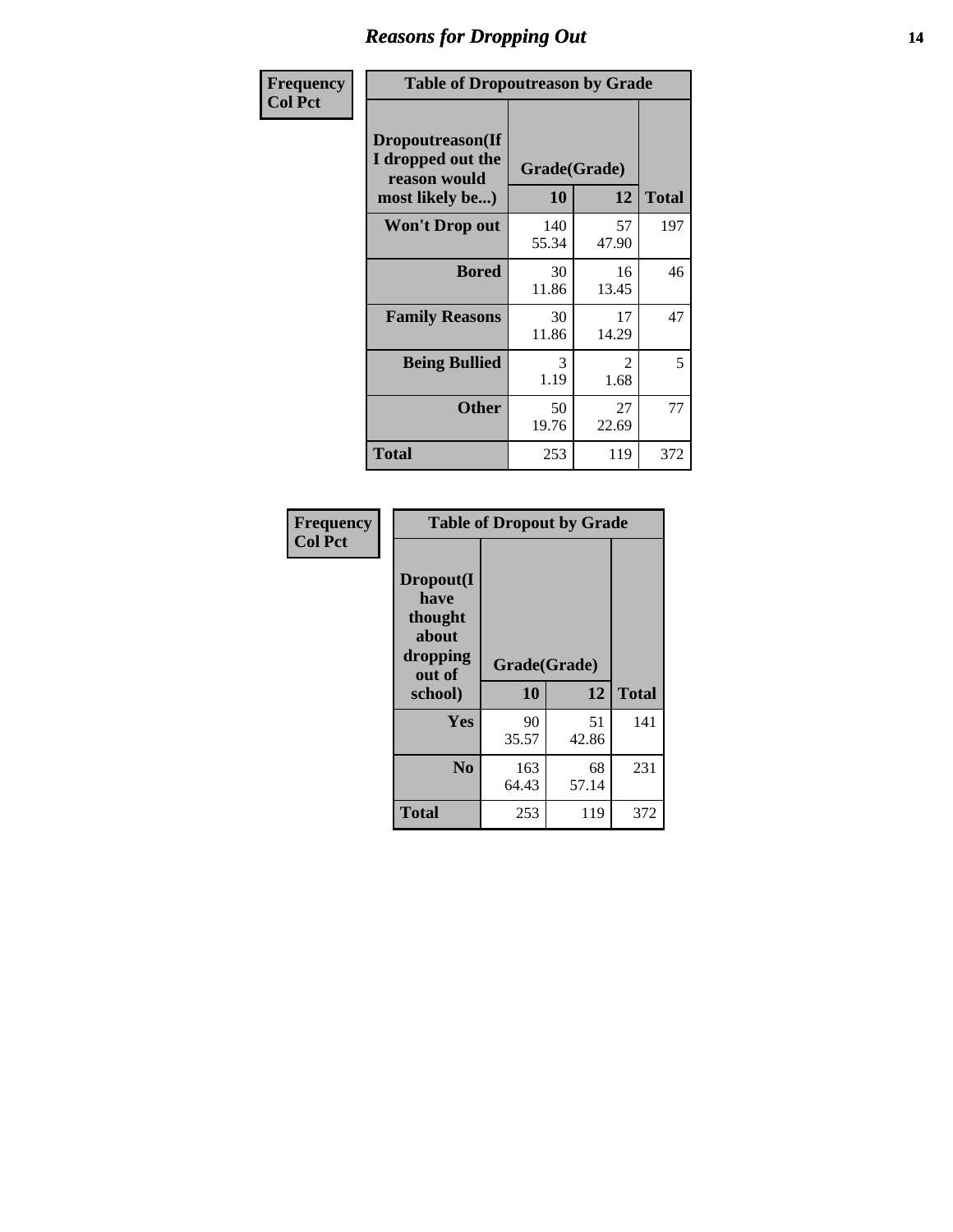# Reasons for Dropping Out

**Frequency**
**Col Pct**

| Table of Dropoutreason by Grade | | | |
|---|---|---|---|
| Dropoutreason(If I dropped out the reason would most likely be...) | Grade(Grade) | | |
| | 10 | 12 | Total |
| **Won't Drop out** | 140<br>55.34 | 57<br>47.90 | 197 |
| **Bored** | 30<br>11.86 | 16<br>13.45 | 46 |
| **Family Reasons** | 30<br>11.86 | 17<br>14.29 | 47 |
| **Being Bullied** | 3<br>1.19 | 2<br>1.68 | 5 |
| **Other** | 50<br>19.76 | 27<br>22.69 | 77 |
| **Total** | 253 | 119 | 372 |

**Frequency**
**Col Pct**

| Table of Dropout by Grade | | | |
|---|---|---|---|
| Dropout(I have thought about dropping out of school) | Grade(Grade) | | |
| | 10 | 12 | Total |
| **Yes** | 90<br>35.57 | 51<br>42.86 | 141 |
| **No** | 163<br>64.43 | 68<br>57.14 | 231 |
| **Total** | 253 | 119 | 372 |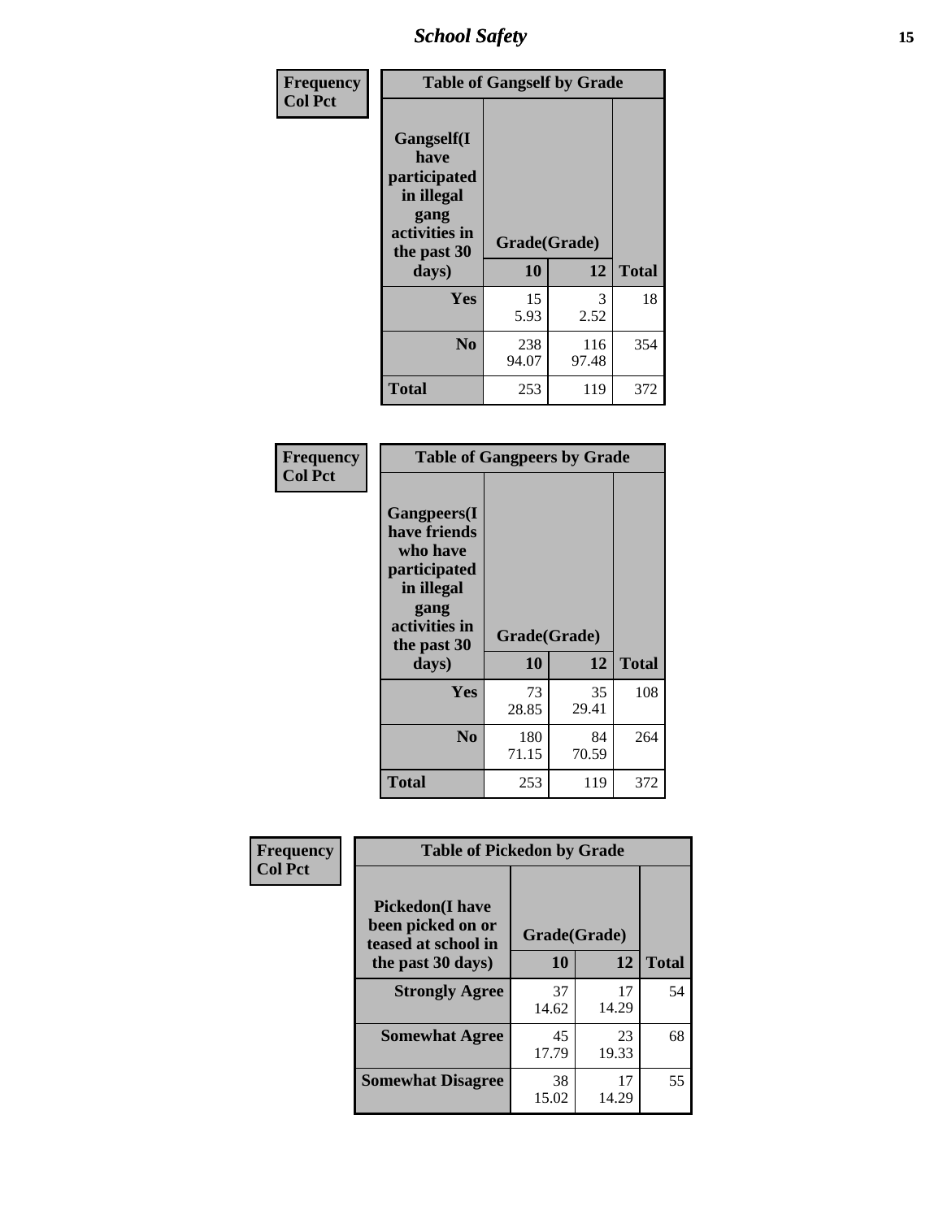**Frequency**
**Col Pct**

| Table of Gangself by Grade | | | |
|---|---|---|---|
| **Gangself(I have participated in illegal gang activities in the past 30 days)** | **Grade(Grade)** | | |
| | **10** | **12** | **Total** |
| **Yes** | 15<br>5.93 | 3<br>2.52 | 18 |
| **No** | 238<br>94.07 | 116<br>97.48 | 354 |
| **Total** | 253 | 119 | 372 |

**Frequency**
**Col Pct**

| Table of Gangpeers by Grade | | | |
|---|---|---|---|
| **Gangpeers(I have friends who have participated in illegal gang activities in the past 30 days)** | **Grade(Grade)** | | |
| | **10** | **12** | **Total** |
| **Yes** | 73<br>28.85 | 35<br>29.41 | 108 |
| **No** | 180<br>71.15 | 84<br>70.59 | 264 |
| **Total** | 253 | 119 | 372 |

**Frequency**
**Col Pct**

| Table of Pickedon by Grade | | | |
|---|---|---|---|
| **Pickedon(I have been picked on or teased at school in the past 30 days)** | **Grade(Grade)** | | |
| | **10** | **12** | **Total** |
| **Strongly Agree** | 37<br>14.62 | 17<br>14.29 | 54 |
| **Somewhat Agree** | 45<br>17.79 | 23<br>19.33 | 68 |
| **Somewhat Disagree** | 38<br>15.02 | 17<br>14.29 | 55 |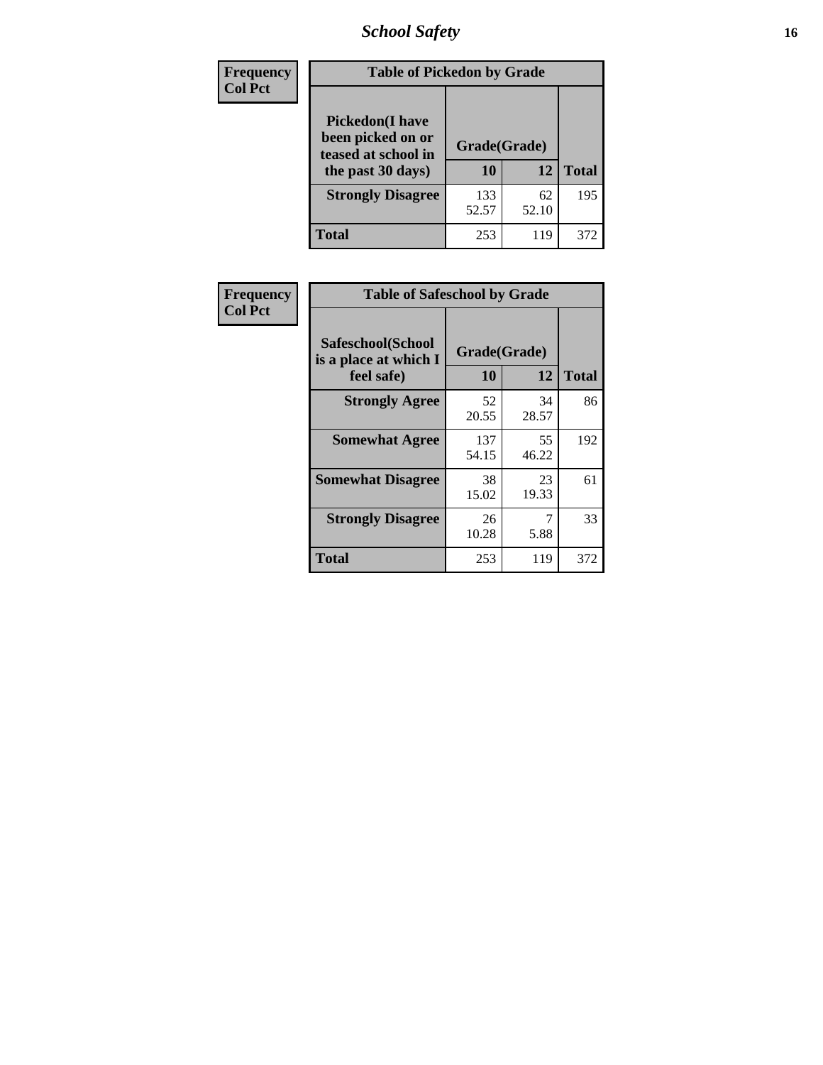| Frequency Col Pct | Table of Pickedon by Grade | | |
|---|---|---|---|
| Pickedon(I have been picked on or teased at school in the past 30 days) | Grade(Grade) | | |
| | 10 | 12 | Total |
| Strongly Disagree | 133<br>52.57 | 62<br>52.10 | 195 |
| Total | 253 | 119 | 372 |

| Frequency Col Pct | Table of Safeschool by Grade | | |
|---|---|---|---|
| Safeschool(School is a place at which I feel safe) | Grade(Grade) | | |
| | 10 | 12 | Total |
| Strongly Agree | 52<br>20.55 | 34<br>28.57 | 86 |
| Somewhat Agree | 137<br>54.15 | 55<br>46.22 | 192 |
| Somewhat Disagree | 38<br>15.02 | 23<br>19.33 | 61 |
| Strongly Disagree | 26<br>10.28 | 7<br>5.88 | 33 |
| Total | 253 | 119 | 372 |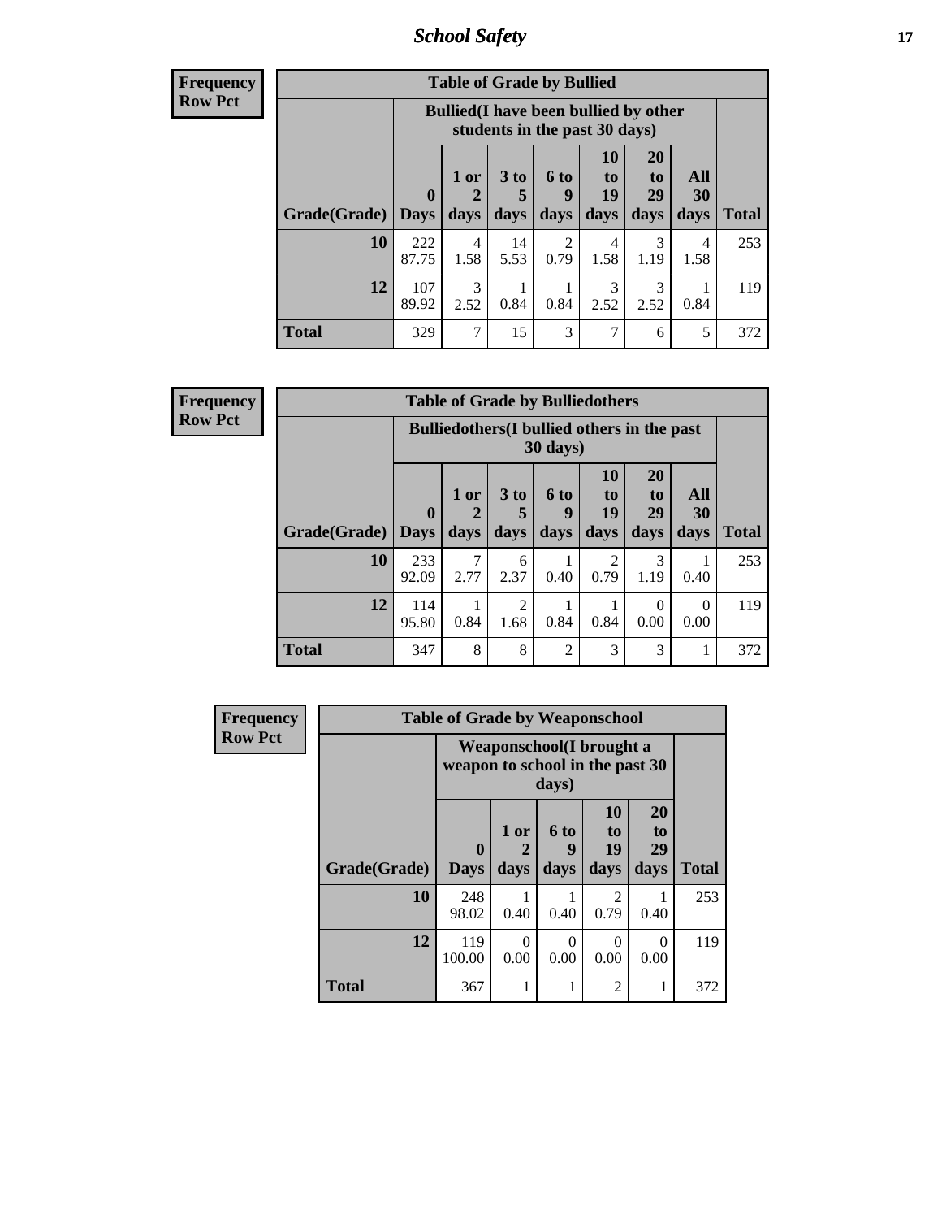**Frequency**
**Row Pct**

| Table of Grade by Bullied | | | | | | | | |
|---|---|---|---|---|---|---|---|---|
| | Bullied(I have been bullied by other students in the past 30 days) | | | | | | | |
| Grade(Grade) | 0 Days | 1 or 2 days | 3 to 5 days | 6 to 9 days | 10 to 19 days | 20 to 29 days | All 30 days | Total |
| 10 | 222<br>87.75 | 4<br>1.58 | 14<br>5.53 | 2<br>0.79 | 4<br>1.58 | 3<br>1.19 | 4<br>1.58 | 253 |
| 12 | 107<br>89.92 | 3<br>2.52 | 1<br>0.84 | 1<br>0.84 | 3<br>2.52 | 3<br>2.52 | 1<br>0.84 | 119 |
| Total | 329 | 7 | 15 | 3 | 7 | 6 | 5 | 372 |

**Frequency**
**Row Pct**

| Table of Grade by Bulliedothers | | | | | | | | |
|---|---|---|---|---|---|---|---|---|
| | Bulliedothers(I bullied others in the past 30 days) | | | | | | | |
| Grade(Grade) | 0 Days | 1 or 2 days | 3 to 5 days | 6 to 9 days | 10 to 19 days | 20 to 29 days | All 30 days | Total |
| 10 | 233<br>92.09 | 7<br>2.77 | 6<br>2.37 | 1<br>0.40 | 2<br>0.79 | 3<br>1.19 | 1<br>0.40 | 253 |
| 12 | 114<br>95.80 | 1<br>0.84 | 2<br>1.68 | 1<br>0.84 | 1<br>0.84 | 0<br>0.00 | 0<br>0.00 | 119 |
| Total | 347 | 8 | 8 | 2 | 3 | 3 | 1 | 372 |

**Frequency**
**Row Pct**

| Table of Grade by Weaponschool | | | | | | |
|---|---|---|---|---|---|---|
| | Weaponschool(I brought a weapon to school in the past 30 days) | | | | | |
| Grade(Grade) | 0 Days | 1 or 2 days | 6 to 9 days | 10 to 19 days | 20 to 29 days | Total |
| 10 | 248<br>98.02 | 1<br>0.40 | 1<br>0.40 | 2<br>0.79 | 1<br>0.40 | 253 |
| 12 | 119<br>100.00 | 0<br>0.00 | 0<br>0.00 | 0<br>0.00 | 0<br>0.00 | 119 |
| Total | 367 | 1 | 1 | 2 | 1 | 372 |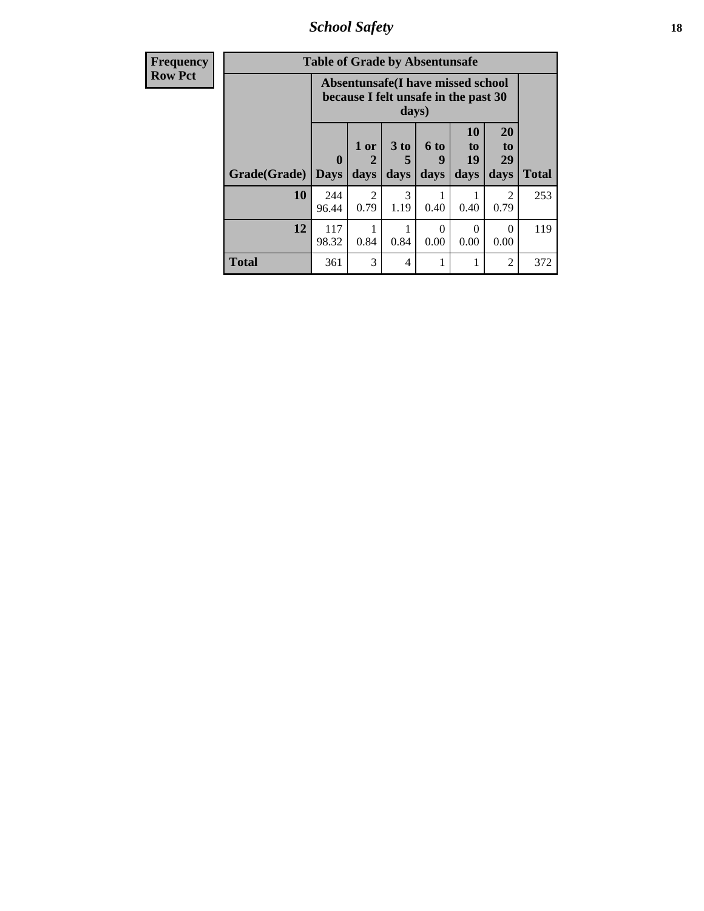| Frequency Row Pct |
|---|

**Table of Grade by Absentunsafe**

| Grade(Grade) | Absentunsafe(I have missed school because I felt unsafe in the past 30 days) | | | | | | Total |
|---|---|---|---|---|---|---|---|
| | 0 Days | 1 or 2 days | 3 to 5 days | 6 to 9 days | 10 to 19 days | 20 to 29 days | |
| 10 | 244<br>96.44 | 2<br>0.79 | 3<br>1.19 | 1<br>0.40 | 1<br>0.40 | 2<br>0.79 | 253 |
| 12 | 117<br>98.32 | 1<br>0.84 | 1<br>0.84 | 0<br>0.00 | 0<br>0.00 | 0<br>0.00 | 119 |
| Total | 361 | 3 | 4 | 1 | 1 | 2 | 372 |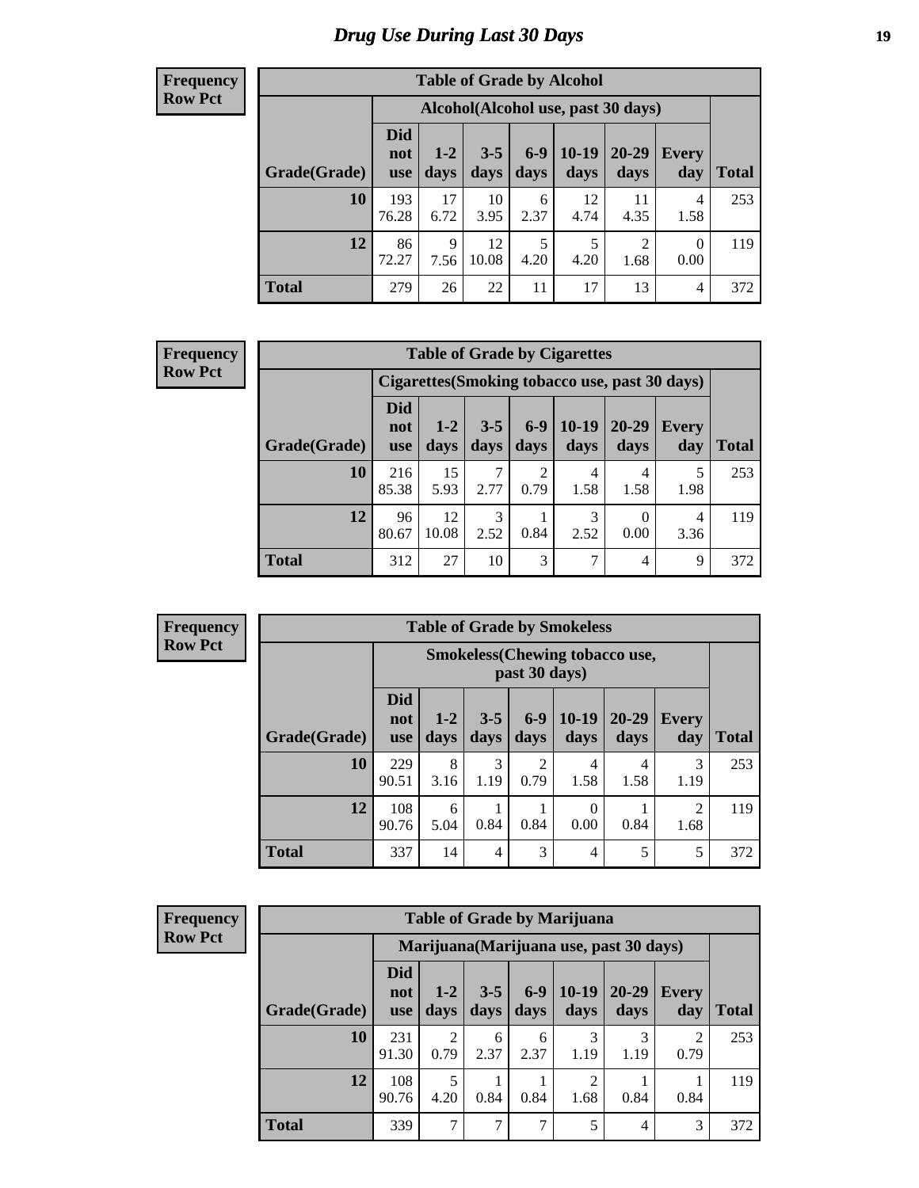# Drug Use During Last 30 Days

**Frequency**
**Row Pct**

| Table of Grade by Alcohol | | | | | | | | |
|---|---|---|---|---|---|---|---|---|
| | Alcohol(Alcohol use, past 30 days) | | | | | | | |
| Grade(Grade) | Did not use | 1-2 days | 3-5 days | 6-9 days | 10-19 days | 20-29 days | Every day | Total |
| 10 | 193 76.28 | 17 6.72 | 10 3.95 | 6 2.37 | 12 4.74 | 11 4.35 | 4 1.58 | 253 |
| 12 | 86 72.27 | 9 7.56 | 12 10.08 | 5 4.20 | 5 4.20 | 2 1.68 | 0 0.00 | 119 |
| Total | 279 | 26 | 22 | 11 | 17 | 13 | 4 | 372 |

**Frequency**
**Row Pct**

| Table of Grade by Cigarettes | | | | | | | | |
|---|---|---|---|---|---|---|---|---|
| | Cigarettes(Smoking tobacco use, past 30 days) | | | | | | | |
| Grade(Grade) | Did not use | 1-2 days | 3-5 days | 6-9 days | 10-19 days | 20-29 days | Every day | Total |
| 10 | 216 85.38 | 15 5.93 | 7 2.77 | 2 0.79 | 4 1.58 | 4 1.58 | 5 1.98 | 253 |
| 12 | 96 80.67 | 12 10.08 | 3 2.52 | 1 0.84 | 3 2.52 | 0 0.00 | 4 3.36 | 119 |
| Total | 312 | 27 | 10 | 3 | 7 | 4 | 9 | 372 |

**Frequency**
**Row Pct**

| Table of Grade by Smokeless | | | | | | | | |
|---|---|---|---|---|---|---|---|---|
| | Smokeless(Chewing tobacco use, past 30 days) | | | | | | | |
| Grade(Grade) | Did not use | 1-2 days | 3-5 days | 6-9 days | 10-19 days | 20-29 days | Every day | Total |
| 10 | 229 90.51 | 8 3.16 | 3 1.19 | 2 0.79 | 4 1.58 | 4 1.58 | 3 1.19 | 253 |
| 12 | 108 90.76 | 6 5.04 | 1 0.84 | 1 0.84 | 0 0.00 | 1 0.84 | 2 1.68 | 119 |
| Total | 337 | 14 | 4 | 3 | 4 | 5 | 5 | 372 |

**Frequency**
**Row Pct**

| Table of Grade by Marijuana | | | | | | | | |
|---|---|---|---|---|---|---|---|---|
| | Marijuana(Marijuana use, past 30 days) | | | | | | | |
| Grade(Grade) | Did not use | 1-2 days | 3-5 days | 6-9 days | 10-19 days | 20-29 days | Every day | Total |
| 10 | 231 91.30 | 2 0.79 | 6 2.37 | 6 2.37 | 3 1.19 | 3 1.19 | 2 0.79 | 253 |
| 12 | 108 90.76 | 5 4.20 | 1 0.84 | 1 0.84 | 2 1.68 | 1 0.84 | 1 0.84 | 119 |
| Total | 339 | 7 | 7 | 7 | 5 | 4 | 3 | 372 |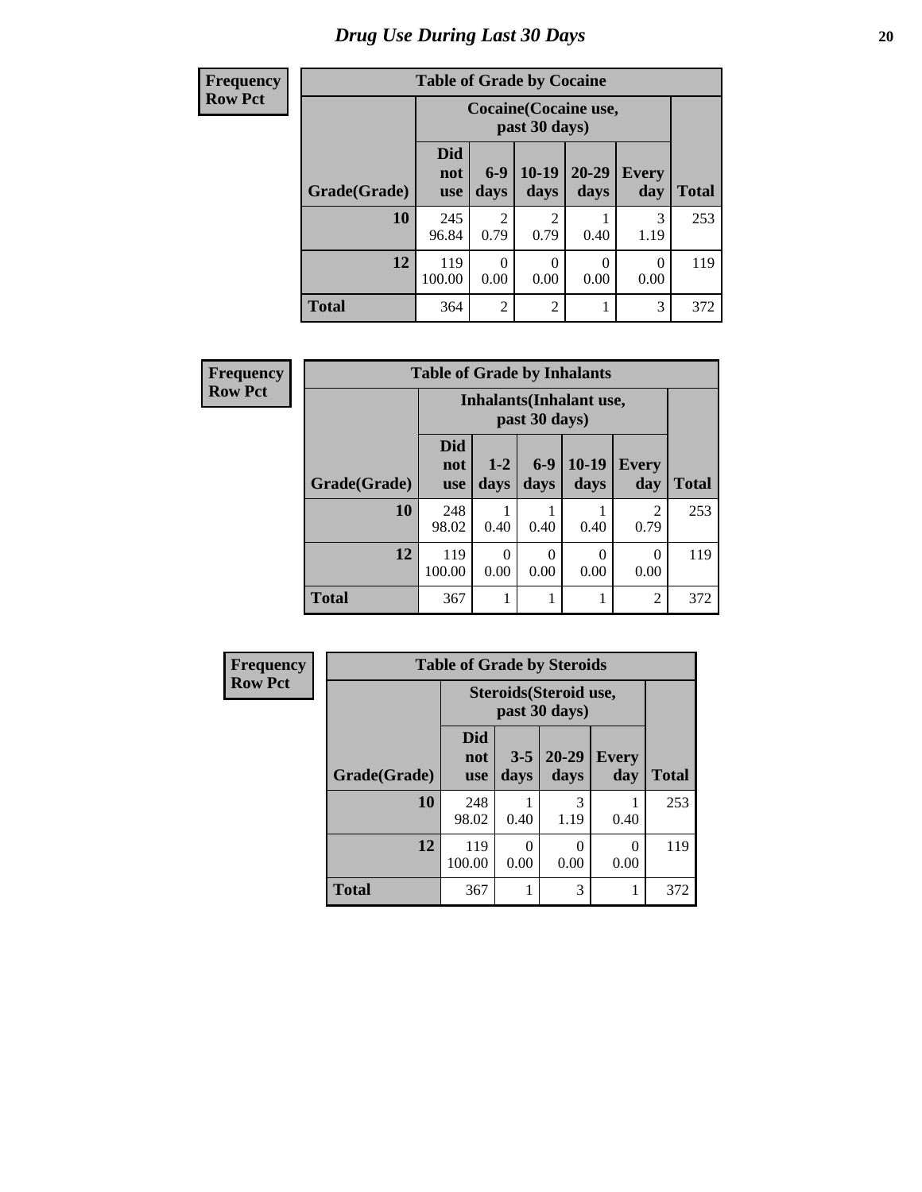# Drug Use During Last 30 Days

**Frequency**
**Row Pct**

**Table of Grade by Cocaine**

| Grade(Grade) | Cocaine(Cocaine use, past 30 days) | | | | | Total |
|---|---|---|---|---|---|---|
| | Did not use | 6-9 days | 10-19 days | 20-29 days | Every day | |
| **10** | 245<br>96.84 | 2<br>0.79 | 2<br>0.79 | 1<br>0.40 | 3<br>1.19 | 253 |
| **12** | 119<br>100.00 | 0<br>0.00 | 0<br>0.00 | 0<br>0.00 | 0<br>0.00 | 119 |
| **Total** | 364 | 2 | 2 | 1 | 3 | 372 |

**Frequency**
**Row Pct**

**Table of Grade by Inhalants**

| Grade(Grade) | Inhalants(Inhalant use, past 30 days) | | | | | Total |
|---|---|---|---|---|---|---|
| | Did not use | 1-2 days | 6-9 days | 10-19 days | Every day | |
| **10** | 248<br>98.02 | 1<br>0.40 | 1<br>0.40 | 1<br>0.40 | 2<br>0.79 | 253 |
| **12** | 119<br>100.00 | 0<br>0.00 | 0<br>0.00 | 0<br>0.00 | 0<br>0.00 | 119 |
| **Total** | 367 | 1 | 1 | 1 | 2 | 372 |

**Frequency**
**Row Pct**

**Table of Grade by Steroids**

| Grade(Grade) | Steroids(Steroid use, past 30 days) | | | | Total |
|---|---|---|---|---|---|
| | Did not use | 3-5 days | 20-29 days | Every day | |
| **10** | 248<br>98.02 | 1<br>0.40 | 3<br>1.19 | 1<br>0.40 | 253 |
| **12** | 119<br>100.00 | 0<br>0.00 | 0<br>0.00 | 0<br>0.00 | 119 |
| **Total** | 367 | 1 | 3 | 1 | 372 |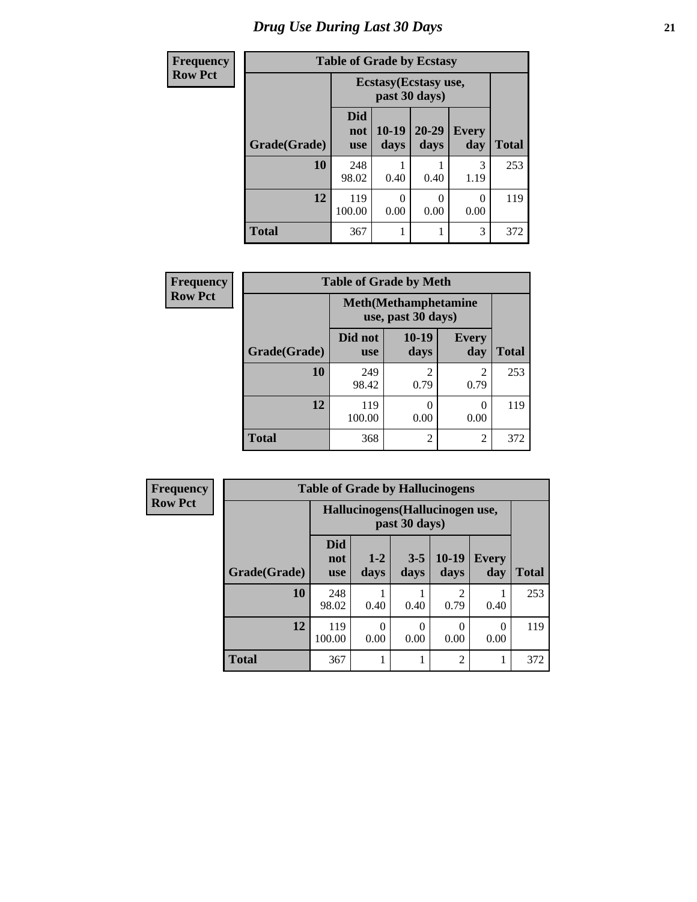# Drug Use During Last 30 Days

Frequency
Row Pct

| Table of Grade by Ecstasy | | | | | |
|---|---|---|---|---|---|
| | Ecstasy(Ecstasy use, past 30 days) | | | | |
| Grade(Grade) | Did not use | 10-19 days | 20-29 days | Every day | Total |
| 10 | 248<br>98.02 | 1<br>0.40 | 1<br>0.40 | 3<br>1.19 | 253 |
| 12 | 119<br>100.00 | 0<br>0.00 | 0<br>0.00 | 0<br>0.00 | 119 |
| Total | 367 | 1 | 1 | 3 | 372 |

Frequency
Row Pct

| Table of Grade by Meth | | | | |
|---|---|---|---|---|
| | Meth(Methamphetamine use, past 30 days) | | | |
| Grade(Grade) | Did not use | 10-19 days | Every day | Total |
| 10 | 249<br>98.42 | 2<br>0.79 | 2<br>0.79 | 253 |
| 12 | 119<br>100.00 | 0<br>0.00 | 0<br>0.00 | 119 |
| Total | 368 | 2 | 2 | 372 |

Frequency
Row Pct

| Table of Grade by Hallucinogens | | | | | | |
|---|---|---|---|---|---|---|
| | Hallucinogens(Hallucinogen use, past 30 days) | | | | | |
| Grade(Grade) | Did not use | 1-2 days | 3-5 days | 10-19 days | Every day | Total |
| 10 | 248<br>98.02 | 1<br>0.40 | 1<br>0.40 | 2<br>0.79 | 1<br>0.40 | 253 |
| 12 | 119<br>100.00 | 0<br>0.00 | 0<br>0.00 | 0<br>0.00 | 0<br>0.00 | 119 |
| Total | 367 | 1 | 1 | 2 | 1 | 372 |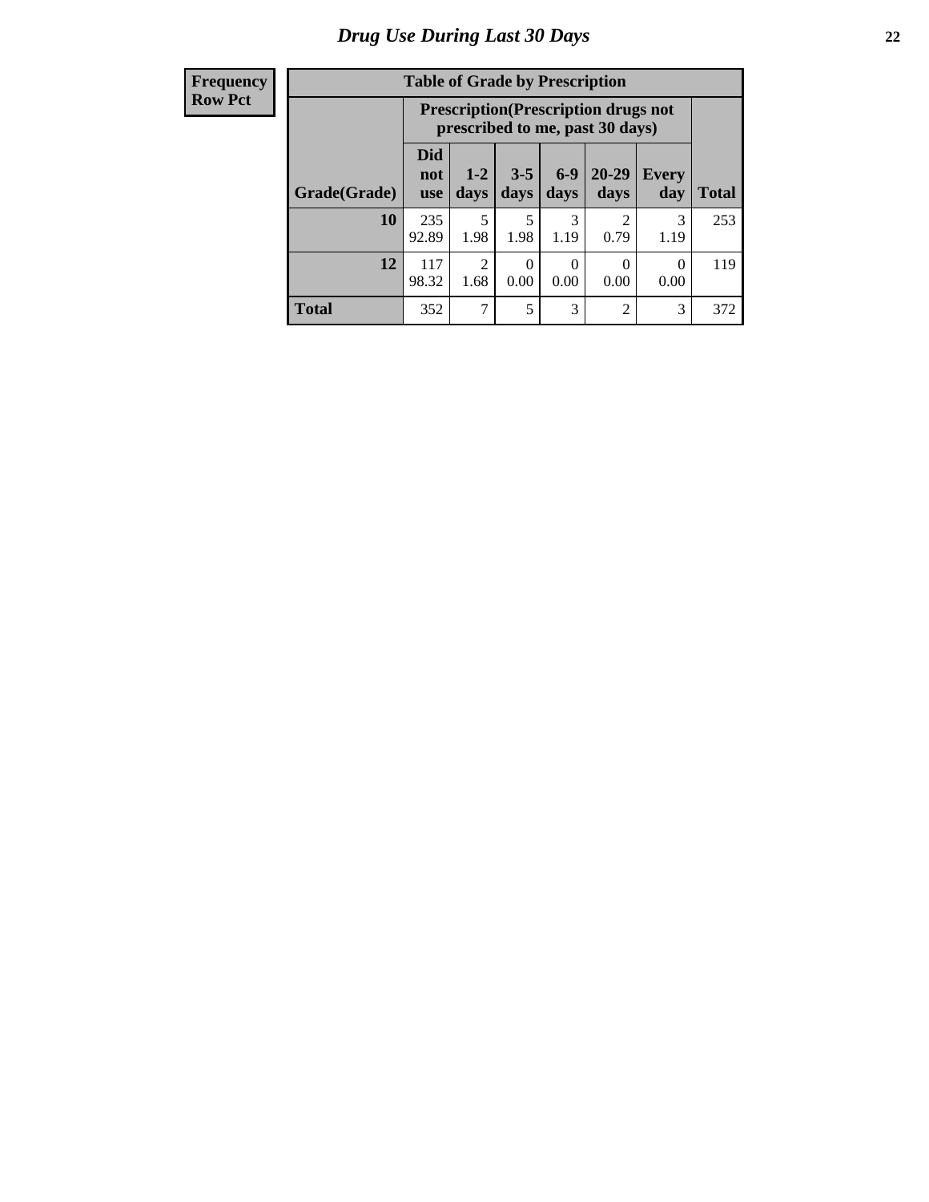# Drug Use During Last 30 Days

| Frequency<br>Row Pct | | | | | | | |
|---|---|---|---|---|---|---|---|

**Table of Grade by Prescription**

| Grade(Grade) | Prescription(Prescription drugs not prescribed to me, past 30 days) | | | | | | Total |
|---|---|---|---|---|---|---|---|
| | Did not use | 1-2 days | 3-5 days | 6-9 days | 20-29 days | Every day | |
| **10** | 235<br>92.89 | 5<br>1.98 | 5<br>1.98 | 3<br>1.19 | 2<br>0.79 | 3<br>1.19 | 253 |
| **12** | 117<br>98.32 | 2<br>1.68 | 0<br>0.00 | 0<br>0.00 | 0<br>0.00 | 0<br>0.00 | 119 |
| **Total** | 352 | 7 | 5 | 3 | 2 | 3 | 372 |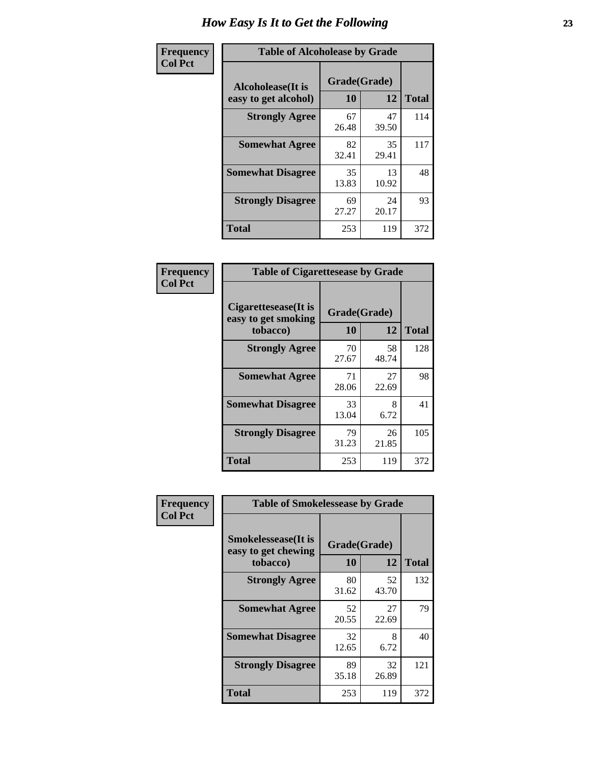# How Easy Is It to Get the Following

**Frequency / Col Pct**

**Table of Alcoholease by Grade**

| Alcoholease(It is easy to get alcohol) | Grade(Grade) | | Total |
|---|---|---|---|
| | 10 | 12 | |
| Strongly Agree | 67<br>26.48 | 47<br>39.50 | 114 |
| Somewhat Agree | 82<br>32.41 | 35<br>29.41 | 117 |
| Somewhat Disagree | 35<br>13.83 | 13<br>10.92 | 48 |
| Strongly Disagree | 69<br>27.27 | 24<br>20.17 | 93 |
| Total | 253 | 119 | 372 |

**Frequency / Col Pct**

**Table of Cigarettesease by Grade**

| Cigarettesease(It is easy to get smoking tobacco) | Grade(Grade) | | Total |
|---|---|---|---|
| | 10 | 12 | |
| Strongly Agree | 70<br>27.67 | 58<br>48.74 | 128 |
| Somewhat Agree | 71<br>28.06 | 27<br>22.69 | 98 |
| Somewhat Disagree | 33<br>13.04 | 8<br>6.72 | 41 |
| Strongly Disagree | 79<br>31.23 | 26<br>21.85 | 105 |
| Total | 253 | 119 | 372 |

**Frequency / Col Pct**

**Table of Smokelessease by Grade**

| Smokelessease(It is easy to get chewing tobacco) | Grade(Grade) | | Total |
|---|---|---|---|
| | 10 | 12 | |
| Strongly Agree | 80<br>31.62 | 52<br>43.70 | 132 |
| Somewhat Agree | 52<br>20.55 | 27<br>22.69 | 79 |
| Somewhat Disagree | 32<br>12.65 | 8<br>6.72 | 40 |
| Strongly Disagree | 89<br>35.18 | 32<br>26.89 | 121 |
| Total | 253 | 119 | 372 |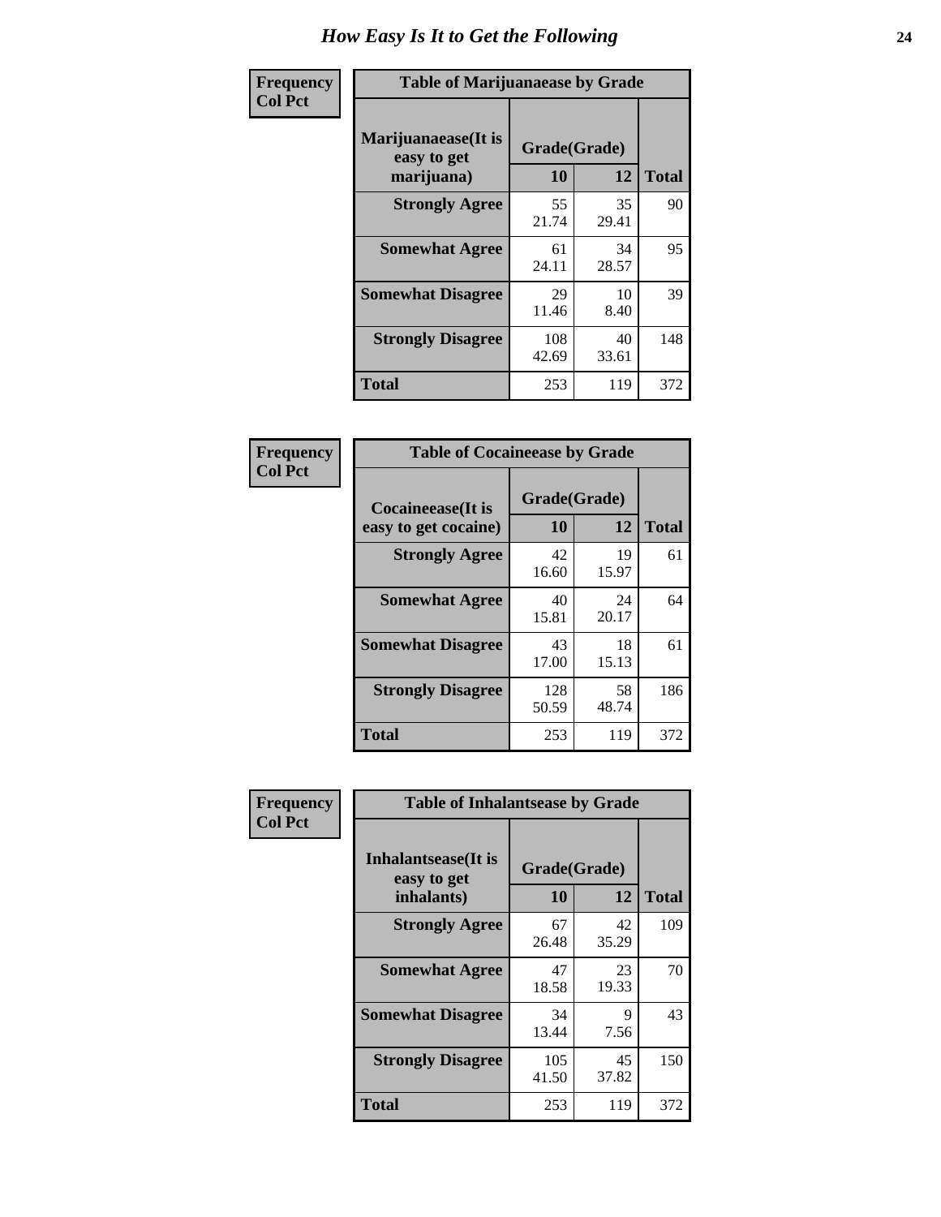# How Easy Is It to Get the Following

**Frequency**
**Col Pct**

| Table of Marijuanaease by Grade | | | |
|---|---|---|---|
| **Marijuanaease(It is easy to get marijuana)** | **Grade(Grade)** | | **Total** |
| | **10** | **12** | |
| **Strongly Agree** | 55<br>21.74 | 35<br>29.41 | 90 |
| **Somewhat Agree** | 61<br>24.11 | 34<br>28.57 | 95 |
| **Somewhat Disagree** | 29<br>11.46 | 10<br>8.40 | 39 |
| **Strongly Disagree** | 108<br>42.69 | 40<br>33.61 | 148 |
| **Total** | 253 | 119 | 372 |

**Frequency**
**Col Pct**

| Table of Cocaineease by Grade | | | |
|---|---|---|---|
| **Cocaineease(It is easy to get cocaine)** | **Grade(Grade)** | | **Total** |
| | **10** | **12** | |
| **Strongly Agree** | 42<br>16.60 | 19<br>15.97 | 61 |
| **Somewhat Agree** | 40<br>15.81 | 24<br>20.17 | 64 |
| **Somewhat Disagree** | 43<br>17.00 | 18<br>15.13 | 61 |
| **Strongly Disagree** | 128<br>50.59 | 58<br>48.74 | 186 |
| **Total** | 253 | 119 | 372 |

**Frequency**
**Col Pct**

| Table of Inhalantsease by Grade | | | |
|---|---|---|---|
| **Inhalantsease(It is easy to get inhalants)** | **Grade(Grade)** | | **Total** |
| | **10** | **12** | |
| **Strongly Agree** | 67<br>26.48 | 42<br>35.29 | 109 |
| **Somewhat Agree** | 47<br>18.58 | 23<br>19.33 | 70 |
| **Somewhat Disagree** | 34<br>13.44 | 9<br>7.56 | 43 |
| **Strongly Disagree** | 105<br>41.50 | 45<br>37.82 | 150 |
| **Total** | 253 | 119 | 372 |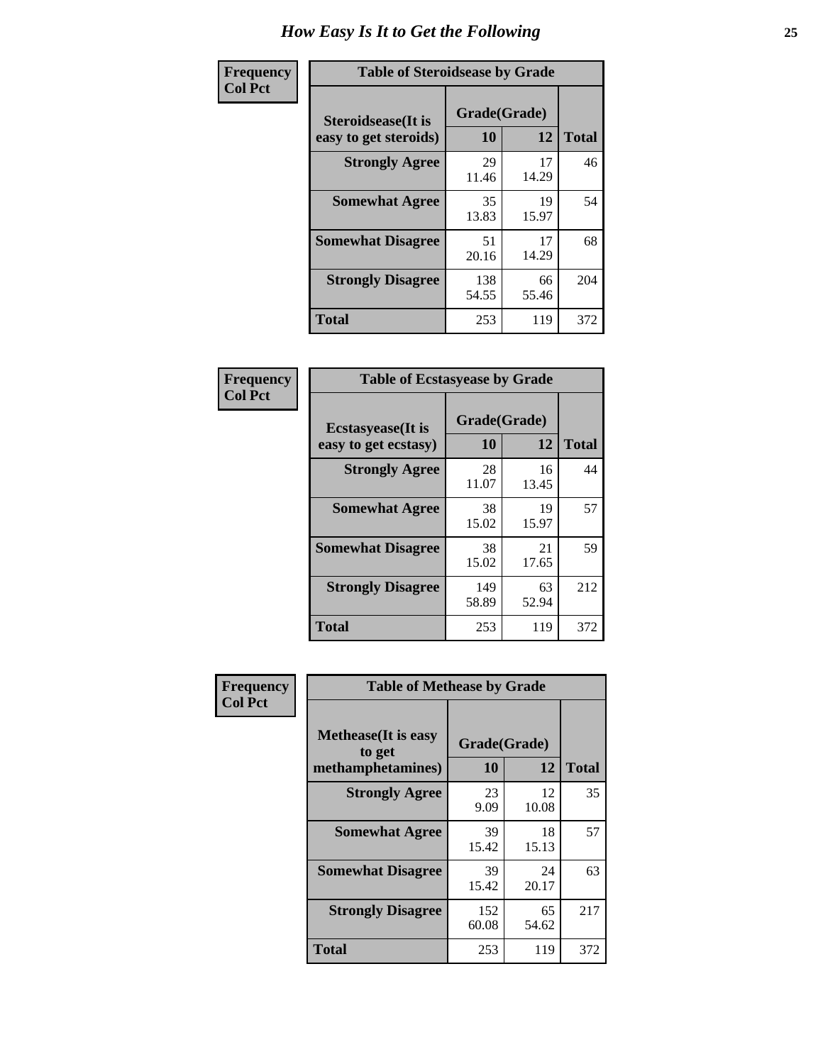# How Easy Is It to Get the Following

**Frequency**
**Col Pct**

**Table of Steroidsease by Grade**

| Steroidsease(It is easy to get steroids) | Grade(Grade) 10 | 12 | Total |
|---|---|---|---|
| **Strongly Agree** | 29<br>11.46 | 17<br>14.29 | 46 |
| **Somewhat Agree** | 35<br>13.83 | 19<br>15.97 | 54 |
| **Somewhat Disagree** | 51<br>20.16 | 17<br>14.29 | 68 |
| **Strongly Disagree** | 138<br>54.55 | 66<br>55.46 | 204 |
| **Total** | 253 | 119 | 372 |

**Frequency**
**Col Pct**

**Table of Ecstasyease by Grade**

| Ecstasyease(It is easy to get ecstasy) | Grade(Grade) 10 | 12 | Total |
|---|---|---|---|
| **Strongly Agree** | 28<br>11.07 | 16<br>13.45 | 44 |
| **Somewhat Agree** | 38<br>15.02 | 19<br>15.97 | 57 |
| **Somewhat Disagree** | 38<br>15.02 | 21<br>17.65 | 59 |
| **Strongly Disagree** | 149<br>58.89 | 63<br>52.94 | 212 |
| **Total** | 253 | 119 | 372 |

**Frequency**
**Col Pct**

**Table of Methease by Grade**

| Methease(It is easy to get methamphetamines) | Grade(Grade) 10 | 12 | Total |
|---|---|---|---|
| **Strongly Agree** | 23<br>9.09 | 12<br>10.08 | 35 |
| **Somewhat Agree** | 39<br>15.42 | 18<br>15.13 | 57 |
| **Somewhat Disagree** | 39<br>15.42 | 24<br>20.17 | 63 |
| **Strongly Disagree** | 152<br>60.08 | 65<br>54.62 | 217 |
| **Total** | 253 | 119 | 372 |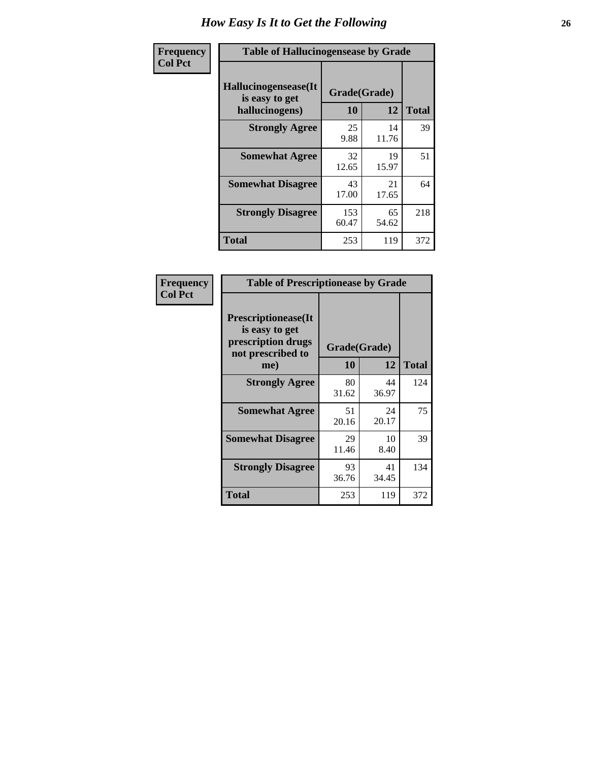# How Easy Is It to Get the Following

**Frequency**
**Col Pct**

**Table of Hallucinogensease by Grade**

| Hallucinogensease(It is easy to get hallucinogens) | Grade(Grade) | | Total |
|---|---|---|---|
| | 10 | 12 | |
| **Strongly Agree** | 25<br>9.88 | 14<br>11.76 | 39 |
| **Somewhat Agree** | 32<br>12.65 | 19<br>15.97 | 51 |
| **Somewhat Disagree** | 43<br>17.00 | 21<br>17.65 | 64 |
| **Strongly Disagree** | 153<br>60.47 | 65<br>54.62 | 218 |
| **Total** | 253 | 119 | 372 |

**Frequency**
**Col Pct**

**Table of Prescriptionease by Grade**

| Prescriptionease(It is easy to get prescription drugs not prescribed to me) | Grade(Grade) | | Total |
|---|---|---|---|
| | 10 | 12 | |
| **Strongly Agree** | 80<br>31.62 | 44<br>36.97 | 124 |
| **Somewhat Agree** | 51<br>20.16 | 24<br>20.17 | 75 |
| **Somewhat Disagree** | 29<br>11.46 | 10<br>8.40 | 39 |
| **Strongly Disagree** | 93<br>36.76 | 41<br>34.45 | 134 |
| **Total** | 253 | 119 | 372 |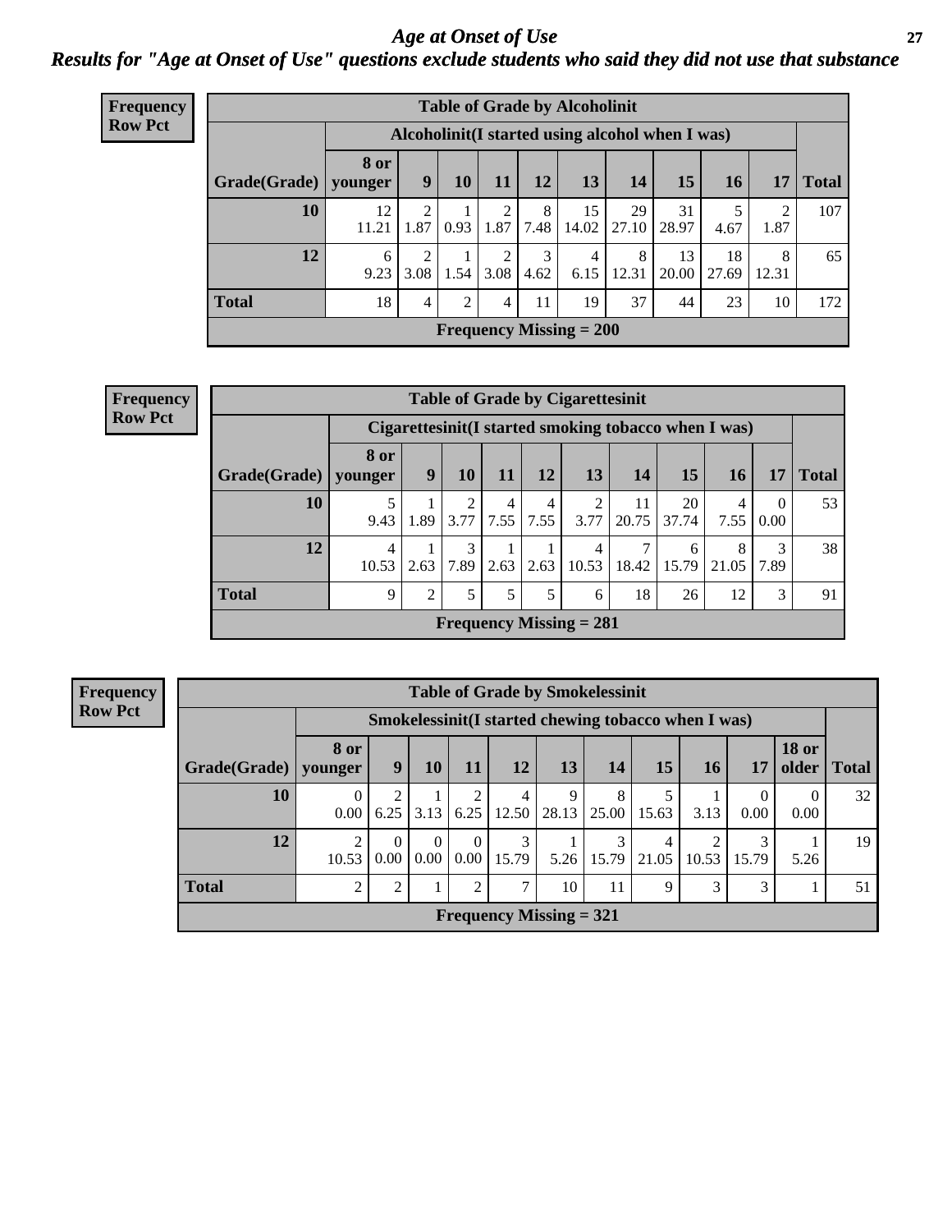# Age at Onset of Use

## Results for "Age at Onset of Use" questions exclude students who said they did not use that substance

**Frequency**
**Row Pct**

| Table of Grade by Alcoholinit | | | | | | | | | | | |
|---|---|---|---|---|---|---|---|---|---|---|---|
| | Alcoholinit(I started using alcohol when I was) | | | | | | | | | | |
| Grade(Grade) | 8 or younger | 9 | 10 | 11 | 12 | 13 | 14 | 15 | 16 | 17 | Total |
| 10 | 12<br>11.21 | 2<br>1.87 | 1<br>0.93 | 2<br>1.87 | 8<br>7.48 | 15<br>14.02 | 29<br>27.10 | 31<br>28.97 | 5<br>4.67 | 2<br>1.87 | 107 |
| 12 | 6<br>9.23 | 2<br>3.08 | 1<br>1.54 | 2<br>3.08 | 3<br>4.62 | 4<br>6.15 | 8<br>12.31 | 13<br>20.00 | 18<br>27.69 | 8<br>12.31 | 65 |
| Total | 18 | 4 | 2 | 4 | 11 | 19 | 37 | 44 | 23 | 10 | 172 |
| Frequency Missing = 200 | | | | | | | | | | | |

**Frequency**
**Row Pct**

| Table of Grade by Cigarettesinit | | | | | | | | | | | |
|---|---|---|---|---|---|---|---|---|---|---|---|
| | Cigarettesinit(I started smoking tobacco when I was) | | | | | | | | | | |
| Grade(Grade) | 8 or younger | 9 | 10 | 11 | 12 | 13 | 14 | 15 | 16 | 17 | Total |
| 10 | 5<br>9.43 | 1<br>1.89 | 2<br>3.77 | 4<br>7.55 | 4<br>7.55 | 2<br>3.77 | 11<br>20.75 | 20<br>37.74 | 4<br>7.55 | 0<br>0.00 | 53 |
| 12 | 4<br>10.53 | 1<br>2.63 | 3<br>7.89 | 1<br>2.63 | 1<br>2.63 | 4<br>10.53 | 7<br>18.42 | 6<br>15.79 | 8<br>21.05 | 3<br>7.89 | 38 |
| Total | 9 | 2 | 5 | 5 | 5 | 6 | 18 | 26 | 12 | 3 | 91 |
| Frequency Missing = 281 | | | | | | | | | | | |

**Frequency**
**Row Pct**

| Table of Grade by Smokelessinit | | | | | | | | | | | | |
|---|---|---|---|---|---|---|---|---|---|---|---|---|
| | Smokelessinit(I started chewing tobacco when I was) | | | | | | | | | | | |
| Grade(Grade) | 8 or younger | 9 | 10 | 11 | 12 | 13 | 14 | 15 | 16 | 17 | 18 or older | Total |
| 10 | 0<br>0.00 | 2<br>6.25 | 1<br>3.13 | 2<br>6.25 | 4<br>12.50 | 9<br>28.13 | 8<br>25.00 | 5<br>15.63 | 1<br>3.13 | 0<br>0.00 | 0<br>0.00 | 32 |
| 12 | 2<br>10.53 | 0<br>0.00 | 0<br>0.00 | 0<br>0.00 | 3<br>15.79 | 1<br>5.26 | 3<br>15.79 | 4<br>21.05 | 2<br>10.53 | 3<br>15.79 | 1<br>5.26 | 19 |
| Total | 2 | 2 | 1 | 2 | 7 | 10 | 11 | 9 | 3 | 3 | 1 | 51 |
| Frequency Missing = 321 | | | | | | | | | | | | |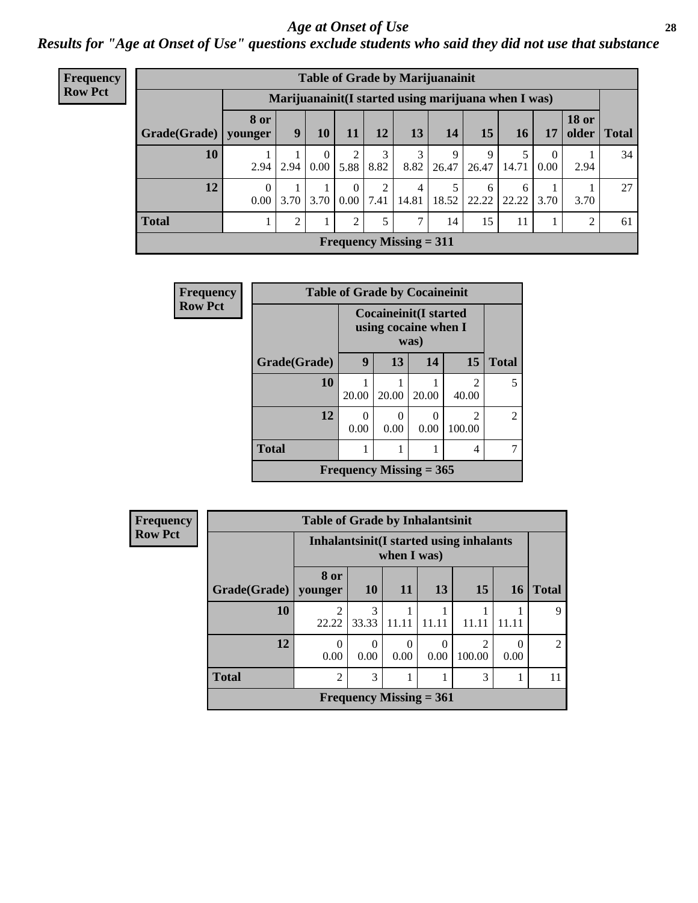## Age at Onset of Use

### Results for "Age at Onset of Use" questions exclude students who said they did not use that substance

**Frequency**
**Row Pct**

| Table of Grade by Marijuanainit | | | | | | | | | | | | |
|---|---|---|---|---|---|---|---|---|---|---|---|---|
| | Marijuanainit(I started using marijuana when I was) | | | | | | | | | | | |
| Grade(Grade) | 8 or younger | 9 | 10 | 11 | 12 | 13 | 14 | 15 | 16 | 17 | 18 or older | Total |
| 10 | 1<br>2.94 | 1<br>2.94 | 0<br>0.00 | 2<br>5.88 | 3<br>8.82 | 3<br>8.82 | 9<br>26.47 | 9<br>26.47 | 5<br>14.71 | 0<br>0.00 | 1<br>2.94 | 34 |
| 12 | 0<br>0.00 | 1<br>3.70 | 1<br>3.70 | 0<br>0.00 | 2<br>7.41 | 4<br>14.81 | 5<br>18.52 | 6<br>22.22 | 6<br>22.22 | 1<br>3.70 | 1<br>3.70 | 27 |
| Total | 1 | 2 | 1 | 2 | 5 | 7 | 14 | 15 | 11 | 1 | 2 | 61 |
| Frequency Missing = 311 | | | | | | | | | | | | |

**Frequency**
**Row Pct**

| Table of Grade by Cocaineinit | | | | | |
|---|---|---|---|---|---|
| | Cocaineinit(I started using cocaine when I was) | | | | |
| Grade(Grade) | 9 | 13 | 14 | 15 | Total |
| 10 | 1<br>20.00 | 1<br>20.00 | 1<br>20.00 | 2<br>40.00 | 5 |
| 12 | 0<br>0.00 | 0<br>0.00 | 0<br>0.00 | 2<br>100.00 | 2 |
| Total | 1 | 1 | 1 | 4 | 7 |
| Frequency Missing = 365 | | | | | |

**Frequency**
**Row Pct**

| Table of Grade by Inhalantsinit | | | | | | | |
|---|---|---|---|---|---|---|---|
| | Inhalantsinit(I started using inhalants when I was) | | | | | | |
| Grade(Grade) | 8 or younger | 10 | 11 | 13 | 15 | 16 | Total |
| 10 | 2<br>22.22 | 3<br>33.33 | 1<br>11.11 | 1<br>11.11 | 1<br>11.11 | 1<br>11.11 | 9 |
| 12 | 0<br>0.00 | 0<br>0.00 | 0<br>0.00 | 0<br>0.00 | 2<br>100.00 | 0<br>0.00 | 2 |
| Total | 2 | 3 | 1 | 1 | 3 | 1 | 11 |
| Frequency Missing = 361 | | | | | | | |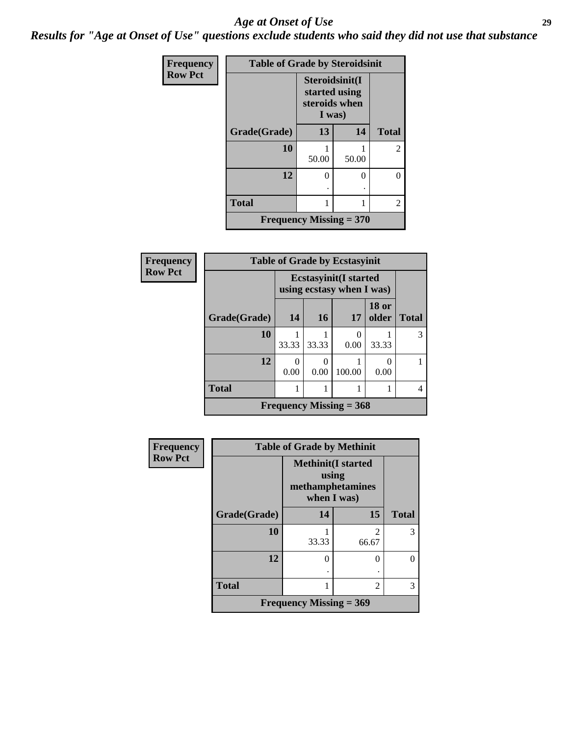# *Age at Onset of Use*

***Results for "Age at Onset of Use" questions exclude students who said they did not use that substance***

**Frequency**
**Row Pct**

| Table of Grade by Steroidsinit | | | |
|---|---|---|---|
| | Steroidsinit(I started using steroids when I was) | | |
| Grade(Grade) | 13 | 14 | Total |
| 10 | 1<br>50.00 | 1<br>50.00 | 2 |
| 12 | 0<br>. | 0<br>. | 0 |
| Total | 1 | 1 | 2 |
| Frequency Missing = 370 | | | |

**Frequency**
**Row Pct**

| Table of Grade by Ecstasyinit | | | | | |
|---|---|---|---|---|---|
| | Ecstasyinit(I started using ecstasy when I was) | | | | |
| Grade(Grade) | 14 | 16 | 17 | 18 or older | Total |
| 10 | 1<br>33.33 | 1<br>33.33 | 0<br>0.00 | 1<br>33.33 | 3 |
| 12 | 0<br>0.00 | 0<br>0.00 | 1<br>100.00 | 0<br>0.00 | 1 |
| Total | 1 | 1 | 1 | 1 | 4 |
| Frequency Missing = 368 | | | | | |

**Frequency**
**Row Pct**

| Table of Grade by Methinit | | | |
|---|---|---|---|
| | Methinit(I started using methamphetamines when I was) | | |
| Grade(Grade) | 14 | 15 | Total |
| 10 | 1<br>33.33 | 2<br>66.67 | 3 |
| 12 | 0<br>. | 0<br>. | 0 |
| Total | 1 | 2 | 3 |
| Frequency Missing = 369 | | | |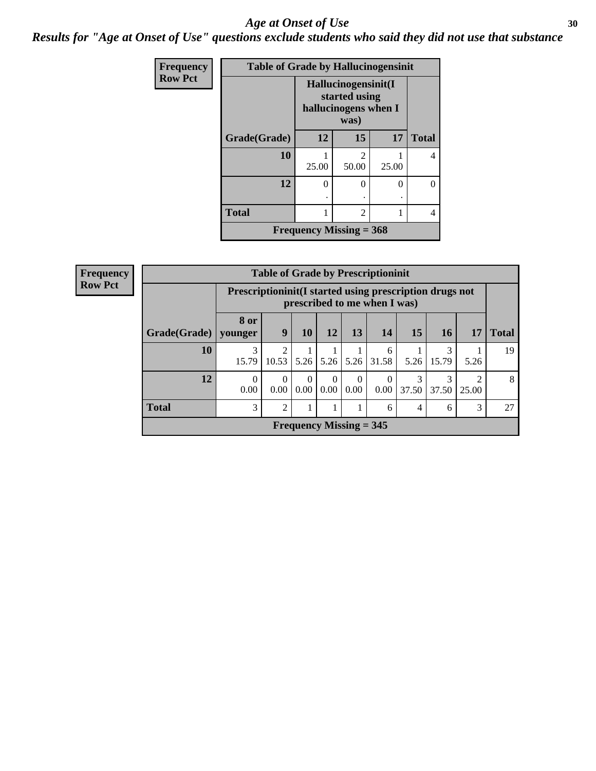# Age at Onset of Use

## Results for "Age at Onset of Use" questions exclude students who said they did not use that substance

**Frequency**
**Row Pct**

| Table of Grade by Hallucinogensinit | | | | |
|---|---|---|---|---|
| | Hallucinogensinit(I started using hallucinogens when I was) | | | |
| Grade(Grade) | 12 | 15 | 17 | Total |
| 10 | 1<br>25.00 | 2<br>50.00 | 1<br>25.00 | 4 |
| 12 | 0<br>. | 0<br>. | 0<br>. | 0 |
| Total | 1 | 2 | 1 | 4 |
| Frequency Missing = 368 | | | | |

**Frequency**
**Row Pct**

| Table of Grade by Prescriptioninit | | | | | | | | | | |
|---|---|---|---|---|---|---|---|---|---|---|
| | Prescriptioninit(I started using prescription drugs not prescribed to me when I was) | | | | | | | | | |
| Grade(Grade) | 8 or younger | 9 | 10 | 12 | 13 | 14 | 15 | 16 | 17 | Total |
| 10 | 3<br>15.79 | 2<br>10.53 | 1<br>5.26 | 1<br>5.26 | 1<br>5.26 | 6<br>31.58 | 1<br>5.26 | 3<br>15.79 | 1<br>5.26 | 19 |
| 12 | 0<br>0.00 | 0<br>0.00 | 0<br>0.00 | 0<br>0.00 | 0<br>0.00 | 0<br>0.00 | 3<br>37.50 | 3<br>37.50 | 2<br>25.00 | 8 |
| Total | 3 | 2 | 1 | 1 | 1 | 6 | 4 | 6 | 3 | 27 |
| Frequency Missing = 345 | | | | | | | | | | |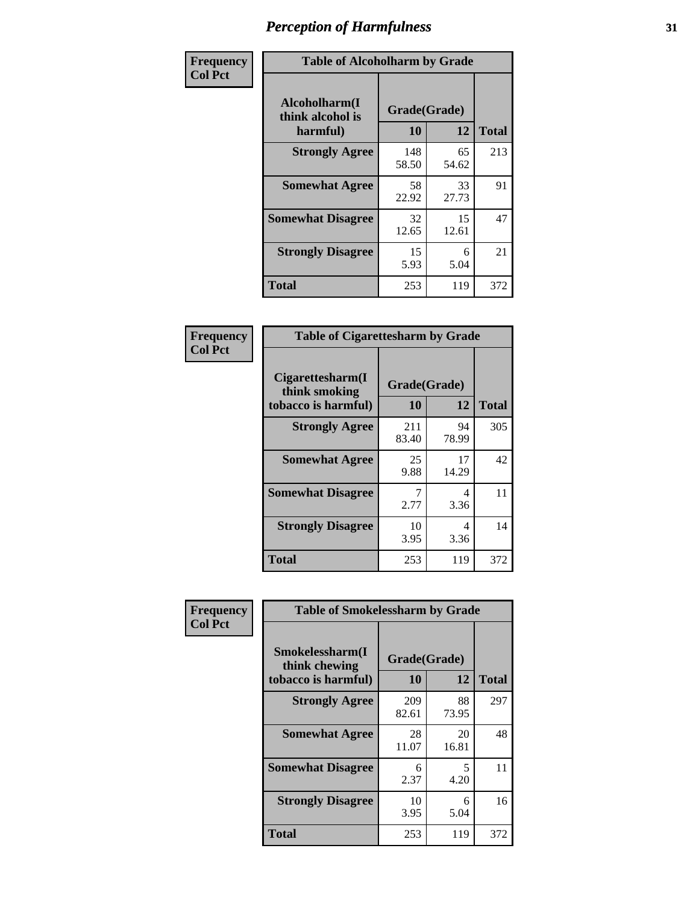# Perception of Harmfulness

**Frequency**
**Col Pct**

| Table of Alcoholharm by Grade | | | |
|---|---|---|---|
| Alcoholharm(I think alcohol is harmful) | Grade(Grade) | | Total |
| | 10 | 12 | |
| **Strongly Agree** | 148<br>58.50 | 65<br>54.62 | 213 |
| **Somewhat Agree** | 58<br>22.92 | 33<br>27.73 | 91 |
| **Somewhat Disagree** | 32<br>12.65 | 15<br>12.61 | 47 |
| **Strongly Disagree** | 15<br>5.93 | 6<br>5.04 | 21 |
| **Total** | 253 | 119 | 372 |

**Frequency**
**Col Pct**

| Table of Cigarettesharm by Grade | | | |
|---|---|---|---|
| Cigarettesharm(I think smoking tobacco is harmful) | Grade(Grade) | | Total |
| | 10 | 12 | |
| **Strongly Agree** | 211<br>83.40 | 94<br>78.99 | 305 |
| **Somewhat Agree** | 25<br>9.88 | 17<br>14.29 | 42 |
| **Somewhat Disagree** | 7<br>2.77 | 4<br>3.36 | 11 |
| **Strongly Disagree** | 10<br>3.95 | 4<br>3.36 | 14 |
| **Total** | 253 | 119 | 372 |

**Frequency**
**Col Pct**

| Table of Smokelessharm by Grade | | | |
|---|---|---|---|
| Smokelessharm(I think chewing tobacco is harmful) | Grade(Grade) | | Total |
| | 10 | 12 | |
| **Strongly Agree** | 209<br>82.61 | 88<br>73.95 | 297 |
| **Somewhat Agree** | 28<br>11.07 | 20<br>16.81 | 48 |
| **Somewhat Disagree** | 6<br>2.37 | 5<br>4.20 | 11 |
| **Strongly Disagree** | 10<br>3.95 | 6<br>5.04 | 16 |
| **Total** | 253 | 119 | 372 |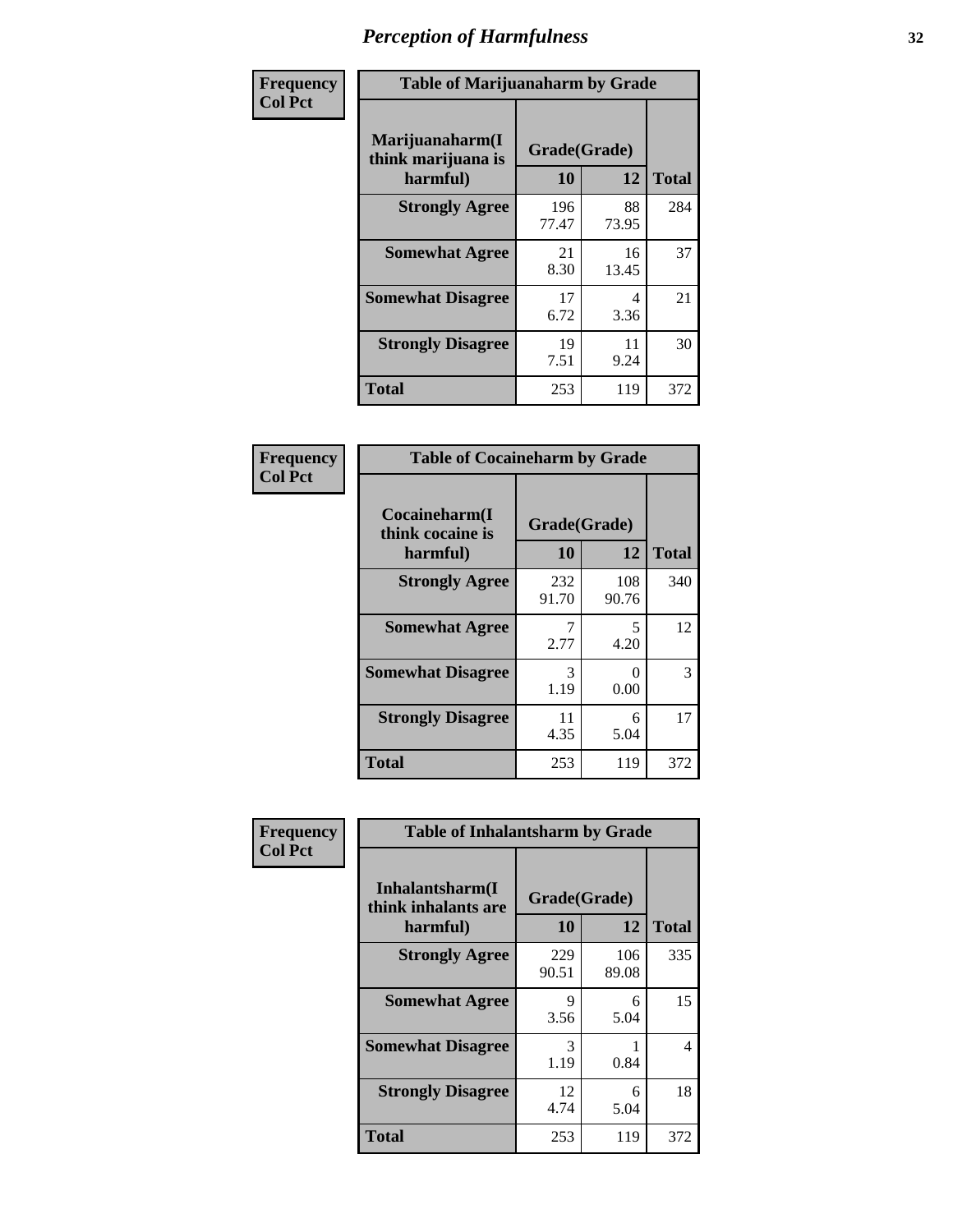# Perception of Harmfulness

**Frequency / Col Pct**

**Table of Marijuanaharm by Grade**

| Marijuanaharm(I think marijuana is harmful) | Grade(Grade) | | Total |
|---|---|---|---|
| | 10 | 12 | |
| **Strongly Agree** | 196<br>77.47 | 88<br>73.95 | 284 |
| **Somewhat Agree** | 21<br>8.30 | 16<br>13.45 | 37 |
| **Somewhat Disagree** | 17<br>6.72 | 4<br>3.36 | 21 |
| **Strongly Disagree** | 19<br>7.51 | 11<br>9.24 | 30 |
| **Total** | 253 | 119 | 372 |

**Frequency / Col Pct**

**Table of Cocaineharm by Grade**

| Cocaineharm(I think cocaine is harmful) | Grade(Grade) | | Total |
|---|---|---|---|
| | 10 | 12 | |
| **Strongly Agree** | 232<br>91.70 | 108<br>90.76 | 340 |
| **Somewhat Agree** | 7<br>2.77 | 5<br>4.20 | 12 |
| **Somewhat Disagree** | 3<br>1.19 | 0<br>0.00 | 3 |
| **Strongly Disagree** | 11<br>4.35 | 6<br>5.04 | 17 |
| **Total** | 253 | 119 | 372 |

**Frequency / Col Pct**

**Table of Inhalantsharm by Grade**

| Inhalantsharm(I think inhalants are harmful) | Grade(Grade) | | Total |
|---|---|---|---|
| | 10 | 12 | |
| **Strongly Agree** | 229<br>90.51 | 106<br>89.08 | 335 |
| **Somewhat Agree** | 9<br>3.56 | 6<br>5.04 | 15 |
| **Somewhat Disagree** | 3<br>1.19 | 1<br>0.84 | 4 |
| **Strongly Disagree** | 12<br>4.74 | 6<br>5.04 | 18 |
| **Total** | 253 | 119 | 372 |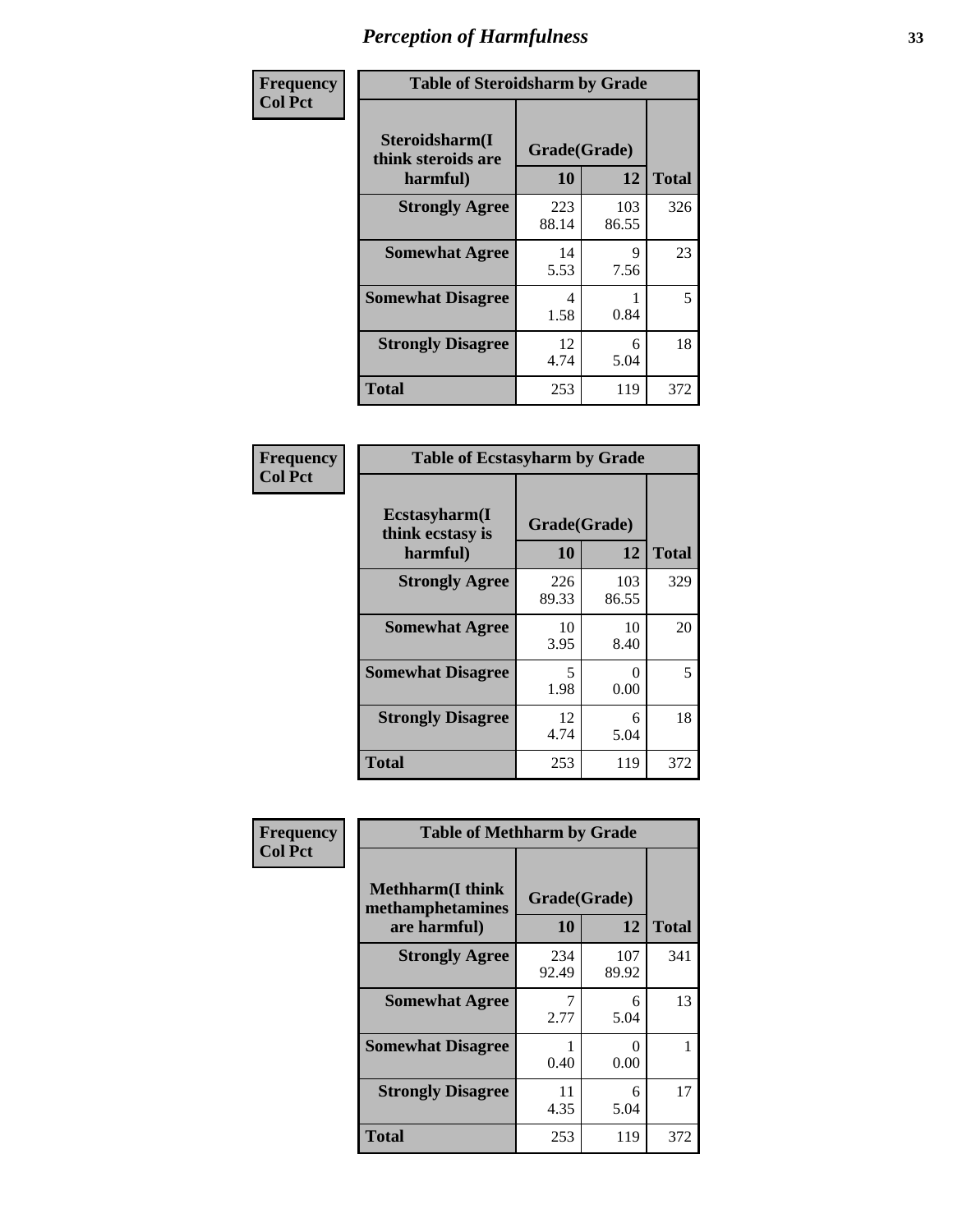# Perception of Harmfulness

**Frequency**
**Col Pct**

| Table of Steroidsharm by Grade | | | |
|---|---|---|---|
| **Steroidsharm(I think steroids are harmful)** | **Grade(Grade)** | | **Total** |
| | **10** | **12** | |
| **Strongly Agree** | 223<br>88.14 | 103<br>86.55 | 326 |
| **Somewhat Agree** | 14<br>5.53 | 9<br>7.56 | 23 |
| **Somewhat Disagree** | 4<br>1.58 | 1<br>0.84 | 5 |
| **Strongly Disagree** | 12<br>4.74 | 6<br>5.04 | 18 |
| **Total** | 253 | 119 | 372 |

**Frequency**
**Col Pct**

| Table of Ecstasyharm by Grade | | | |
|---|---|---|---|
| **Ecstasyharm(I think ecstasy is harmful)** | **Grade(Grade)** | | **Total** |
| | **10** | **12** | |
| **Strongly Agree** | 226<br>89.33 | 103<br>86.55 | 329 |
| **Somewhat Agree** | 10<br>3.95 | 10<br>8.40 | 20 |
| **Somewhat Disagree** | 5<br>1.98 | 0<br>0.00 | 5 |
| **Strongly Disagree** | 12<br>4.74 | 6<br>5.04 | 18 |
| **Total** | 253 | 119 | 372 |

**Frequency**
**Col Pct**

| Table of Methharm by Grade | | | |
|---|---|---|---|
| **Methharm(I think methamphetamines are harmful)** | **Grade(Grade)** | | **Total** |
| | **10** | **12** | |
| **Strongly Agree** | 234<br>92.49 | 107<br>89.92 | 341 |
| **Somewhat Agree** | 7<br>2.77 | 6<br>5.04 | 13 |
| **Somewhat Disagree** | 1<br>0.40 | 0<br>0.00 | 1 |
| **Strongly Disagree** | 11<br>4.35 | 6<br>5.04 | 17 |
| **Total** | 253 | 119 | 372 |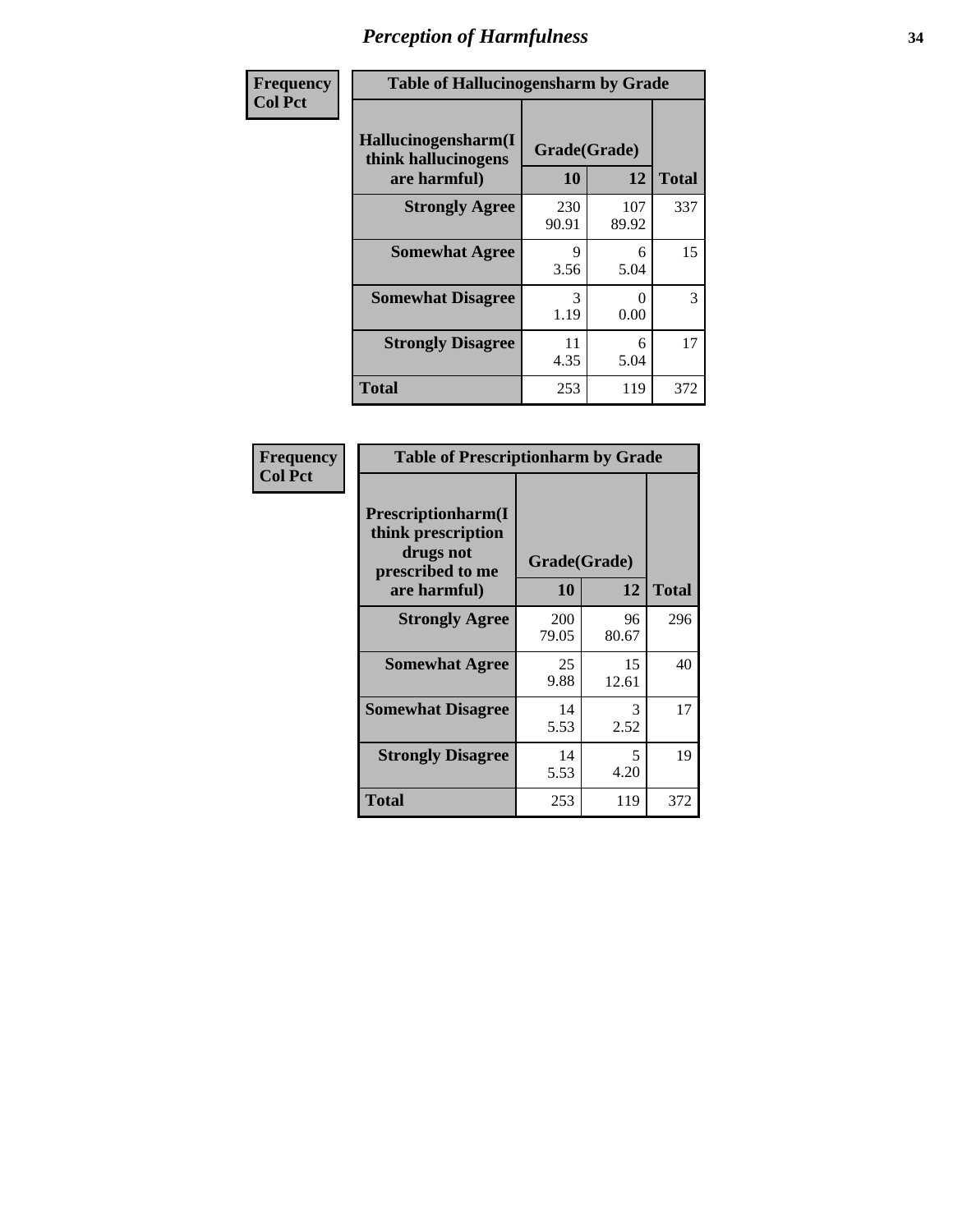# Perception of Harmfulness

**Frequency**
**Col Pct**

**Table of Hallucinogensharm by Grade**

| Hallucinogensharm(I think hallucinogens are harmful) | Grade(Grade) 10 | 12 | Total |
|---|---|---|---|
| **Strongly Agree** | 230<br>90.91 | 107<br>89.92 | 337 |
| **Somewhat Agree** | 9<br>3.56 | 6<br>5.04 | 15 |
| **Somewhat Disagree** | 3<br>1.19 | 0<br>0.00 | 3 |
| **Strongly Disagree** | 11<br>4.35 | 6<br>5.04 | 17 |
| **Total** | 253 | 119 | 372 |

**Frequency**
**Col Pct**

**Table of Prescriptionharm by Grade**

| Prescriptionharm(I think prescription drugs not prescribed to me are harmful) | Grade(Grade) 10 | 12 | Total |
|---|---|---|---|
| **Strongly Agree** | 200<br>79.05 | 96<br>80.67 | 296 |
| **Somewhat Agree** | 25<br>9.88 | 15<br>12.61 | 40 |
| **Somewhat Disagree** | 14<br>5.53 | 3<br>2.52 | 17 |
| **Strongly Disagree** | 14<br>5.53 | 5<br>4.20 | 19 |
| **Total** | 253 | 119 | 372 |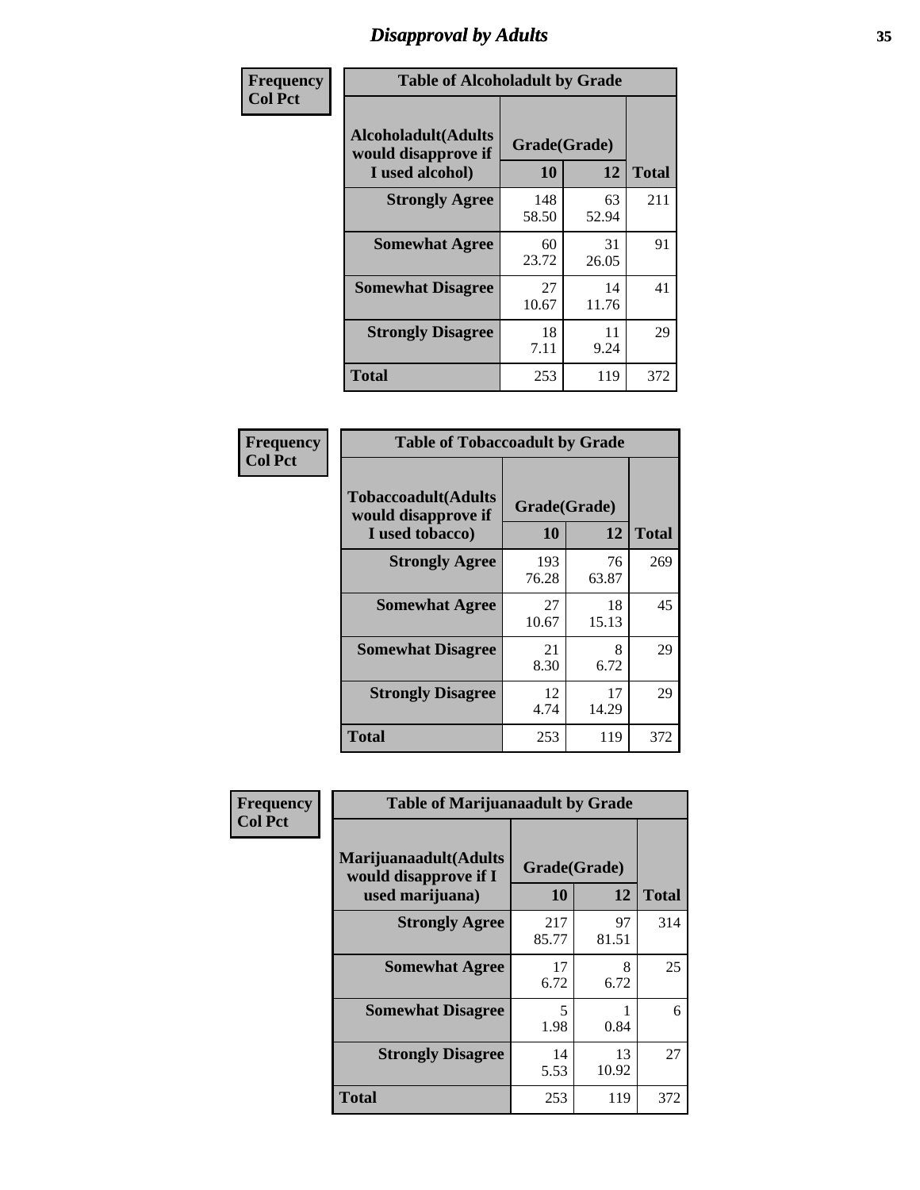## Disapproval by Adults

**Frequency**
**Col Pct**

| Alcoholadult(Adults would disapprove if I used alcohol) | Grade(Grade) 10 | 12 | Total |
|---|---|---|---|
| **Strongly Agree** | 148<br>58.50 | 63<br>52.94 | 211 |
| **Somewhat Agree** | 60<br>23.72 | 31<br>26.05 | 91 |
| **Somewhat Disagree** | 27<br>10.67 | 14<br>11.76 | 41 |
| **Strongly Disagree** | 18<br>7.11 | 11<br>9.24 | 29 |
| **Total** | 253 | 119 | 372 |

Table of Alcoholadult by Grade

**Frequency**
**Col Pct**

| Tobaccoadult(Adults would disapprove if I used tobacco) | Grade(Grade) 10 | 12 | Total |
|---|---|---|---|
| **Strongly Agree** | 193<br>76.28 | 76<br>63.87 | 269 |
| **Somewhat Agree** | 27<br>10.67 | 18<br>15.13 | 45 |
| **Somewhat Disagree** | 21<br>8.30 | 8<br>6.72 | 29 |
| **Strongly Disagree** | 12<br>4.74 | 17<br>14.29 | 29 |
| **Total** | 253 | 119 | 372 |

Table of Tobaccoadult by Grade

**Frequency**
**Col Pct**

| Marijuanaadult(Adults would disapprove if I used marijuana) | Grade(Grade) 10 | 12 | Total |
|---|---|---|---|
| **Strongly Agree** | 217<br>85.77 | 97<br>81.51 | 314 |
| **Somewhat Agree** | 17<br>6.72 | 8<br>6.72 | 25 |
| **Somewhat Disagree** | 5<br>1.98 | 1<br>0.84 | 6 |
| **Strongly Disagree** | 14<br>5.53 | 13<br>10.92 | 27 |
| **Total** | 253 | 119 | 372 |

Table of Marijuanaadult by Grade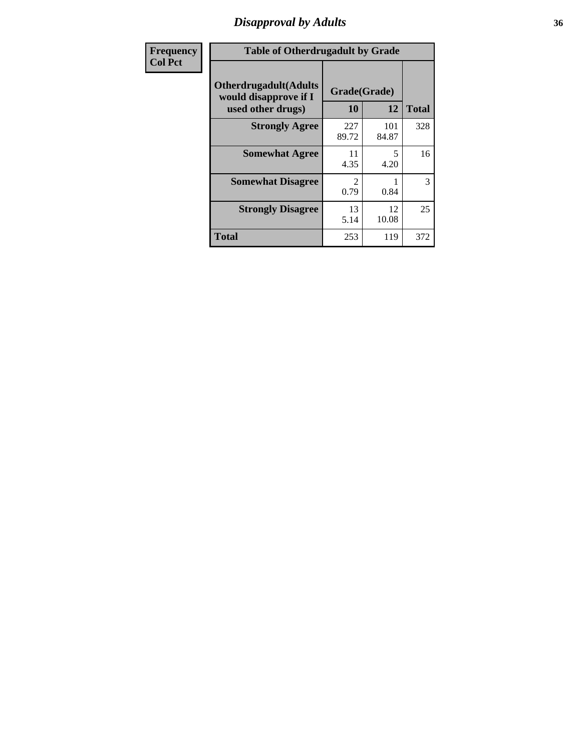| Frequency<br>Col Pct | Table of Otherdrugadult by Grade | | |
|---|---|---|---|
| **Otherdrugadult(Adults would disapprove if I used other drugs)** | **Grade(Grade)** | | |
| | **10** | **12** | **Total** |
| **Strongly Agree** | 227<br>89.72 | 101<br>84.87 | 328 |
| **Somewhat Agree** | 11<br>4.35 | 5<br>4.20 | 16 |
| **Somewhat Disagree** | 2<br>0.79 | 1<br>0.84 | 3 |
| **Strongly Disagree** | 13<br>5.14 | 12<br>10.08 | 25 |
| **Total** | 253 | 119 | 372 |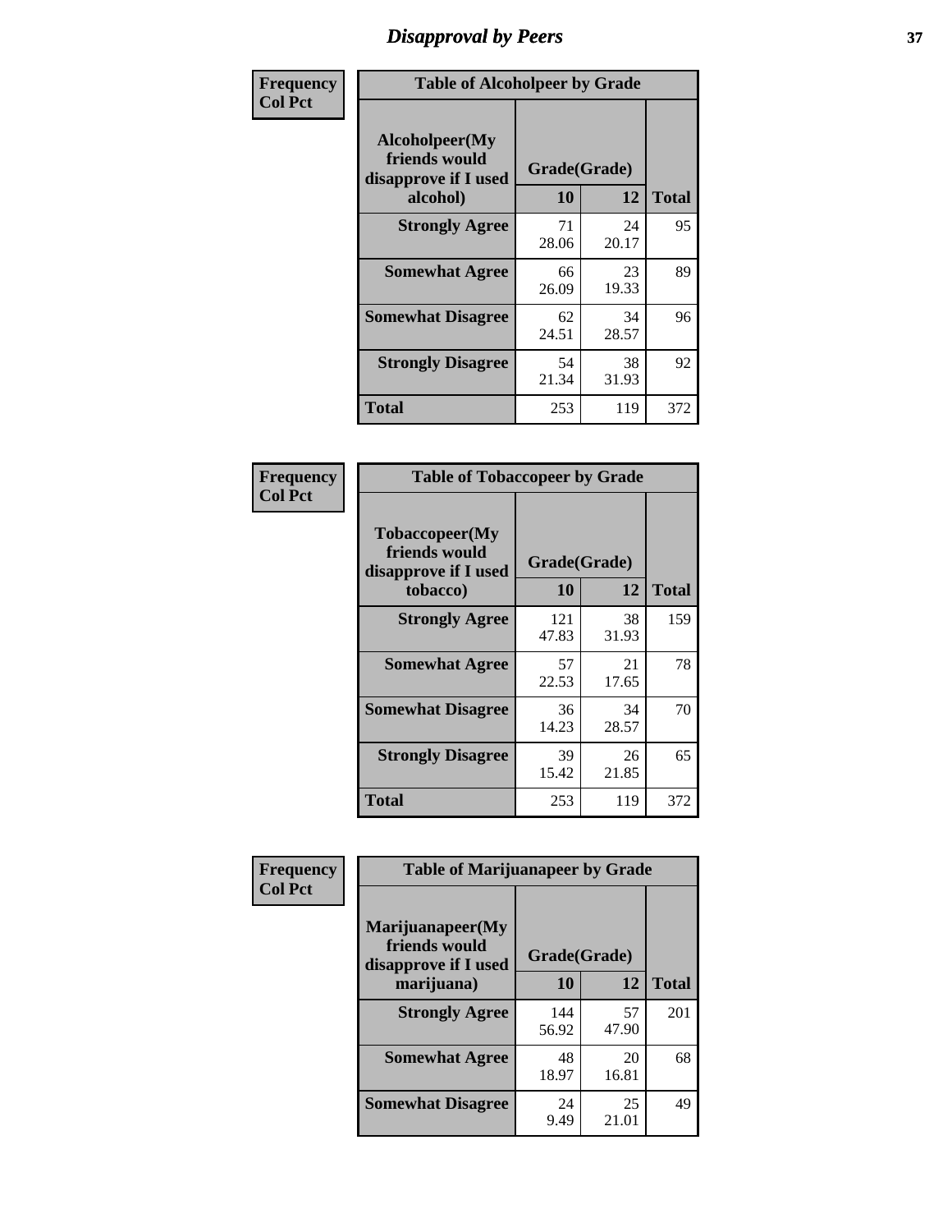# Disapproval by Peers

| Frequency<br>Col Pct | Table of Alcoholpeer by Grade | | |
|---|---|---|---|
| **Alcoholpeer(My friends would disapprove if I used alcohol)** | **Grade(Grade)** | | |
| | **10** | **12** | **Total** |
| **Strongly Agree** | 71<br>28.06 | 24<br>20.17 | 95 |
| **Somewhat Agree** | 66<br>26.09 | 23<br>19.33 | 89 |
| **Somewhat Disagree** | 62<br>24.51 | 34<br>28.57 | 96 |
| **Strongly Disagree** | 54<br>21.34 | 38<br>31.93 | 92 |
| **Total** | 253 | 119 | 372 |

| Frequency<br>Col Pct | Table of Tobaccopeer by Grade | | |
|---|---|---|---|
| **Tobaccopeer(My friends would disapprove if I used tobacco)** | **Grade(Grade)** | | |
| | **10** | **12** | **Total** |
| **Strongly Agree** | 121<br>47.83 | 38<br>31.93 | 159 |
| **Somewhat Agree** | 57<br>22.53 | 21<br>17.65 | 78 |
| **Somewhat Disagree** | 36<br>14.23 | 34<br>28.57 | 70 |
| **Strongly Disagree** | 39<br>15.42 | 26<br>21.85 | 65 |
| **Total** | 253 | 119 | 372 |

| Frequency<br>Col Pct | Table of Marijuanapeer by Grade | | |
|---|---|---|---|
| **Marijuanapeer(My friends would disapprove if I used marijuana)** | **Grade(Grade)** | | |
| | **10** | **12** | **Total** |
| **Strongly Agree** | 144<br>56.92 | 57<br>47.90 | 201 |
| **Somewhat Agree** | 48<br>18.97 | 20<br>16.81 | 68 |
| **Somewhat Disagree** | 24<br>9.49 | 25<br>21.01 | 49 |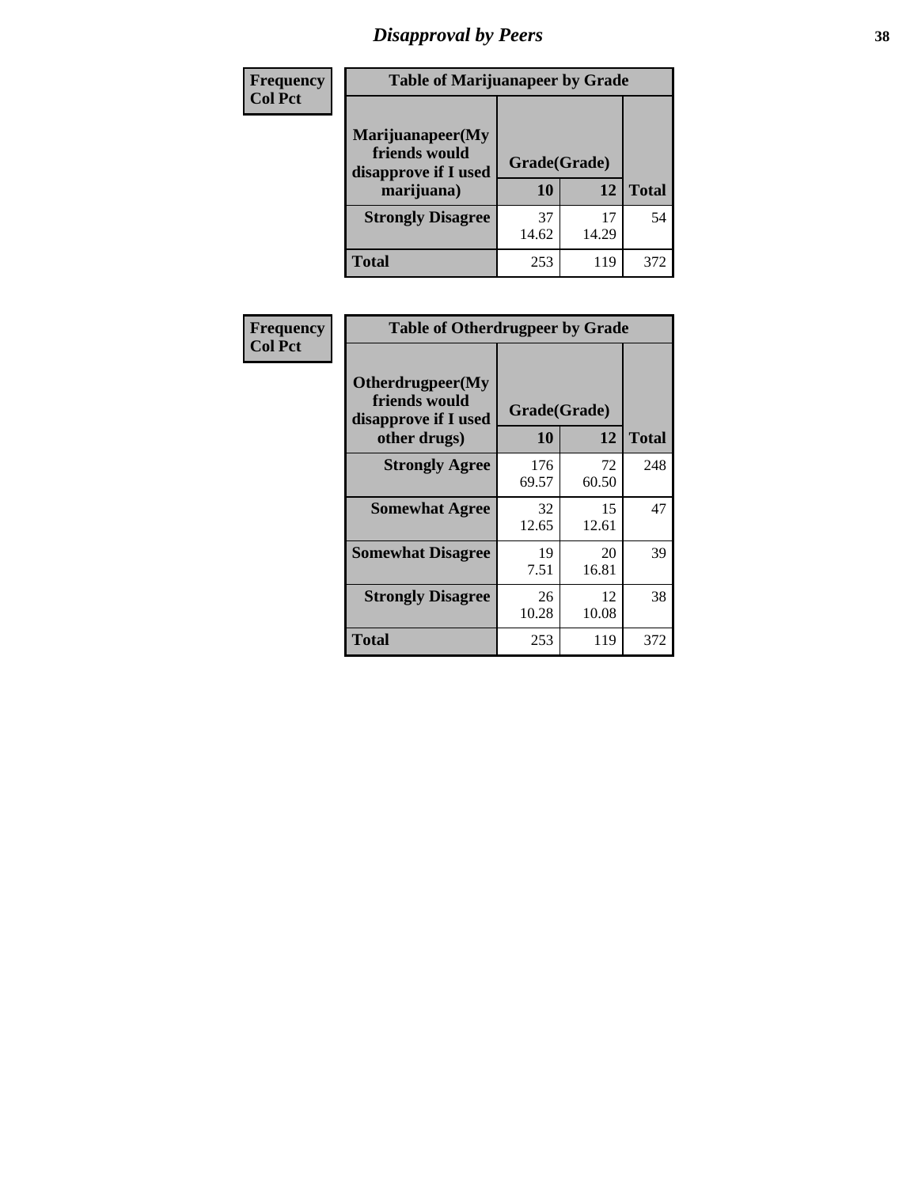## Disapproval by Peers

| Frequency<br>Col Pct | Table of Marijuanapeer by Grade | | |
|---|---|---|---|
| Marijuanapeer(My friends would disapprove if I used marijuana) | Grade(Grade) | | |
| | 10 | 12 | Total |
| Strongly Disagree | 37<br>14.62 | 17<br>14.29 | 54 |
| Total | 253 | 119 | 372 |

| Frequency<br>Col Pct | Table of Otherdrugpeer by Grade | | |
|---|---|---|---|
| Otherdrugpeer(My friends would disapprove if I used other drugs) | Grade(Grade) | | |
| | 10 | 12 | Total |
| Strongly Agree | 176<br>69.57 | 72<br>60.50 | 248 |
| Somewhat Agree | 32<br>12.65 | 15<br>12.61 | 47 |
| Somewhat Disagree | 19<br>7.51 | 20<br>16.81 | 39 |
| Strongly Disagree | 26<br>10.28 | 12<br>10.08 | 38 |
| Total | 253 | 119 | 372 |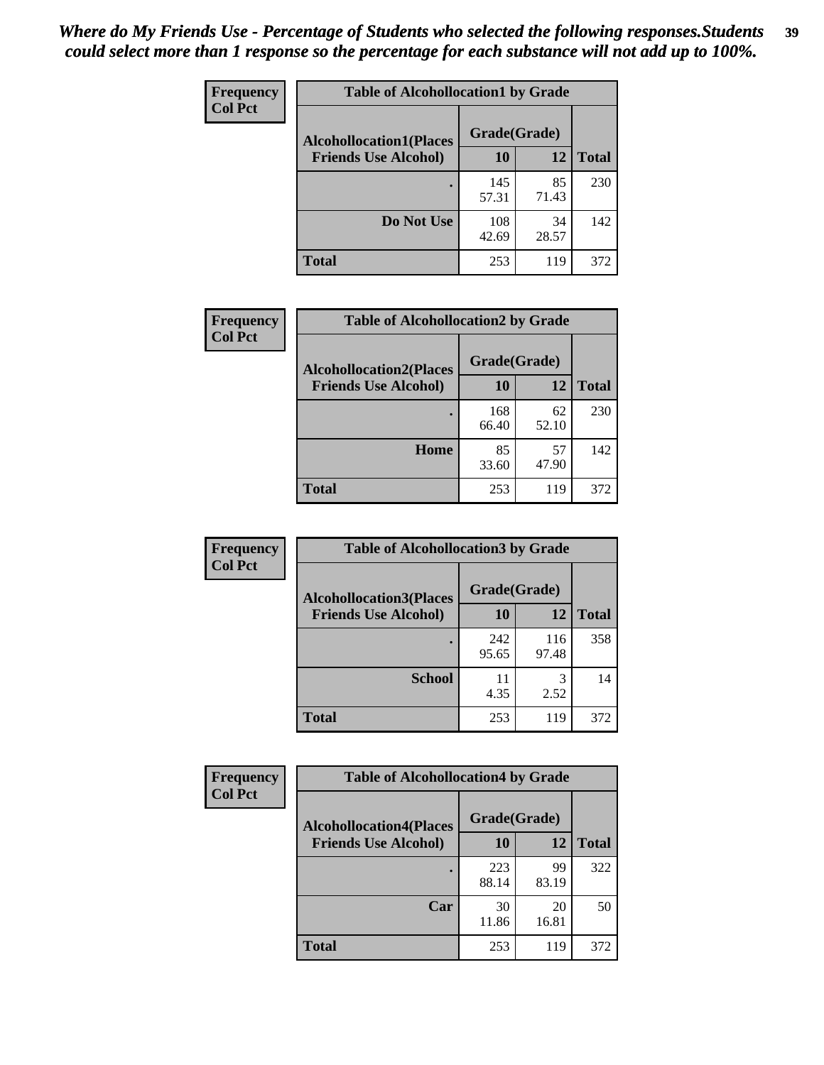*Where do My Friends Use - Percentage of Students who selected the following responses.Students could select more than 1 response so the percentage for each substance will not add up to 100%.*

**Frequency**
**Col Pct**

| Table of Alcohollocation1 by Grade | | | |
|---|---|---|---|
| **Alcohollocation1(Places Friends Use Alcohol)** | **Grade(Grade)** | | **Total** |
| | **10** | **12** | |
| **.** | 145<br>57.31 | 85<br>71.43 | 230 |
| **Do Not Use** | 108<br>42.69 | 34<br>28.57 | 142 |
| **Total** | 253 | 119 | 372 |

**Frequency**
**Col Pct**

| Table of Alcohollocation2 by Grade | | | |
|---|---|---|---|
| **Alcohollocation2(Places Friends Use Alcohol)** | **Grade(Grade)** | | **Total** |
| | **10** | **12** | |
| **.** | 168<br>66.40 | 62<br>52.10 | 230 |
| **Home** | 85<br>33.60 | 57<br>47.90 | 142 |
| **Total** | 253 | 119 | 372 |

**Frequency**
**Col Pct**

| Table of Alcohollocation3 by Grade | | | |
|---|---|---|---|
| **Alcohollocation3(Places Friends Use Alcohol)** | **Grade(Grade)** | | **Total** |
| | **10** | **12** | |
| **.** | 242<br>95.65 | 116<br>97.48 | 358 |
| **School** | 11<br>4.35 | 3<br>2.52 | 14 |
| **Total** | 253 | 119 | 372 |

**Frequency**
**Col Pct**

| Table of Alcohollocation4 by Grade | | | |
|---|---|---|---|
| **Alcohollocation4(Places Friends Use Alcohol)** | **Grade(Grade)** | | **Total** |
| | **10** | **12** | |
| **.** | 223<br>88.14 | 99<br>83.19 | 322 |
| **Car** | 30<br>11.86 | 20<br>16.81 | 50 |
| **Total** | 253 | 119 | 372 |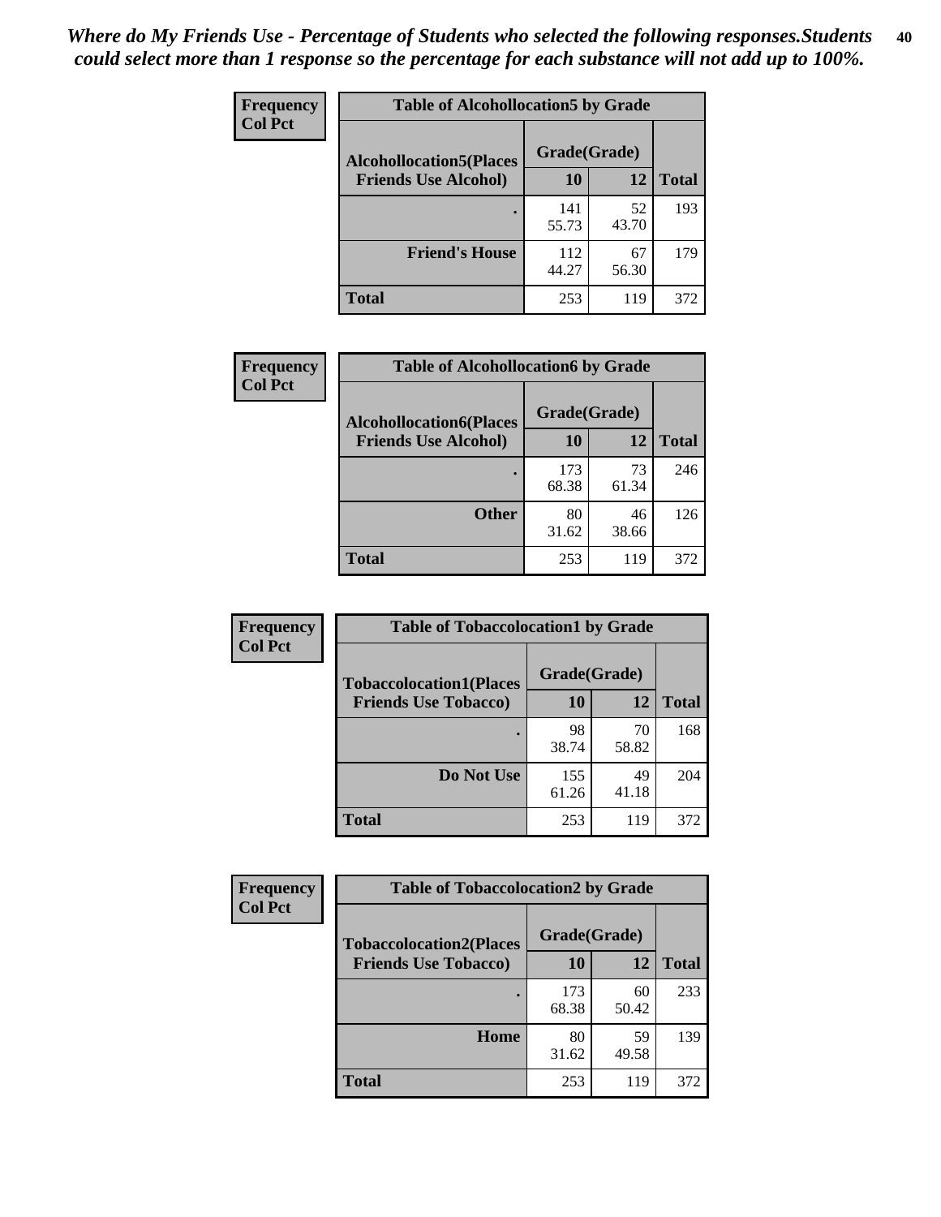*Where do My Friends Use - Percentage of Students who selected the following responses.Students could select more than 1 response so the percentage for each substance will not add up to 100%.*

**Frequency**
**Col Pct**

| Table of Alcohollocation5 by Grade | | | |
|---|---|---|---|
| **Alcohollocation5(Places Friends Use Alcohol)** | **Grade(Grade)** | | |
| | **10** | **12** | **Total** |
| . | 141<br>55.73 | 52<br>43.70 | 193 |
| **Friend's House** | 112<br>44.27 | 67<br>56.30 | 179 |
| **Total** | 253 | 119 | 372 |

**Frequency**
**Col Pct**

| Table of Alcohollocation6 by Grade | | | |
|---|---|---|---|
| **Alcohollocation6(Places Friends Use Alcohol)** | **Grade(Grade)** | | |
| | **10** | **12** | **Total** |
| . | 173<br>68.38 | 73<br>61.34 | 246 |
| **Other** | 80<br>31.62 | 46<br>38.66 | 126 |
| **Total** | 253 | 119 | 372 |

**Frequency**
**Col Pct**

| Table of Tobaccolocation1 by Grade | | | |
|---|---|---|---|
| **Tobaccolocation1(Places Friends Use Tobacco)** | **Grade(Grade)** | | |
| | **10** | **12** | **Total** |
| . | 98<br>38.74 | 70<br>58.82 | 168 |
| **Do Not Use** | 155<br>61.26 | 49<br>41.18 | 204 |
| **Total** | 253 | 119 | 372 |

**Frequency**
**Col Pct**

| Table of Tobaccolocation2 by Grade | | | |
|---|---|---|---|
| **Tobaccolocation2(Places Friends Use Tobacco)** | **Grade(Grade)** | | |
| | **10** | **12** | **Total** |
| . | 173<br>68.38 | 60<br>50.42 | 233 |
| **Home** | 80<br>31.62 | 59<br>49.58 | 139 |
| **Total** | 253 | 119 | 372 |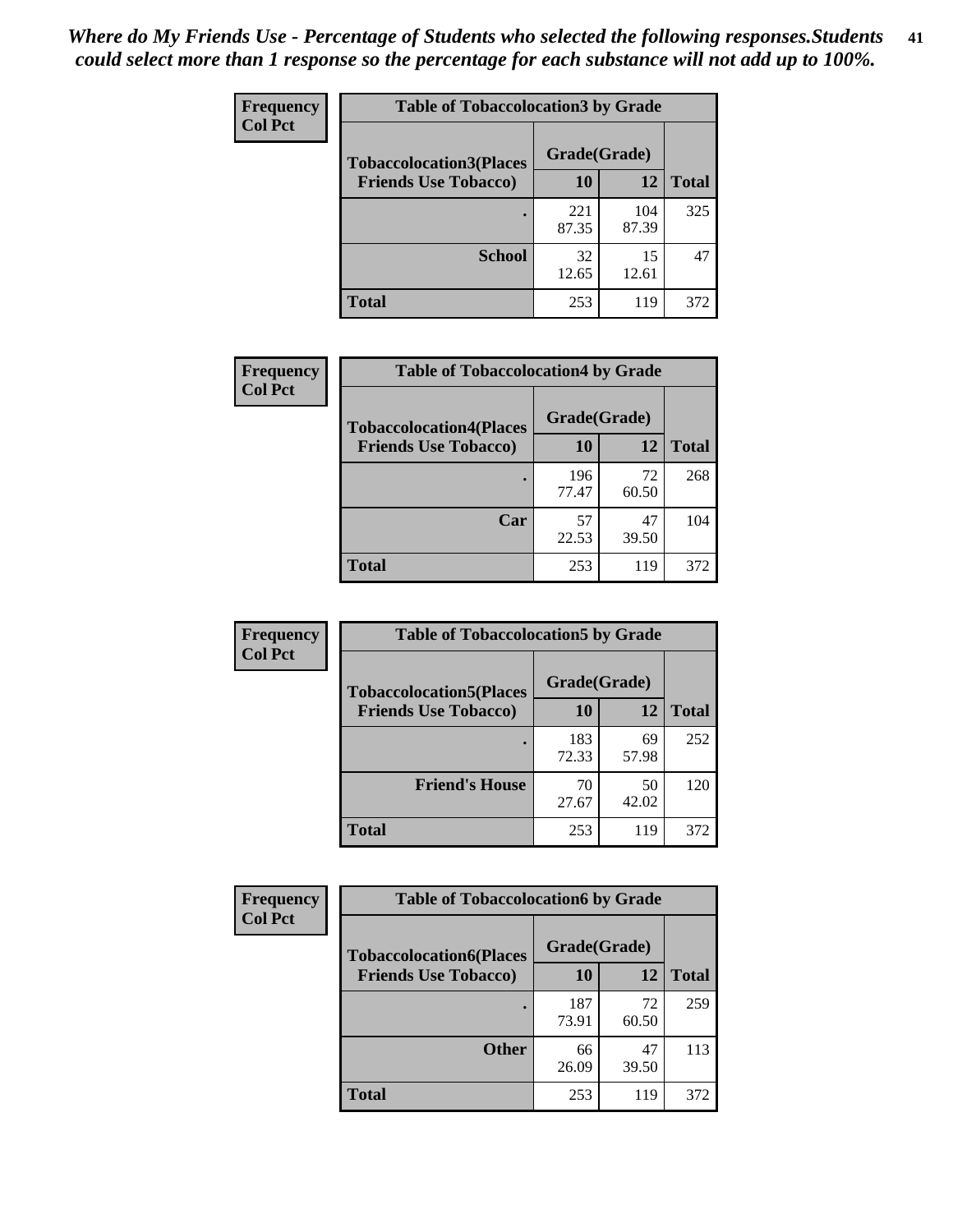*Where do My Friends Use - Percentage of Students who selected the following responses.Students could select more than 1 response so the percentage for each substance will not add up to 100%.*

**Frequency**
**Col Pct**

| Table of Tobaccolocation3 by Grade | | | |
|---|---|---|---|
| **Tobaccolocation3(Places Friends Use Tobacco)** | **Grade(Grade)** | | **Total** |
| | **10** | **12** | |
| **.** | 221<br>87.35 | 104<br>87.39 | 325 |
| **School** | 32<br>12.65 | 15<br>12.61 | 47 |
| **Total** | 253 | 119 | 372 |

**Frequency**
**Col Pct**

| Table of Tobaccolocation4 by Grade | | | |
|---|---|---|---|
| **Tobaccolocation4(Places Friends Use Tobacco)** | **Grade(Grade)** | | **Total** |
| | **10** | **12** | |
| **.** | 196<br>77.47 | 72<br>60.50 | 268 |
| **Car** | 57<br>22.53 | 47<br>39.50 | 104 |
| **Total** | 253 | 119 | 372 |

**Frequency**
**Col Pct**

| Table of Tobaccolocation5 by Grade | | | |
|---|---|---|---|
| **Tobaccolocation5(Places Friends Use Tobacco)** | **Grade(Grade)** | | **Total** |
| | **10** | **12** | |
| **.** | 183<br>72.33 | 69<br>57.98 | 252 |
| **Friend's House** | 70<br>27.67 | 50<br>42.02 | 120 |
| **Total** | 253 | 119 | 372 |

**Frequency**
**Col Pct**

| Table of Tobaccolocation6 by Grade | | | |
|---|---|---|---|
| **Tobaccolocation6(Places Friends Use Tobacco)** | **Grade(Grade)** | | **Total** |
| | **10** | **12** | |
| **.** | 187<br>73.91 | 72<br>60.50 | 259 |
| **Other** | 66<br>26.09 | 47<br>39.50 | 113 |
| **Total** | 253 | 119 | 372 |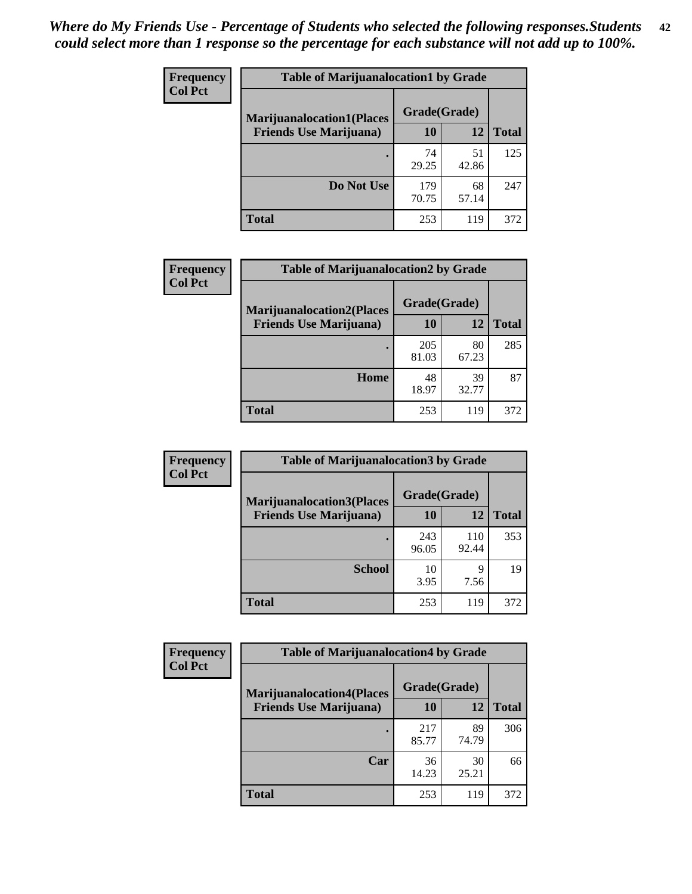*Where do My Friends Use - Percentage of Students who selected the following responses.Students could select more than 1 response so the percentage for each substance will not add up to 100%.*

**Frequency**
**Col Pct**

| Table of Marijuanalocation1 by Grade | | | |
|---|---|---|---|
| **Marijuanalocation1(Places Friends Use Marijuana)** | **Grade(Grade)** | | |
| | **10** | **12** | **Total** |
| **.** | 74<br>29.25 | 51<br>42.86 | 125 |
| **Do Not Use** | 179<br>70.75 | 68<br>57.14 | 247 |
| **Total** | 253 | 119 | 372 |

**Frequency**
**Col Pct**

| Table of Marijuanalocation2 by Grade | | | |
|---|---|---|---|
| **Marijuanalocation2(Places Friends Use Marijuana)** | **Grade(Grade)** | | |
| | **10** | **12** | **Total** |
| **.** | 205<br>81.03 | 80<br>67.23 | 285 |
| **Home** | 48<br>18.97 | 39<br>32.77 | 87 |
| **Total** | 253 | 119 | 372 |

**Frequency**
**Col Pct**

| Table of Marijuanalocation3 by Grade | | | |
|---|---|---|---|
| **Marijuanalocation3(Places Friends Use Marijuana)** | **Grade(Grade)** | | |
| | **10** | **12** | **Total** |
| **.** | 243<br>96.05 | 110<br>92.44 | 353 |
| **School** | 10<br>3.95 | 9<br>7.56 | 19 |
| **Total** | 253 | 119 | 372 |

**Frequency**
**Col Pct**

| Table of Marijuanalocation4 by Grade | | | |
|---|---|---|---|
| **Marijuanalocation4(Places Friends Use Marijuana)** | **Grade(Grade)** | | |
| | **10** | **12** | **Total** |
| **.** | 217<br>85.77 | 89<br>74.79 | 306 |
| **Car** | 36<br>14.23 | 30<br>25.21 | 66 |
| **Total** | 253 | 119 | 372 |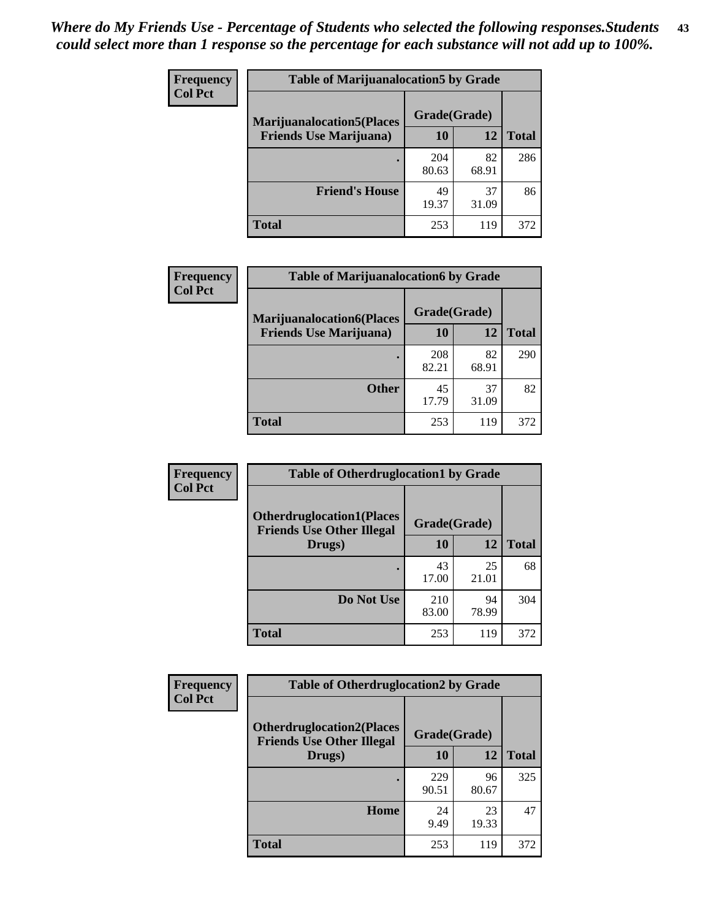*Where do My Friends Use - Percentage of Students who selected the following responses.Students could select more than 1 response so the percentage for each substance will not add up to 100%.*

**Frequency / Col Pct**

| Table of Marijuanalocation5 by Grade | | | |
|---|---|---|---|
| Marijuanalocation5(Places Friends Use Marijuana) | Grade(Grade) | | Total |
| | 10 | 12 | |
| . | 204<br>80.63 | 82<br>68.91 | 286 |
| Friend's House | 49<br>19.37 | 37<br>31.09 | 86 |
| Total | 253 | 119 | 372 |

**Frequency / Col Pct**

| Table of Marijuanalocation6 by Grade | | | |
|---|---|---|---|
| Marijuanalocation6(Places Friends Use Marijuana) | Grade(Grade) | | Total |
| | 10 | 12 | |
| . | 208<br>82.21 | 82<br>68.91 | 290 |
| Other | 45<br>17.79 | 37<br>31.09 | 82 |
| Total | 253 | 119 | 372 |

**Frequency / Col Pct**

| Table of Otherdruglocation1 by Grade | | | |
|---|---|---|---|
| Otherdruglocation1(Places Friends Use Other Illegal Drugs) | Grade(Grade) | | Total |
| | 10 | 12 | |
| . | 43<br>17.00 | 25<br>21.01 | 68 |
| Do Not Use | 210<br>83.00 | 94<br>78.99 | 304 |
| Total | 253 | 119 | 372 |

**Frequency / Col Pct**

| Table of Otherdruglocation2 by Grade | | | |
|---|---|---|---|
| Otherdruglocation2(Places Friends Use Other Illegal Drugs) | Grade(Grade) | | Total |
| | 10 | 12 | |
| . | 229<br>90.51 | 96<br>80.67 | 325 |
| Home | 24<br>9.49 | 23<br>19.33 | 47 |
| Total | 253 | 119 | 372 |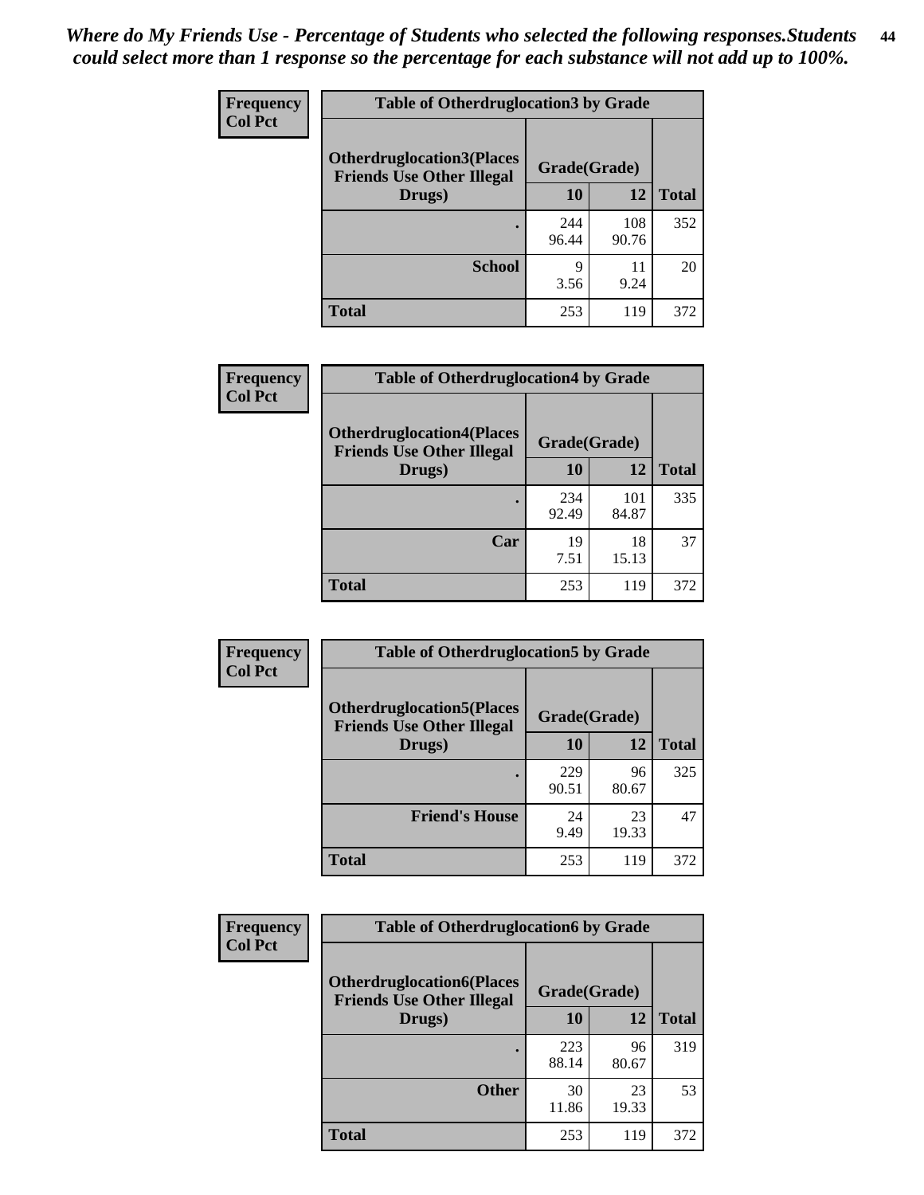*Where do My Friends Use - Percentage of Students who selected the following responses.Students could select more than 1 response so the percentage for each substance will not add up to 100%.*

| Frequency<br>Col Pct | Table of Otherdruglocation3 by Grade | | |
|---|---|---|---|
| Otherdruglocation3(Places Friends Use Other Illegal Drugs) | Grade(Grade) | | |
| | 10 | 12 | Total |
| . | 244<br>96.44 | 108<br>90.76 | 352 |
| School | 9<br>3.56 | 11<br>9.24 | 20 |
| Total | 253 | 119 | 372 |

| Frequency<br>Col Pct | Table of Otherdruglocation4 by Grade | | |
|---|---|---|---|
| Otherdruglocation4(Places Friends Use Other Illegal Drugs) | Grade(Grade) | | |
| | 10 | 12 | Total |
| . | 234<br>92.49 | 101<br>84.87 | 335 |
| Car | 19<br>7.51 | 18<br>15.13 | 37 |
| Total | 253 | 119 | 372 |

| Frequency<br>Col Pct | Table of Otherdruglocation5 by Grade | | |
|---|---|---|---|
| Otherdruglocation5(Places Friends Use Other Illegal Drugs) | Grade(Grade) | | |
| | 10 | 12 | Total |
| . | 229<br>90.51 | 96<br>80.67 | 325 |
| Friend's House | 24<br>9.49 | 23<br>19.33 | 47 |
| Total | 253 | 119 | 372 |

| Frequency<br>Col Pct | Table of Otherdruglocation6 by Grade | | |
|---|---|---|---|
| Otherdruglocation6(Places Friends Use Other Illegal Drugs) | Grade(Grade) | | |
| | 10 | 12 | Total |
| . | 223<br>88.14 | 96<br>80.67 | 319 |
| Other | 30<br>11.86 | 23<br>19.33 | 53 |
| Total | 253 | 119 | 372 |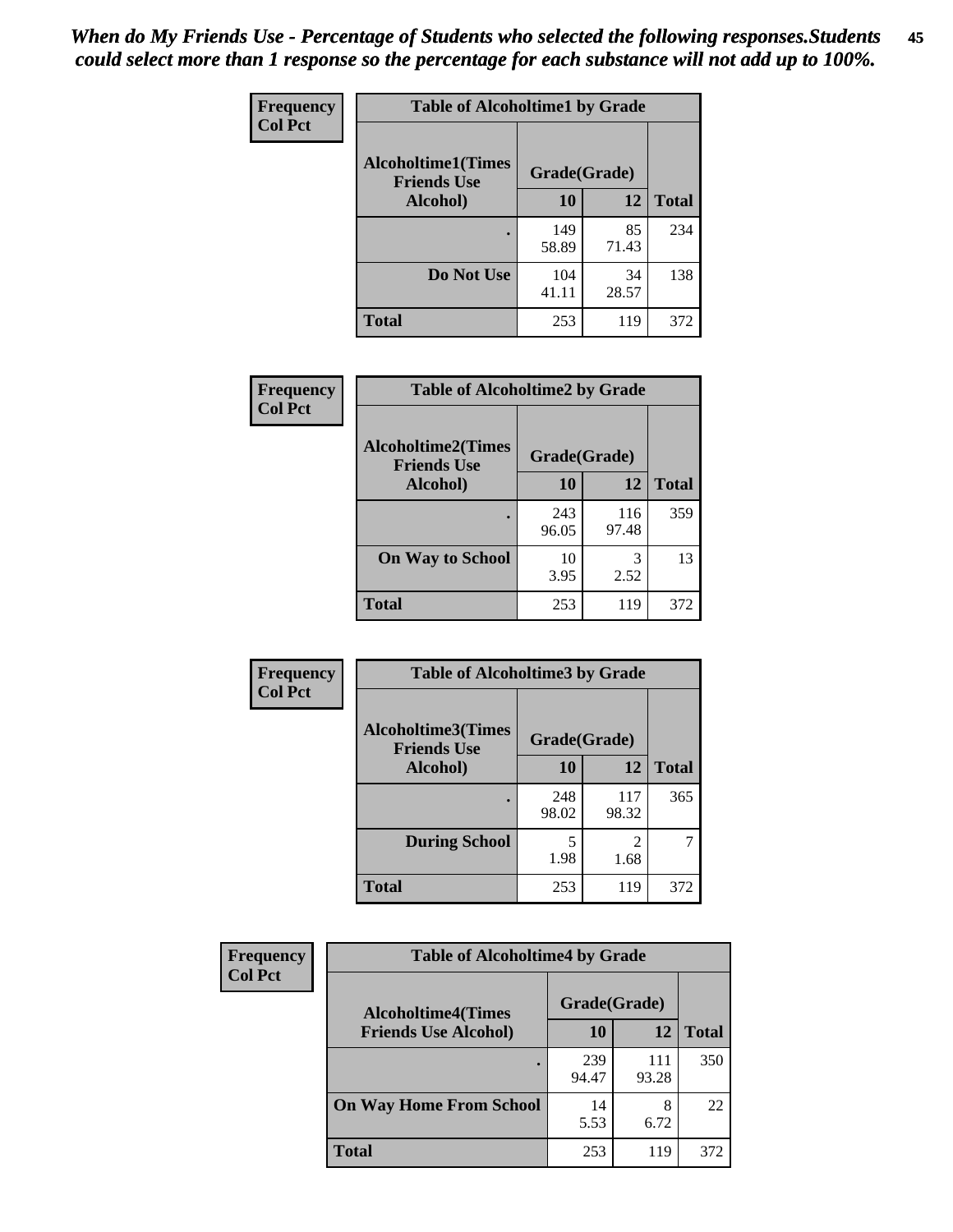*When do My Friends Use - Percentage of Students who selected the following responses.Students could select more than 1 response so the percentage for each substance will not add up to 100%.*

**Frequency**
**Col Pct**

| Table of Alcoholtime1 by Grade | | | |
|---|---|---|---|
| **Alcoholtime1(Times Friends Use Alcohol)** | **Grade(Grade)** | | |
| | **10** | **12** | **Total** |
| **.** | 149<br>58.89 | 85<br>71.43 | 234 |
| **Do Not Use** | 104<br>41.11 | 34<br>28.57 | 138 |
| **Total** | 253 | 119 | 372 |

**Frequency**
**Col Pct**

| Table of Alcoholtime2 by Grade | | | |
|---|---|---|---|
| **Alcoholtime2(Times Friends Use Alcohol)** | **Grade(Grade)** | | |
| | **10** | **12** | **Total** |
| **.** | 243<br>96.05 | 116<br>97.48 | 359 |
| **On Way to School** | 10<br>3.95 | 3<br>2.52 | 13 |
| **Total** | 253 | 119 | 372 |

**Frequency**
**Col Pct**

| Table of Alcoholtime3 by Grade | | | |
|---|---|---|---|
| **Alcoholtime3(Times Friends Use Alcohol)** | **Grade(Grade)** | | |
| | **10** | **12** | **Total** |
| **.** | 248<br>98.02 | 117<br>98.32 | 365 |
| **During School** | 5<br>1.98 | 2<br>1.68 | 7 |
| **Total** | 253 | 119 | 372 |

**Frequency**
**Col Pct**

| Table of Alcoholtime4 by Grade | | | |
|---|---|---|---|
| **Alcoholtime4(Times Friends Use Alcohol)** | **Grade(Grade)** | | |
| | **10** | **12** | **Total** |
| **.** | 239<br>94.47 | 111<br>93.28 | 350 |
| **On Way Home From School** | 14<br>5.53 | 8<br>6.72 | 22 |
| **Total** | 253 | 119 | 372 |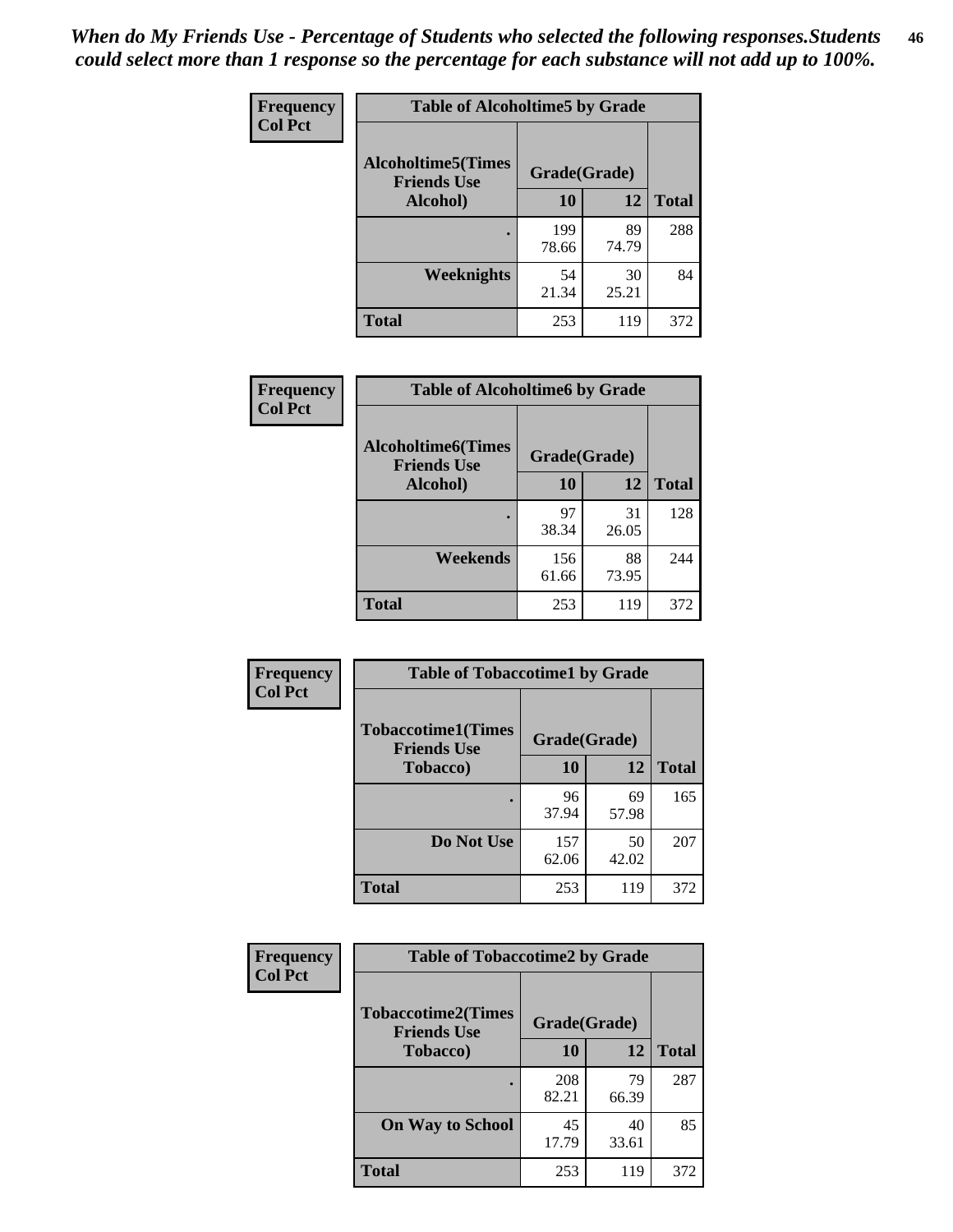*When do My Friends Use - Percentage of Students who selected the following responses.Students could select more than 1 response so the percentage for each substance will not add up to 100%.*

**Frequency**
**Col Pct**

| Table of Alcoholtime5 by Grade | | | |
|---|---|---|---|
| Alcoholtime5(Times Friends Use Alcohol) | Grade(Grade) | | |
| | 10 | 12 | Total |
| . | 199<br>78.66 | 89<br>74.79 | 288 |
| Weeknights | 54<br>21.34 | 30<br>25.21 | 84 |
| Total | 253 | 119 | 372 |

**Frequency**
**Col Pct**

| Table of Alcoholtime6 by Grade | | | |
|---|---|---|---|
| Alcoholtime6(Times Friends Use Alcohol) | Grade(Grade) | | |
| | 10 | 12 | Total |
| . | 97<br>38.34 | 31<br>26.05 | 128 |
| Weekends | 156<br>61.66 | 88<br>73.95 | 244 |
| Total | 253 | 119 | 372 |

**Frequency**
**Col Pct**

| Table of Tobaccotime1 by Grade | | | |
|---|---|---|---|
| Tobaccotime1(Times Friends Use Tobacco) | Grade(Grade) | | |
| | 10 | 12 | Total |
| . | 96<br>37.94 | 69<br>57.98 | 165 |
| Do Not Use | 157<br>62.06 | 50<br>42.02 | 207 |
| Total | 253 | 119 | 372 |

**Frequency**
**Col Pct**

| Table of Tobaccotime2 by Grade | | | |
|---|---|---|---|
| Tobaccotime2(Times Friends Use Tobacco) | Grade(Grade) | | |
| | 10 | 12 | Total |
| . | 208<br>82.21 | 79<br>66.39 | 287 |
| On Way to School | 45<br>17.79 | 40<br>33.61 | 85 |
| Total | 253 | 119 | 372 |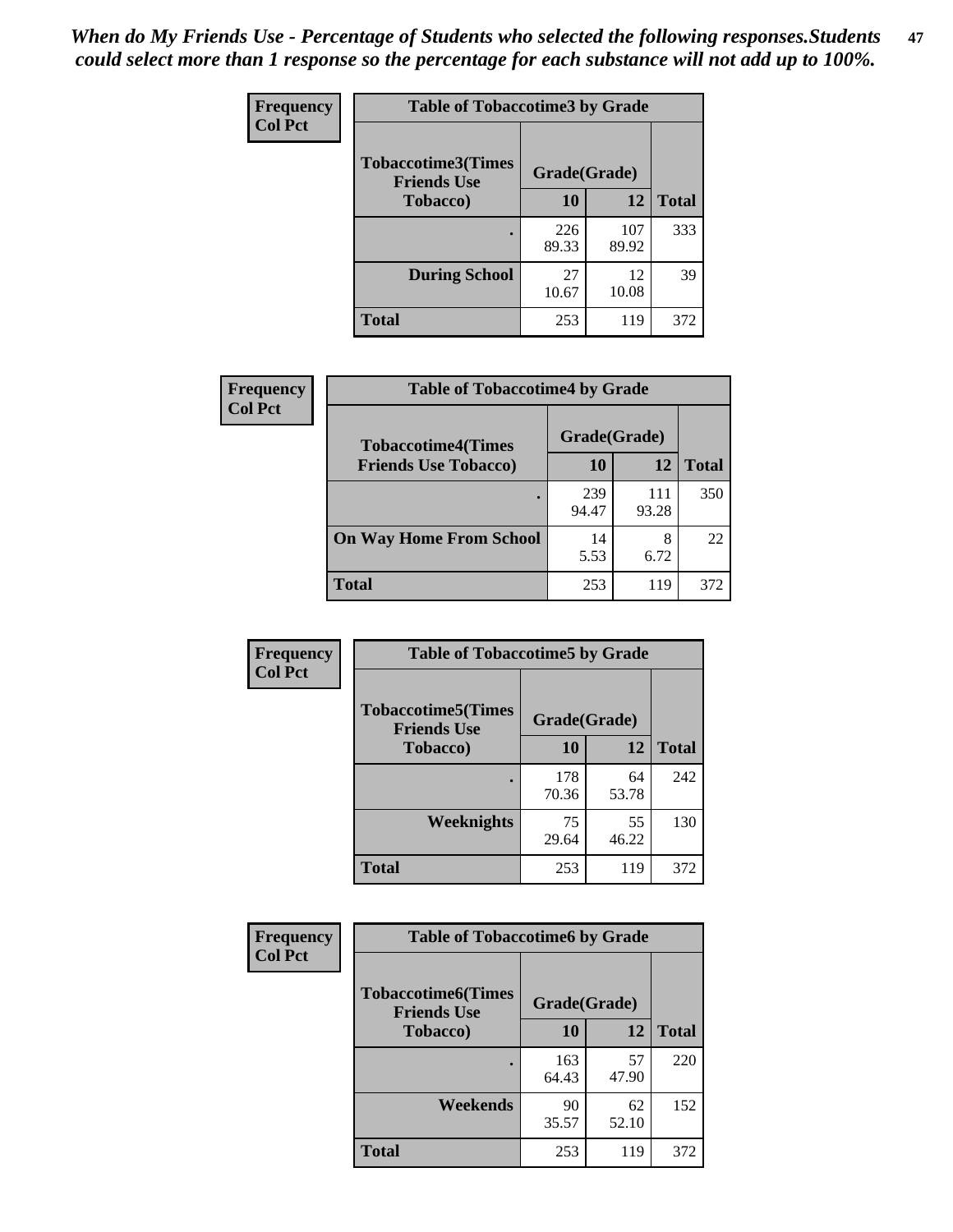*When do My Friends Use - Percentage of Students who selected the following responses.Students could select more than 1 response so the percentage for each substance will not add up to 100%.*

**Frequency**
**Col Pct**

**Table of Tobaccotime3 by Grade**

| Tobaccotime3(Times Friends Use Tobacco) | Grade(Grade) | | Total |
|---|---|---|---|
| | 10 | 12 | |
| . | 226<br>89.33 | 107<br>89.92 | 333 |
| During School | 27<br>10.67 | 12<br>10.08 | 39 |
| Total | 253 | 119 | 372 |

**Frequency**
**Col Pct**

**Table of Tobaccotime4 by Grade**

| Tobaccotime4(Times Friends Use Tobacco) | Grade(Grade) | | Total |
|---|---|---|---|
| | 10 | 12 | |
| . | 239<br>94.47 | 111<br>93.28 | 350 |
| On Way Home From School | 14<br>5.53 | 8<br>6.72 | 22 |
| Total | 253 | 119 | 372 |

**Frequency**
**Col Pct**

**Table of Tobaccotime5 by Grade**

| Tobaccotime5(Times Friends Use Tobacco) | Grade(Grade) | | Total |
|---|---|---|---|
| | 10 | 12 | |
| . | 178<br>70.36 | 64<br>53.78 | 242 |
| Weeknights | 75<br>29.64 | 55<br>46.22 | 130 |
| Total | 253 | 119 | 372 |

**Frequency**
**Col Pct**

**Table of Tobaccotime6 by Grade**

| Tobaccotime6(Times Friends Use Tobacco) | Grade(Grade) | | Total |
|---|---|---|---|
| | 10 | 12 | |
| . | 163<br>64.43 | 57<br>47.90 | 220 |
| Weekends | 90<br>35.57 | 62<br>52.10 | 152 |
| Total | 253 | 119 | 372 |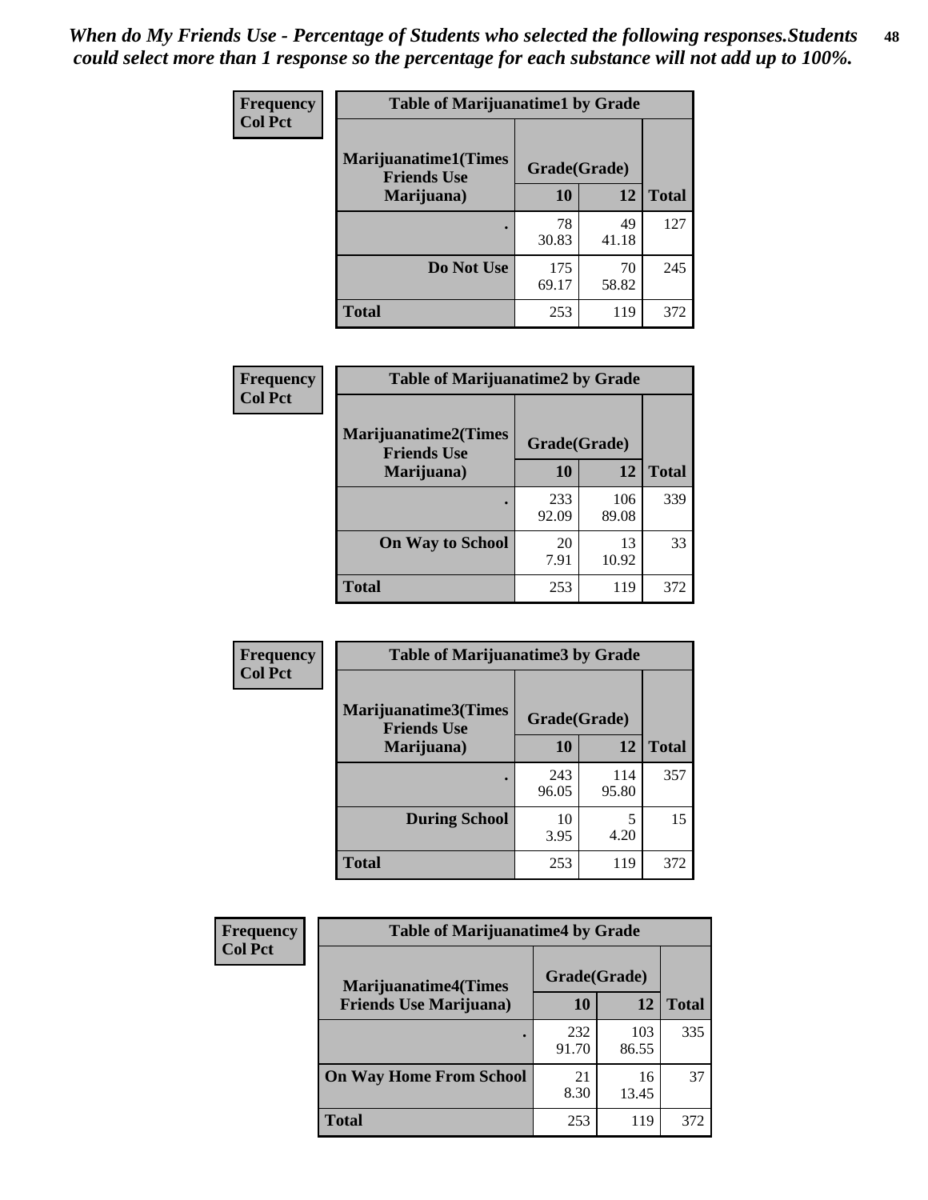*When do My Friends Use - Percentage of Students who selected the following responses.Students could select more than 1 response so the percentage for each substance will not add up to 100%.*

**Frequency**
**Col Pct**

| Table of Marijuanatime1 by Grade | | | |
|---|---|---|---|
| **Marijuanatime1(Times Friends Use Marijuana)** | **Grade(Grade)** | | **Total** |
| | **10** | **12** | |
| **.** | 78<br>30.83 | 49<br>41.18 | 127 |
| **Do Not Use** | 175<br>69.17 | 70<br>58.82 | 245 |
| **Total** | 253 | 119 | 372 |

**Frequency**
**Col Pct**

| Table of Marijuanatime2 by Grade | | | |
|---|---|---|---|
| **Marijuanatime2(Times Friends Use Marijuana)** | **Grade(Grade)** | | **Total** |
| | **10** | **12** | |
| **.** | 233<br>92.09 | 106<br>89.08 | 339 |
| **On Way to School** | 20<br>7.91 | 13<br>10.92 | 33 |
| **Total** | 253 | 119 | 372 |

**Frequency**
**Col Pct**

| Table of Marijuanatime3 by Grade | | | |
|---|---|---|---|
| **Marijuanatime3(Times Friends Use Marijuana)** | **Grade(Grade)** | | **Total** |
| | **10** | **12** | |
| **.** | 243<br>96.05 | 114<br>95.80 | 357 |
| **During School** | 10<br>3.95 | 5<br>4.20 | 15 |
| **Total** | 253 | 119 | 372 |

**Frequency**
**Col Pct**

| Table of Marijuanatime4 by Grade | | | |
|---|---|---|---|
| **Marijuanatime4(Times Friends Use Marijuana)** | **Grade(Grade)** | | **Total** |
| | **10** | **12** | |
| **.** | 232<br>91.70 | 103<br>86.55 | 335 |
| **On Way Home From School** | 21<br>8.30 | 16<br>13.45 | 37 |
| **Total** | 253 | 119 | 372 |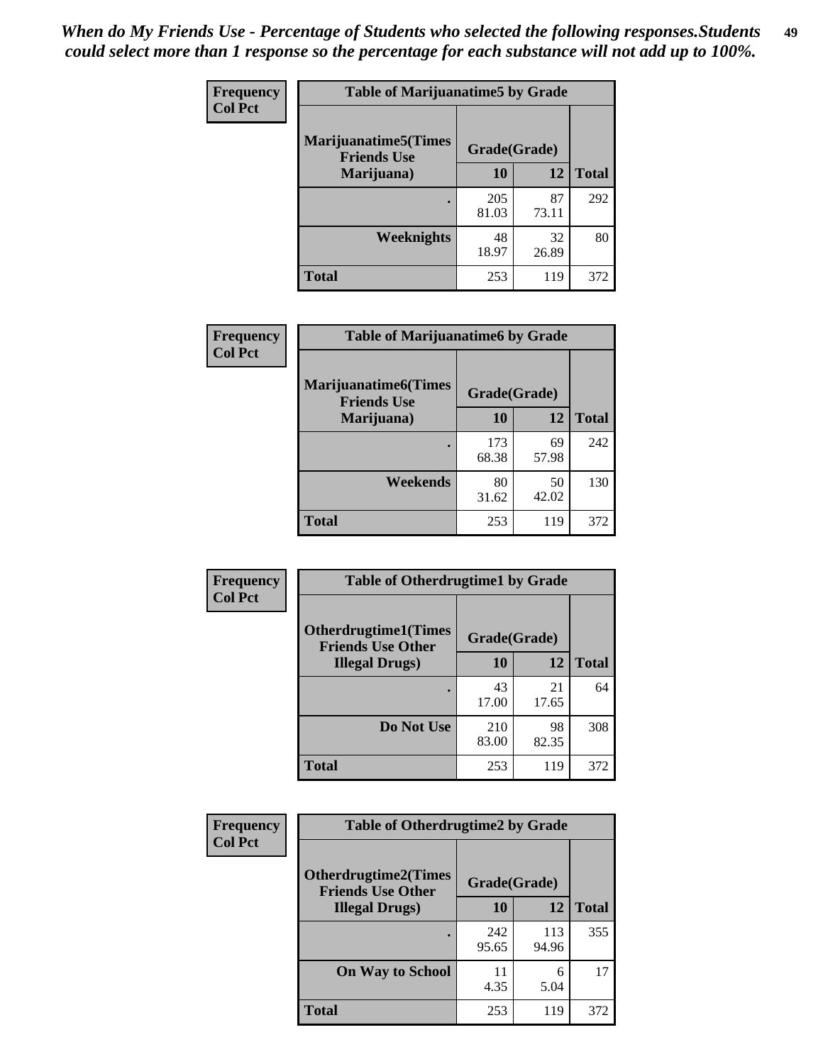*When do My Friends Use - Percentage of Students who selected the following responses.Students could select more than 1 response so the percentage for each substance will not add up to 100%.*

**Frequency**
**Col Pct**

| Table of Marijuanatime5 by Grade | | | |
|---|---|---|---|
| **Marijuanatime5(Times Friends Use Marijuana)** | **Grade(Grade)** | | **Total** |
| | **10** | **12** | |
| **.** | 205<br>81.03 | 87<br>73.11 | 292 |
| **Weeknights** | 48<br>18.97 | 32<br>26.89 | 80 |
| **Total** | 253 | 119 | 372 |

**Frequency**
**Col Pct**

| Table of Marijuanatime6 by Grade | | | |
|---|---|---|---|
| **Marijuanatime6(Times Friends Use Marijuana)** | **Grade(Grade)** | | **Total** |
| | **10** | **12** | |
| **.** | 173<br>68.38 | 69<br>57.98 | 242 |
| **Weekends** | 80<br>31.62 | 50<br>42.02 | 130 |
| **Total** | 253 | 119 | 372 |

**Frequency**
**Col Pct**

| Table of Otherdrugtime1 by Grade | | | |
|---|---|---|---|
| **Otherdrugtime1(Times Friends Use Other Illegal Drugs)** | **Grade(Grade)** | | **Total** |
| | **10** | **12** | |
| **.** | 43<br>17.00 | 21<br>17.65 | 64 |
| **Do Not Use** | 210<br>83.00 | 98<br>82.35 | 308 |
| **Total** | 253 | 119 | 372 |

**Frequency**
**Col Pct**

| Table of Otherdrugtime2 by Grade | | | |
|---|---|---|---|
| **Otherdrugtime2(Times Friends Use Other Illegal Drugs)** | **Grade(Grade)** | | **Total** |
| | **10** | **12** | |
| **.** | 242<br>95.65 | 113<br>94.96 | 355 |
| **On Way to School** | 11<br>4.35 | 6<br>5.04 | 17 |
| **Total** | 253 | 119 | 372 |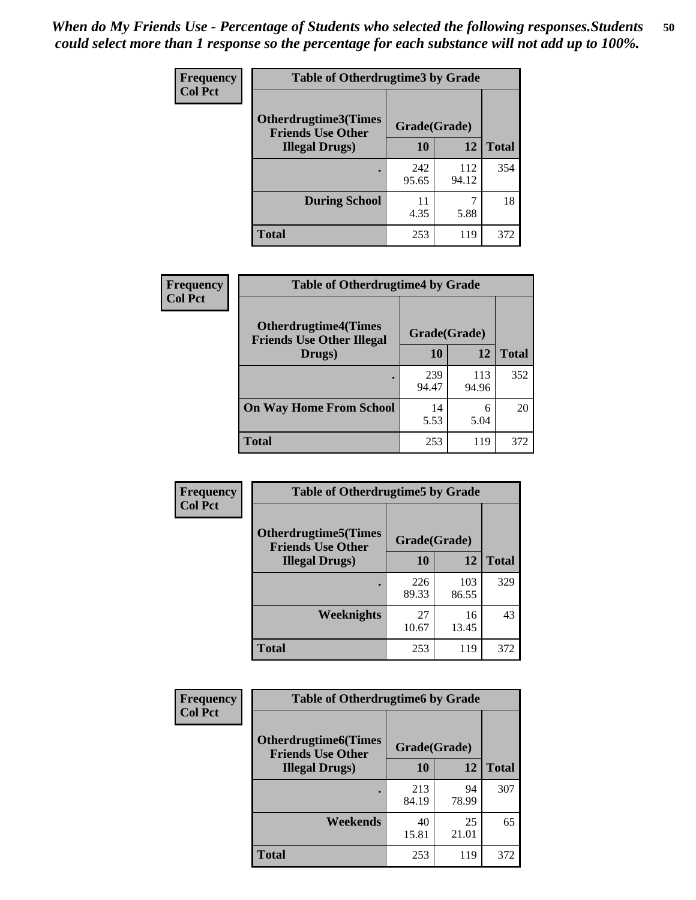*When do My Friends Use - Percentage of Students who selected the following responses.Students could select more than 1 response so the percentage for each substance will not add up to 100%.*

**Frequency**
**Col Pct**

| Table of Otherdrugtime3 by Grade | | | |
|---|---|---|---|
| **Otherdrugtime3(Times Friends Use Other Illegal Drugs)** | **Grade(Grade)** | | |
| | **10** | **12** | **Total** |
| **.** | 242<br>95.65 | 112<br>94.12 | 354 |
| **During School** | 11<br>4.35 | 7<br>5.88 | 18 |
| **Total** | 253 | 119 | 372 |

**Frequency**
**Col Pct**

| Table of Otherdrugtime4 by Grade | | | |
|---|---|---|---|
| **Otherdrugtime4(Times Friends Use Other Illegal Drugs)** | **Grade(Grade)** | | |
| | **10** | **12** | **Total** |
| **.** | 239<br>94.47 | 113<br>94.96 | 352 |
| **On Way Home From School** | 14<br>5.53 | 6<br>5.04 | 20 |
| **Total** | 253 | 119 | 372 |

**Frequency**
**Col Pct**

| Table of Otherdrugtime5 by Grade | | | |
|---|---|---|---|
| **Otherdrugtime5(Times Friends Use Other Illegal Drugs)** | **Grade(Grade)** | | |
| | **10** | **12** | **Total** |
| **.** | 226<br>89.33 | 103<br>86.55 | 329 |
| **Weeknights** | 27<br>10.67 | 16<br>13.45 | 43 |
| **Total** | 253 | 119 | 372 |

**Frequency**
**Col Pct**

| Table of Otherdrugtime6 by Grade | | | |
|---|---|---|---|
| **Otherdrugtime6(Times Friends Use Other Illegal Drugs)** | **Grade(Grade)** | | |
| | **10** | **12** | **Total** |
| **.** | 213<br>84.19 | 94<br>78.99 | 307 |
| **Weekends** | 40<br>15.81 | 25<br>21.01 | 65 |
| **Total** | 253 | 119 | 372 |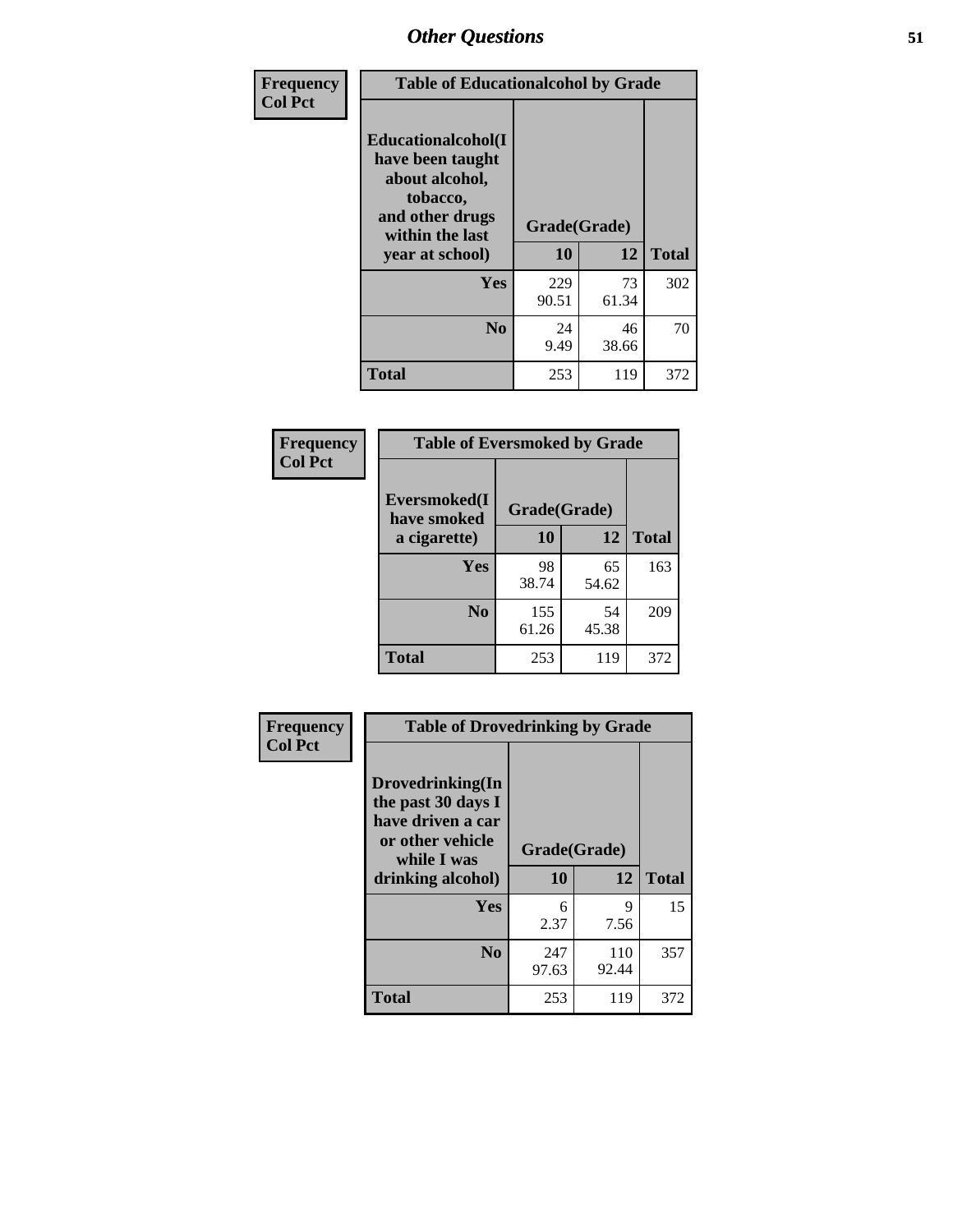| Frequency<br>Col Pct | Table of Educationalalcohol by Grade | | |
|---|---|---|---|
| Educationalalcohol(I have been taught about alcohol, tobacco, and other drugs within the last year at school) | Grade(Grade) | | |
| | 10 | 12 | Total |
| Yes | 229<br>90.51 | 73<br>61.34 | 302 |
| No | 24<br>9.49 | 46<br>38.66 | 70 |
| Total | 253 | 119 | 372 |

| Frequency<br>Col Pct | Table of Eversmoked by Grade | | |
|---|---|---|---|
| Eversmoked(I have smoked a cigarette) | Grade(Grade) | | |
| | 10 | 12 | Total |
| Yes | 98<br>38.74 | 65<br>54.62 | 163 |
| No | 155<br>61.26 | 54<br>45.38 | 209 |
| Total | 253 | 119 | 372 |

| Frequency<br>Col Pct | Table of Drovedrinking by Grade | | |
|---|---|---|---|
| Drovedrinking(In the past 30 days I have driven a car or other vehicle while I was drinking alcohol) | Grade(Grade) | | |
| | 10 | 12 | Total |
| Yes | 6<br>2.37 | 9<br>7.56 | 15 |
| No | 247<br>97.63 | 110<br>92.44 | 357 |
| Total | 253 | 119 | 372 |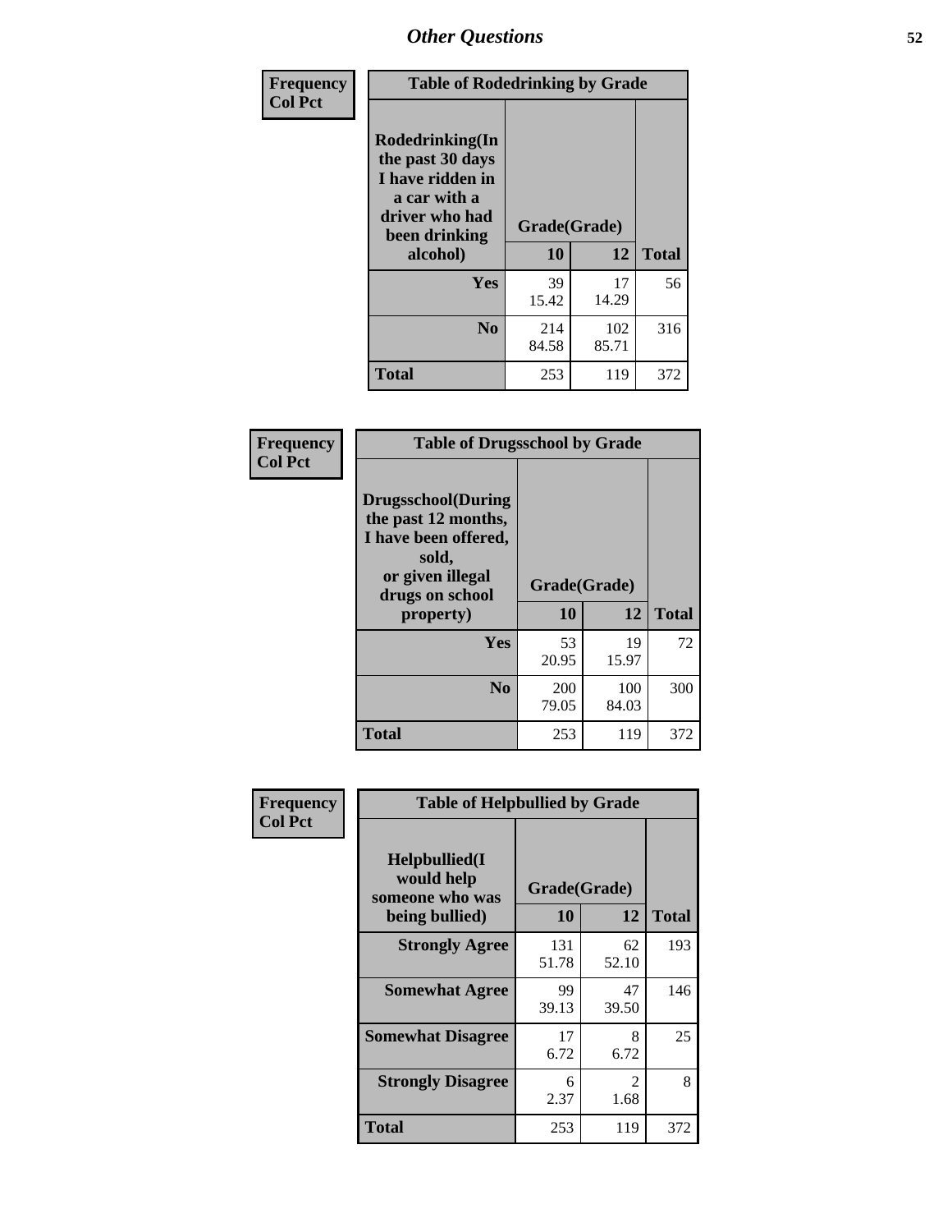## Other Questions

**Frequency**
**Col Pct**

| Table of Rodedrinking by Grade | | | |
|---|---|---|---|
| Rodedrinking(In the past 30 days I have ridden in a car with a driver who had been drinking alcohol) | Grade(Grade) | | |
| | 10 | 12 | Total |
| Yes | 39<br>15.42 | 17<br>14.29 | 56 |
| No | 214<br>84.58 | 102<br>85.71 | 316 |
| Total | 253 | 119 | 372 |

**Frequency**
**Col Pct**

| Table of Drugsschool by Grade | | | |
|---|---|---|---|
| Drugsschool(During the past 12 months, I have been offered, sold, or given illegal drugs on school property) | Grade(Grade) | | |
| | 10 | 12 | Total |
| Yes | 53<br>20.95 | 19<br>15.97 | 72 |
| No | 200<br>79.05 | 100<br>84.03 | 300 |
| Total | 253 | 119 | 372 |

**Frequency**
**Col Pct**

| Table of Helpbullied by Grade | | | |
|---|---|---|---|
| Helpbullied(I would help someone who was being bullied) | Grade(Grade) | | |
| | 10 | 12 | Total |
| Strongly Agree | 131<br>51.78 | 62<br>52.10 | 193 |
| Somewhat Agree | 99<br>39.13 | 47<br>39.50 | 146 |
| Somewhat Disagree | 17<br>6.72 | 8<br>6.72 | 25 |
| Strongly Disagree | 6<br>2.37 | 2<br>1.68 | 8 |
| Total | 253 | 119 | 372 |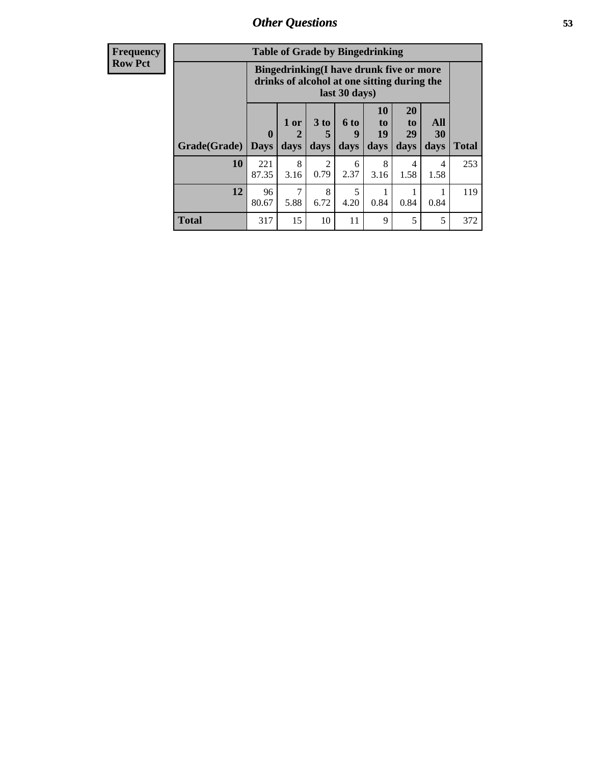# Other Questions

**Frequency**
**Row Pct**

| Table of Grade by Bingedrinking | | | | | | | | |
|---|---|---|---|---|---|---|---|---|
| | Bingedrinking(I have drunk five or more drinks of alcohol at one sitting during the last 30 days) | | | | | | | |
| Grade(Grade) | 0 Days | 1 or 2 days | 3 to 5 days | 6 to 9 days | 10 to 19 days | 20 to 29 days | All 30 days | Total |
| **10** | 221<br>87.35 | 8<br>3.16 | 2<br>0.79 | 6<br>2.37 | 8<br>3.16 | 4<br>1.58 | 4<br>1.58 | 253 |
| **12** | 96<br>80.67 | 7<br>5.88 | 8<br>6.72 | 5<br>4.20 | 1<br>0.84 | 1<br>0.84 | 1<br>0.84 | 119 |
| **Total** | 317 | 15 | 10 | 11 | 9 | 5 | 5 | 372 |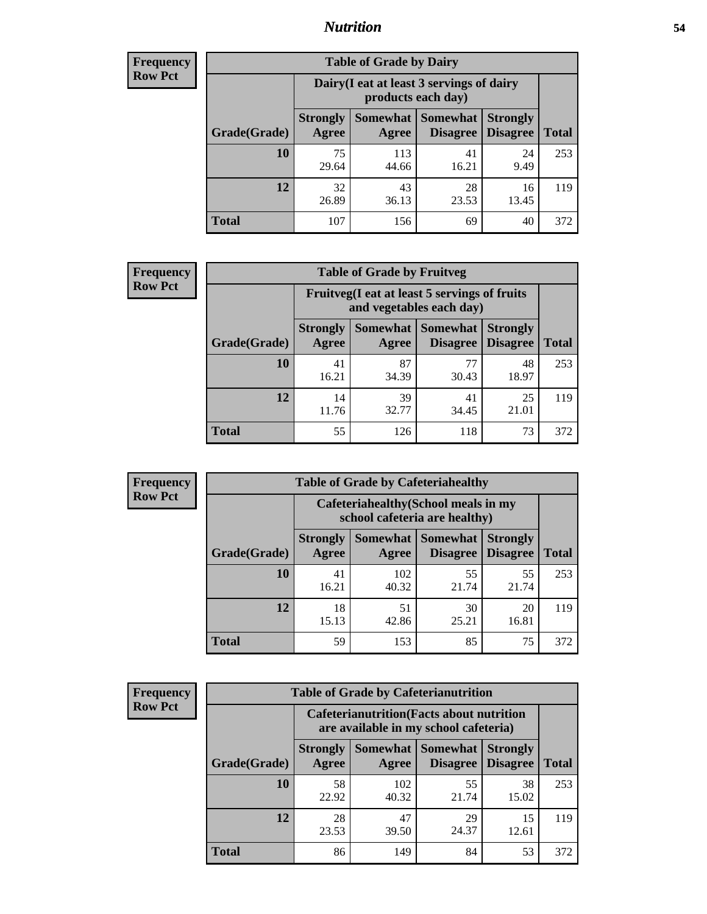# Nutrition

**Frequency**
**Row Pct**

| Table of Grade by Dairy | | | | | |
|---|---|---|---|---|---|
| | Dairy(I eat at least 3 servings of dairy products each day) | | | | |
| Grade(Grade) | Strongly Agree | Somewhat Agree | Somewhat Disagree | Strongly Disagree | Total |
| 10 | 75<br>29.64 | 113<br>44.66 | 41<br>16.21 | 24<br>9.49 | 253 |
| 12 | 32<br>26.89 | 43<br>36.13 | 28<br>23.53 | 16<br>13.45 | 119 |
| Total | 107 | 156 | 69 | 40 | 372 |

**Frequency**
**Row Pct**

| Table of Grade by Fruitveg | | | | | |
|---|---|---|---|---|---|
| | Fruitveg(I eat at least 5 servings of fruits and vegetables each day) | | | | |
| Grade(Grade) | Strongly Agree | Somewhat Agree | Somewhat Disagree | Strongly Disagree | Total |
| 10 | 41<br>16.21 | 87<br>34.39 | 77<br>30.43 | 48<br>18.97 | 253 |
| 12 | 14<br>11.76 | 39<br>32.77 | 41<br>34.45 | 25<br>21.01 | 119 |
| Total | 55 | 126 | 118 | 73 | 372 |

**Frequency**
**Row Pct**

| Table of Grade by Cafeteriahealthy | | | | | |
|---|---|---|---|---|---|
| | Cafeteriahealthy(School meals in my school cafeteria are healthy) | | | | |
| Grade(Grade) | Strongly Agree | Somewhat Agree | Somewhat Disagree | Strongly Disagree | Total |
| 10 | 41<br>16.21 | 102<br>40.32 | 55<br>21.74 | 55<br>21.74 | 253 |
| 12 | 18<br>15.13 | 51<br>42.86 | 30<br>25.21 | 20<br>16.81 | 119 |
| Total | 59 | 153 | 85 | 75 | 372 |

**Frequency**
**Row Pct**

| Table of Grade by Cafeterianutrition | | | | | |
|---|---|---|---|---|---|
| | Cafeterianutrition(Facts about nutrition are available in my school cafeteria) | | | | |
| Grade(Grade) | Strongly Agree | Somewhat Agree | Somewhat Disagree | Strongly Disagree | Total |
| 10 | 58<br>22.92 | 102<br>40.32 | 55<br>21.74 | 38<br>15.02 | 253 |
| 12 | 28<br>23.53 | 47<br>39.50 | 29<br>24.37 | 15<br>12.61 | 119 |
| Total | 86 | 149 | 84 | 53 | 372 |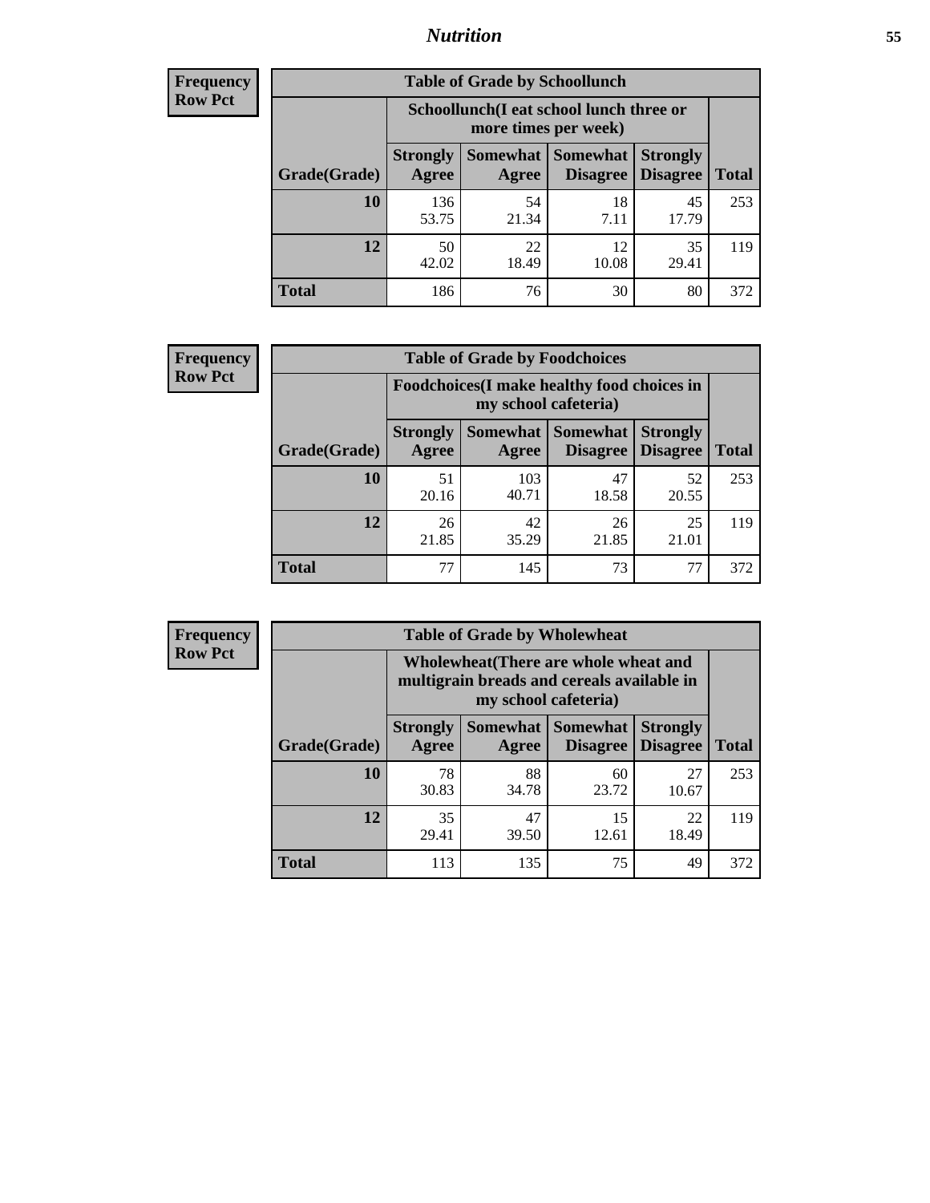**Frequency**
**Row Pct**

| Table of Grade by Schoollunch | | | | | |
|---|---|---|---|---|---|
| | Schoollunch(I eat school lunch three or more times per week) | | | | |
| Grade(Grade) | Strongly Agree | Somewhat Agree | Somewhat Disagree | Strongly Disagree | Total |
| 10 | 136<br>53.75 | 54<br>21.34 | 18<br>7.11 | 45<br>17.79 | 253 |
| 12 | 50<br>42.02 | 22<br>18.49 | 12<br>10.08 | 35<br>29.41 | 119 |
| Total | 186 | 76 | 30 | 80 | 372 |

**Frequency**
**Row Pct**

| Table of Grade by Foodchoices | | | | | |
|---|---|---|---|---|---|
| | Foodchoices(I make healthy food choices in my school cafeteria) | | | | |
| Grade(Grade) | Strongly Agree | Somewhat Agree | Somewhat Disagree | Strongly Disagree | Total |
| 10 | 51<br>20.16 | 103<br>40.71 | 47<br>18.58 | 52<br>20.55 | 253 |
| 12 | 26<br>21.85 | 42<br>35.29 | 26<br>21.85 | 25<br>21.01 | 119 |
| Total | 77 | 145 | 73 | 77 | 372 |

**Frequency**
**Row Pct**

| Table of Grade by Wholewheat | | | | | |
|---|---|---|---|---|---|
| | Wholewheat(There are whole wheat and multigrain breads and cereals available in my school cafeteria) | | | | |
| Grade(Grade) | Strongly Agree | Somewhat Agree | Somewhat Disagree | Strongly Disagree | Total |
| 10 | 78<br>30.83 | 88<br>34.78 | 60<br>23.72 | 27<br>10.67 | 253 |
| 12 | 35<br>29.41 | 47<br>39.50 | 15<br>12.61 | 22<br>18.49 | 119 |
| Total | 113 | 135 | 75 | 49 | 372 |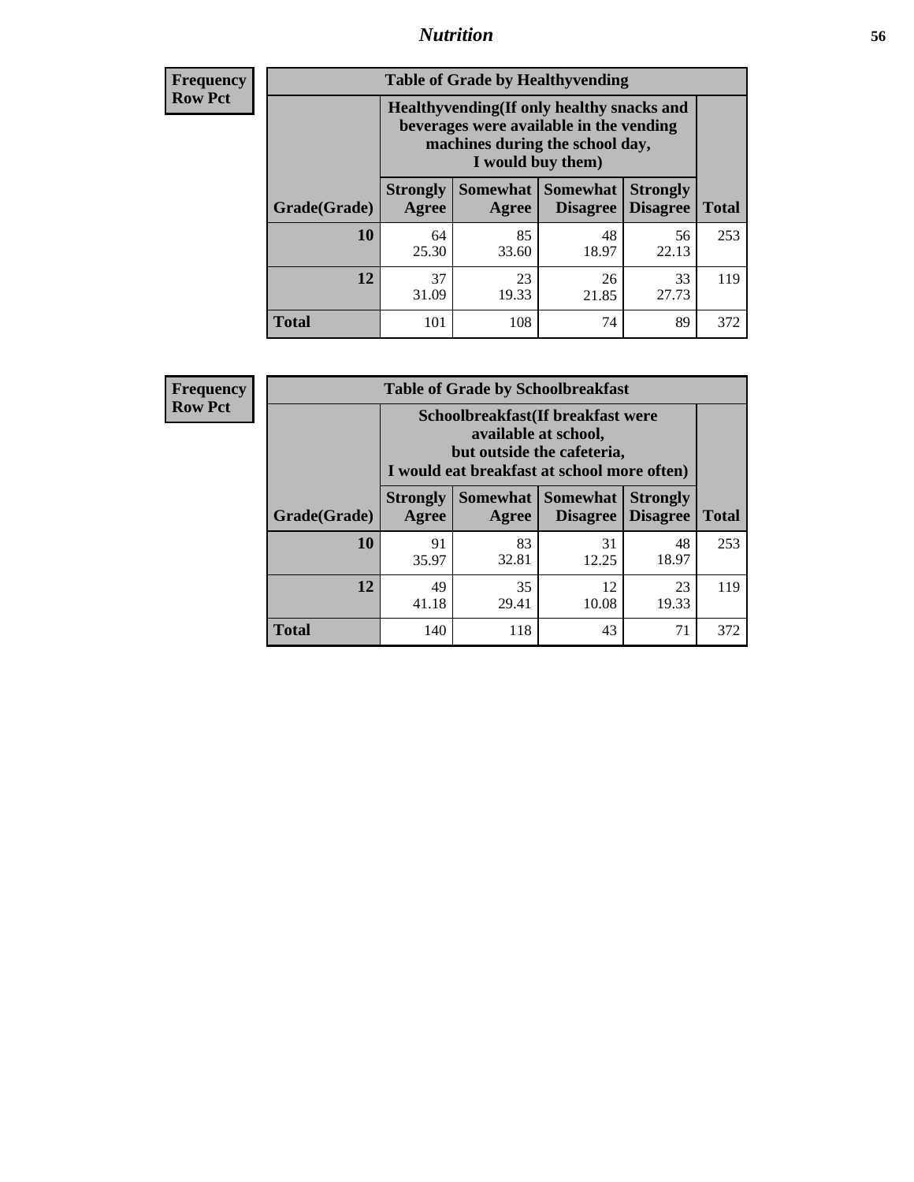## Nutrition

**Frequency Row Pct**

| Table of Grade by Healthyvending | | | | | |
|---|---|---|---|---|---|
| | Healthyvending(If only healthy snacks and beverages were available in the vending machines during the school day, I would buy them) | | | | |
| Grade(Grade) | Strongly Agree | Somewhat Agree | Somewhat Disagree | Strongly Disagree | Total |
| **10** | 64<br>25.30 | 85<br>33.60 | 48<br>18.97 | 56<br>22.13 | 253 |
| **12** | 37<br>31.09 | 23<br>19.33 | 26<br>21.85 | 33<br>27.73 | 119 |
| **Total** | 101 | 108 | 74 | 89 | 372 |

**Frequency Row Pct**

| Table of Grade by Schoolbreakfast | | | | | |
|---|---|---|---|---|---|
| | Schoolbreakfast(If breakfast were available at school, but outside the cafeteria, I would eat breakfast at school more often) | | | | |
| Grade(Grade) | Strongly Agree | Somewhat Agree | Somewhat Disagree | Strongly Disagree | Total |
| **10** | 91<br>35.97 | 83<br>32.81 | 31<br>12.25 | 48<br>18.97 | 253 |
| **12** | 49<br>41.18 | 35<br>29.41 | 12<br>10.08 | 23<br>19.33 | 119 |
| **Total** | 140 | 118 | 43 | 71 | 372 |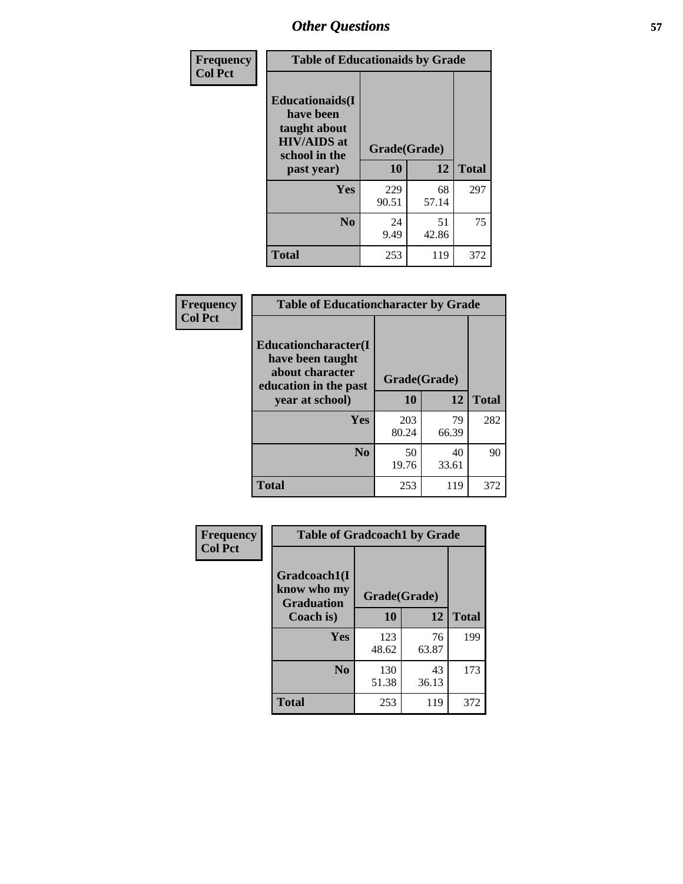| Frequency<br>Col Pct | Table of Educationaids by Grade | | |
|---|---|---|---|
| Educationaids(I have been taught about HIV/AIDS at school in the past year) | Grade(Grade) | | |
| | 10 | 12 | Total |
| Yes | 229<br>90.51 | 68<br>57.14 | 297 |
| No | 24<br>9.49 | 51<br>42.86 | 75 |
| Total | 253 | 119 | 372 |

| Frequency<br>Col Pct | Table of Educationcharacter by Grade | | |
|---|---|---|---|
| Educationcharacter(I have been taught about character education in the past year at school) | Grade(Grade) | | |
| | 10 | 12 | Total |
| Yes | 203<br>80.24 | 79<br>66.39 | 282 |
| No | 50<br>19.76 | 40<br>33.61 | 90 |
| Total | 253 | 119 | 372 |

| Frequency<br>Col Pct | Table of Gradcoach1 by Grade | | |
|---|---|---|---|
| Gradcoach1(I know who my Graduation Coach is) | Grade(Grade) | | |
| | 10 | 12 | Total |
| Yes | 123<br>48.62 | 76<br>63.87 | 199 |
| No | 130<br>51.38 | 43<br>36.13 | 173 |
| Total | 253 | 119 | 372 |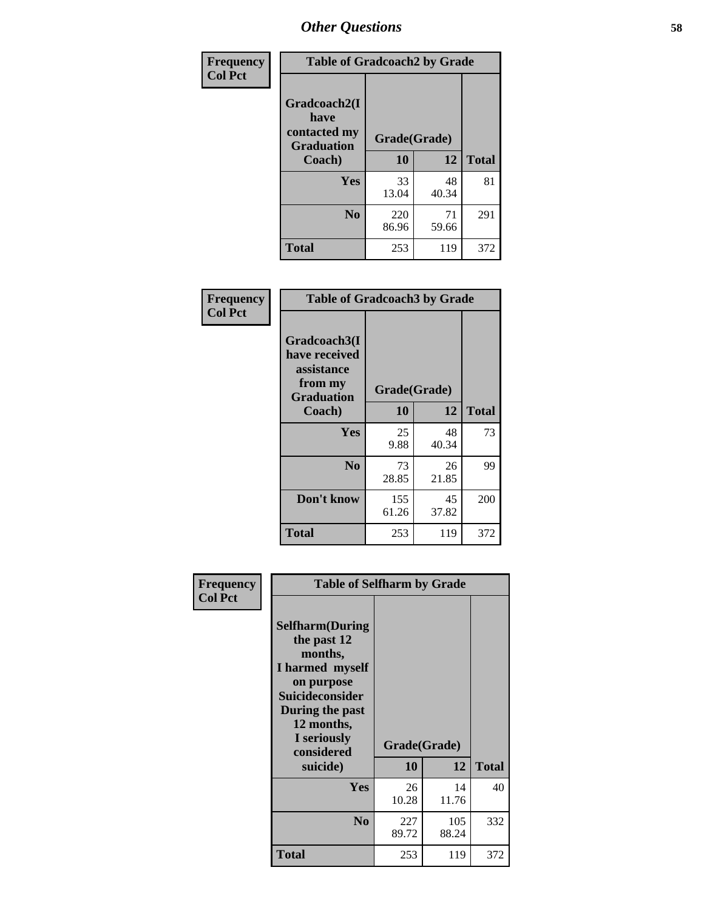## Other Questions

**Frequency / Col Pct**

| Gradcoach2(I have contacted my Graduation Coach) | Grade(Grade) 10 | 12 | Total |
|---|---|---|---|
| **Yes** | 33<br>13.04 | 48<br>40.34 | 81 |
| **No** | 220<br>86.96 | 71<br>59.66 | 291 |
| **Total** | 253 | 119 | 372 |

Table of Gradcoach2 by Grade

**Frequency / Col Pct**

| Gradcoach3(I have received assistance from my Graduation Coach) | Grade(Grade) 10 | 12 | Total |
|---|---|---|---|
| **Yes** | 25<br>9.88 | 48<br>40.34 | 73 |
| **No** | 73<br>28.85 | 26<br>21.85 | 99 |
| **Don't know** | 155<br>61.26 | 45<br>37.82 | 200 |
| **Total** | 253 | 119 | 372 |

Table of Gradcoach3 by Grade

**Frequency / Col Pct**

| Selfharm(During the past 12 months, I harmed myself on purpose Suicideconsider During the past 12 months, I seriously considered suicide) | Grade(Grade) 10 | 12 | Total |
|---|---|---|---|
| **Yes** | 26<br>10.28 | 14<br>11.76 | 40 |
| **No** | 227<br>89.72 | 105<br>88.24 | 332 |
| **Total** | 253 | 119 | 372 |

Table of Selfharm by Grade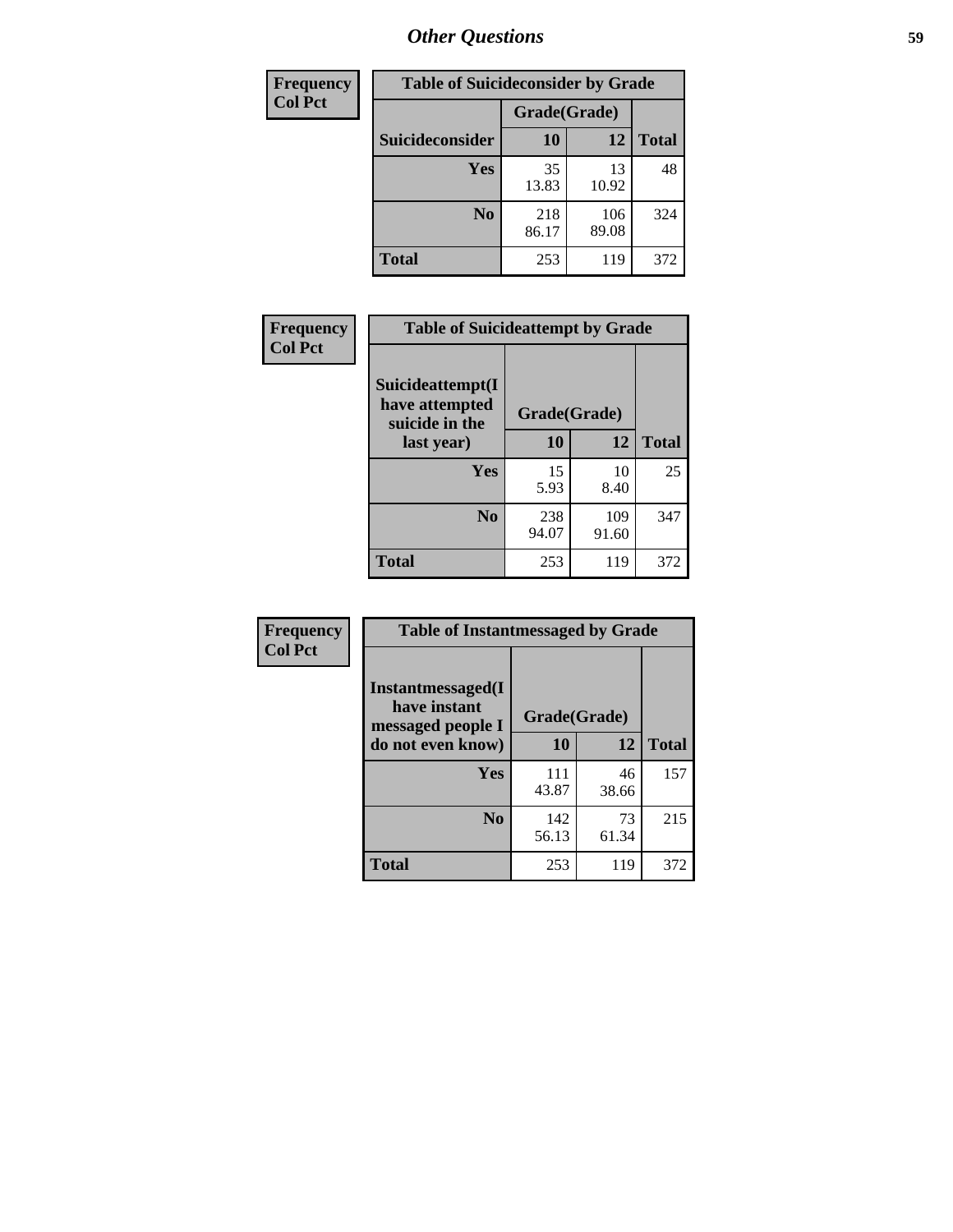## Other Questions

**Frequency**
**Col Pct**

| Table of Suicideconsider by Grade | | | |
|---|---|---|---|
| | Grade(Grade) | | |
| Suicideconsider | 10 | 12 | Total |
| Yes | 35<br>13.83 | 13<br>10.92 | 48 |
| No | 218<br>86.17 | 106<br>89.08 | 324 |
| Total | 253 | 119 | 372 |

**Frequency**
**Col Pct**

| Table of Suicideattempt by Grade | | | |
|---|---|---|---|
| Suicideattempt(I have attempted suicide in the last year) | Grade(Grade) | | |
| | 10 | 12 | Total |
| Yes | 15<br>5.93 | 10<br>8.40 | 25 |
| No | 238<br>94.07 | 109<br>91.60 | 347 |
| Total | 253 | 119 | 372 |

**Frequency**
**Col Pct**

| Table of Instantmessaged by Grade | | | |
|---|---|---|---|
| Instantmessaged(I have instant messaged people I do not even know) | Grade(Grade) | | |
| | 10 | 12 | Total |
| Yes | 111<br>43.87 | 46<br>38.66 | 157 |
| No | 142<br>56.13 | 73<br>61.34 | 215 |
| Total | 253 | 119 | 372 |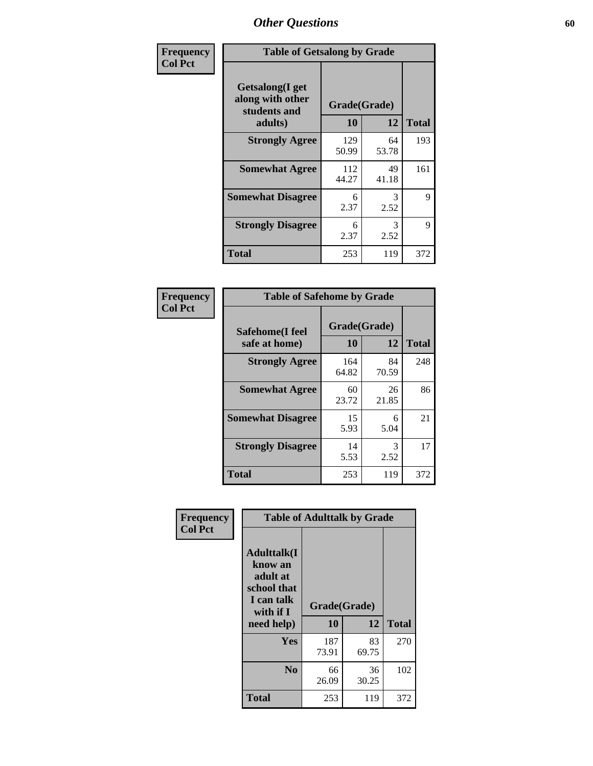# Other Questions

**Frequency Col Pct**

| Table of Getsalong by Grade | | | |
|---|---|---|---|
| Getsalong(I get along with other students and adults) | Grade(Grade) | | |
| | 10 | 12 | Total |
| **Strongly Agree** | 129<br>50.99 | 64<br>53.78 | 193 |
| **Somewhat Agree** | 112<br>44.27 | 49<br>41.18 | 161 |
| **Somewhat Disagree** | 6<br>2.37 | 3<br>2.52 | 9 |
| **Strongly Disagree** | 6<br>2.37 | 3<br>2.52 | 9 |
| **Total** | 253 | 119 | 372 |

**Frequency Col Pct**

| Table of Safehome by Grade | | | |
|---|---|---|---|
| Safehome(I feel safe at home) | Grade(Grade) | | |
| | 10 | 12 | Total |
| **Strongly Agree** | 164<br>64.82 | 84<br>70.59 | 248 |
| **Somewhat Agree** | 60<br>23.72 | 26<br>21.85 | 86 |
| **Somewhat Disagree** | 15<br>5.93 | 6<br>5.04 | 21 |
| **Strongly Disagree** | 14<br>5.53 | 3<br>2.52 | 17 |
| **Total** | 253 | 119 | 372 |

**Frequency Col Pct**

| Table of Adulttalk by Grade | | | |
|---|---|---|---|
| Adulttalk(I know an adult at school that I can talk with if I need help) | Grade(Grade) | | |
| | 10 | 12 | Total |
| **Yes** | 187<br>73.91 | 83<br>69.75 | 270 |
| **No** | 66<br>26.09 | 36<br>30.25 | 102 |
| **Total** | 253 | 119 | 372 |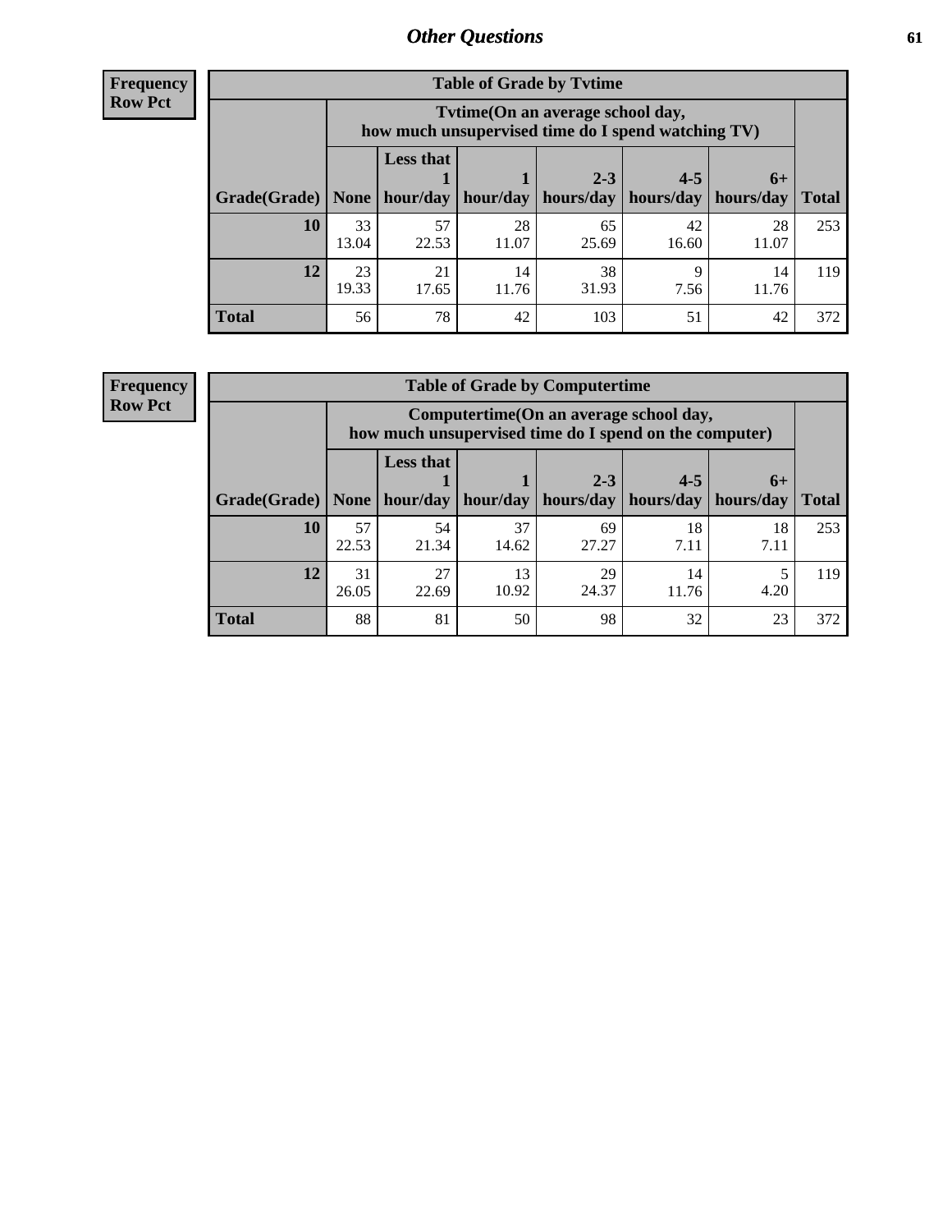# Other Questions

**Frequency**
**Row Pct**

| Table of Grade by Tvtime | | | | | | | |
|---|---|---|---|---|---|---|---|
| | Tvtime(On an average school day, how much unsupervised time do I spend watching TV) | | | | | | |
| Grade(Grade) | None | Less that 1 hour/day | 1 hour/day | 2-3 hours/day | 4-5 hours/day | 6+ hours/day | Total |
| **10** | 33<br>13.04 | 57<br>22.53 | 28<br>11.07 | 65<br>25.69 | 42<br>16.60 | 28<br>11.07 | 253 |
| **12** | 23<br>19.33 | 21<br>17.65 | 14<br>11.76 | 38<br>31.93 | 9<br>7.56 | 14<br>11.76 | 119 |
| **Total** | 56 | 78 | 42 | 103 | 51 | 42 | 372 |

**Frequency**
**Row Pct**

| Table of Grade by Computertime | | | | | | | |
|---|---|---|---|---|---|---|---|
| | Computertime(On an average school day, how much unsupervised time do I spend on the computer) | | | | | | |
| Grade(Grade) | None | Less that 1 hour/day | 1 hour/day | 2-3 hours/day | 4-5 hours/day | 6+ hours/day | Total |
| **10** | 57<br>22.53 | 54<br>21.34 | 37<br>14.62 | 69<br>27.27 | 18<br>7.11 | 18<br>7.11 | 253 |
| **12** | 31<br>26.05 | 27<br>22.69 | 13<br>10.92 | 29<br>24.37 | 14<br>11.76 | 5<br>4.20 | 119 |
| **Total** | 88 | 81 | 50 | 98 | 32 | 23 | 372 |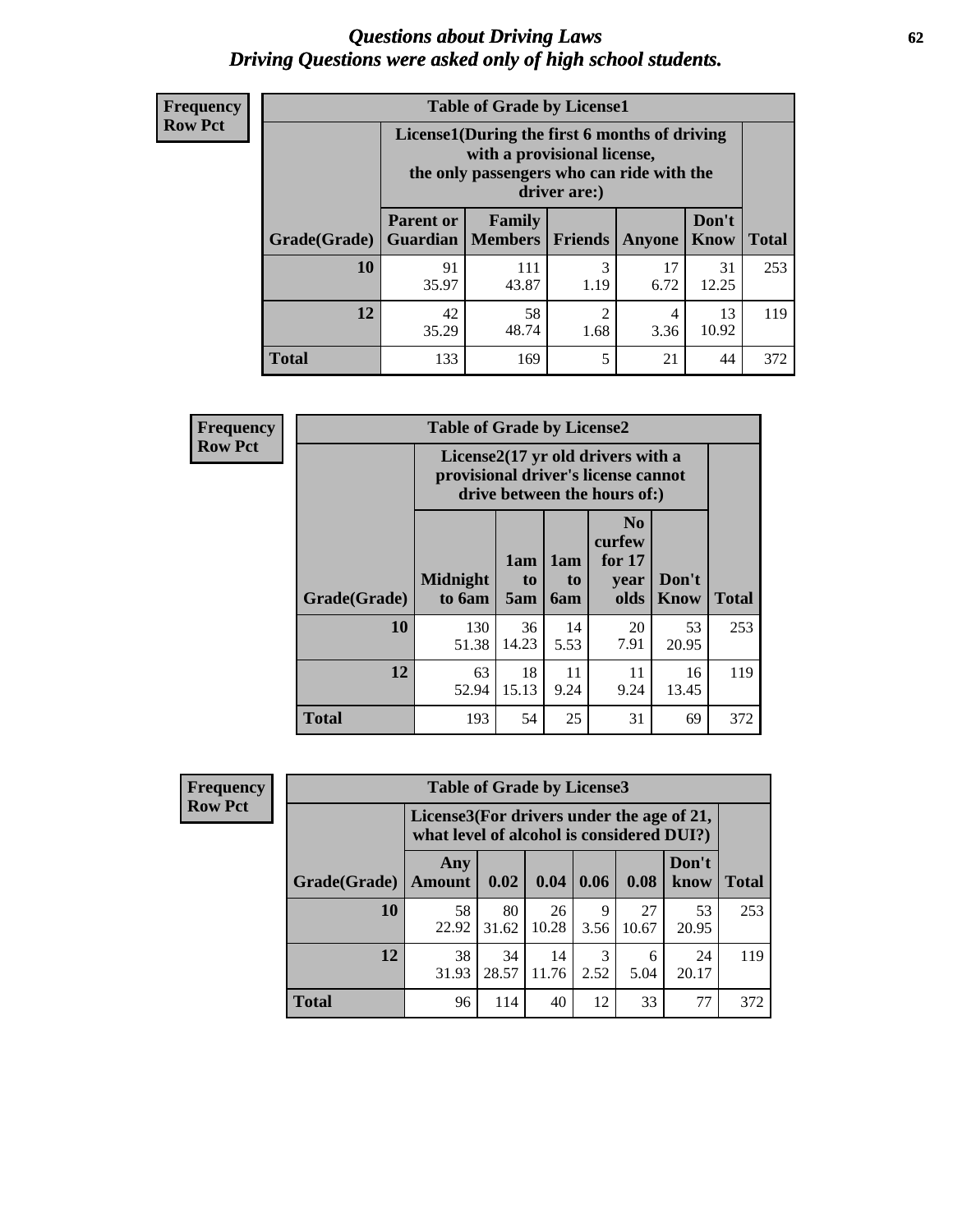# Questions about Driving Laws
## Driving Questions were asked only of high school students.

**Frequency Row Pct**

| Table of Grade by License1 | | | | | | |
|---|---|---|---|---|---|---|
| | License1(During the first 6 months of driving with a provisional license, the only passengers who can ride with the driver are:) | | | | | |
| Grade(Grade) | Parent or Guardian | Family Members | Friends | Anyone | Don't Know | Total |
| 10 | 91<br>35.97 | 111<br>43.87 | 3<br>1.19 | 17<br>6.72 | 31<br>12.25 | 253 |
| 12 | 42<br>35.29 | 58<br>48.74 | 2<br>1.68 | 4<br>3.36 | 13<br>10.92 | 119 |
| Total | 133 | 169 | 5 | 21 | 44 | 372 |

**Frequency Row Pct**

| Table of Grade by License2 | | | | | | |
|---|---|---|---|---|---|---|
| | License2(17 yr old drivers with a provisional driver's license cannot drive between the hours of:) | | | | | |
| Grade(Grade) | Midnight to 6am | 1am to 5am | 1am to 6am | No curfew for 17 year olds | Don't Know | Total |
| 10 | 130<br>51.38 | 36<br>14.23 | 14<br>5.53 | 20<br>7.91 | 53<br>20.95 | 253 |
| 12 | 63<br>52.94 | 18<br>15.13 | 11<br>9.24 | 11<br>9.24 | 16<br>13.45 | 119 |
| Total | 193 | 54 | 25 | 31 | 69 | 372 |

**Frequency Row Pct**

| Table of Grade by License3 | | | | | | | |
|---|---|---|---|---|---|---|---|
| | License3(For drivers under the age of 21, what level of alcohol is considered DUI?) | | | | | | |
| Grade(Grade) | Any Amount | 0.02 | 0.04 | 0.06 | 0.08 | Don't know | Total |
| 10 | 58<br>22.92 | 80<br>31.62 | 26<br>10.28 | 9<br>3.56 | 27<br>10.67 | 53<br>20.95 | 253 |
| 12 | 38<br>31.93 | 34<br>28.57 | 14<br>11.76 | 3<br>2.52 | 6<br>5.04 | 24<br>20.17 | 119 |
| Total | 96 | 114 | 40 | 12 | 33 | 77 | 372 |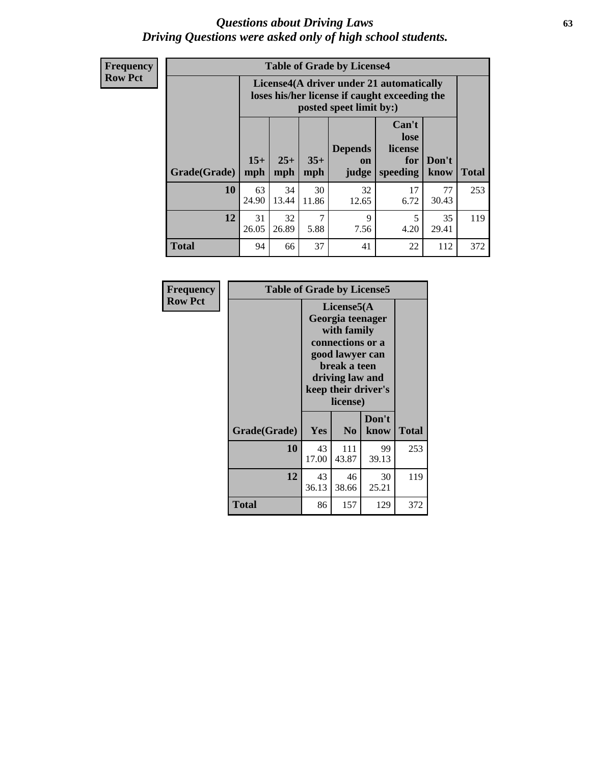# Questions about Driving Laws
## Driving Questions were asked only of high school students.

**Frequency**
**Row Pct**

**Table of Grade by License4**

| Grade(Grade) | License4(A driver under 21 automatically loses his/her license if caught exceeding the posted speet limit by:) | | | | | | Total |
|---|---|---|---|---|---|---|---|
| | 15+ mph | 25+ mph | 35+ mph | Depends on judge | Can't lose license for speeding | Don't know | |
| **10** | 63<br>24.90 | 34<br>13.44 | 30<br>11.86 | 32<br>12.65 | 17<br>6.72 | 77<br>30.43 | 253 |
| **12** | 31<br>26.05 | 32<br>26.89 | 7<br>5.88 | 9<br>7.56 | 5<br>4.20 | 35<br>29.41 | 119 |
| **Total** | 94 | 66 | 37 | 41 | 22 | 112 | 372 |

**Frequency**
**Row Pct**

**Table of Grade by License5**

| Grade(Grade) | License5(A Georgia teenager with family connections or a good lawyer can break a teen driving law and keep their driver's license) | | | Total |
|---|---|---|---|---|
| | Yes | No | Don't know | |
| **10** | 43<br>17.00 | 111<br>43.87 | 99<br>39.13 | 253 |
| **12** | 43<br>36.13 | 46<br>38.66 | 30<br>25.21 | 119 |
| **Total** | 86 | 157 | 129 | 372 |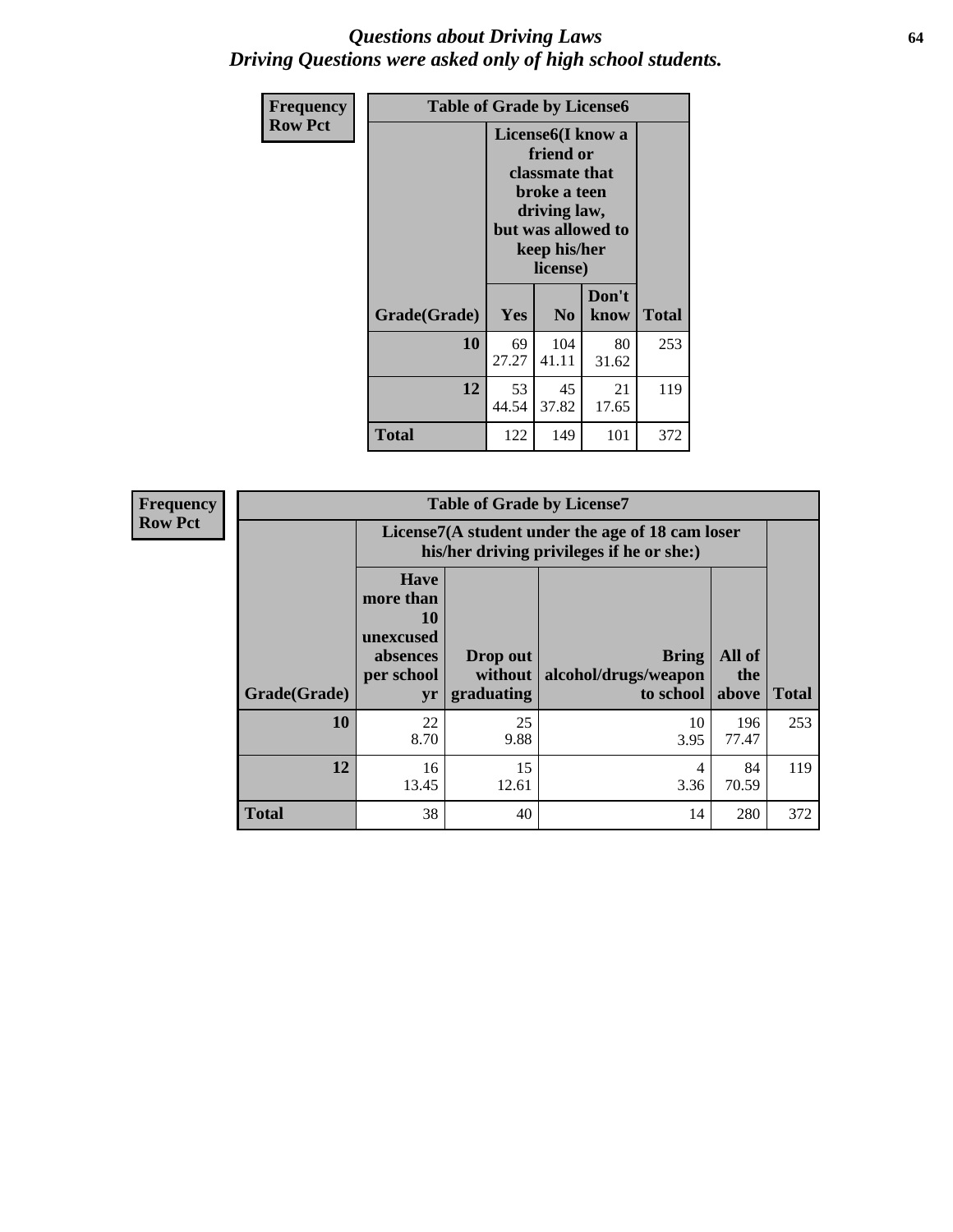# *Questions about Driving Laws*
## *Driving Questions were asked only of high school students.*

| Frequency<br>Row Pct | Table of Grade by License6 | | | |
|---|---|---|---|---|
| | License6(I know a friend or classmate that broke a teen driving law, but was allowed to keep his/her license) | | | |
| Grade(Grade) | Yes | No | Don't know | Total |
| 10 | 69<br>27.27 | 104<br>41.11 | 80<br>31.62 | 253 |
| 12 | 53<br>44.54 | 45<br>37.82 | 21<br>17.65 | 119 |
| Total | 122 | 149 | 101 | 372 |

| Frequency<br>Row Pct | Table of Grade by License7 | | | | |
|---|---|---|---|---|---|
| | License7(A student under the age of 18 cam loser his/her driving privileges if he or she:) | | | | |
| Grade(Grade) | Have more than 10 unexcused absences per school yr | Drop out without graduating | Bring alcohol/drugs/weapon to school | All of the above | Total |
| 10 | 22<br>8.70 | 25<br>9.88 | 10<br>3.95 | 196<br>77.47 | 253 |
| 12 | 16<br>13.45 | 15<br>12.61 | 4<br>3.36 | 84<br>70.59 | 119 |
| Total | 38 | 40 | 14 | 280 | 372 |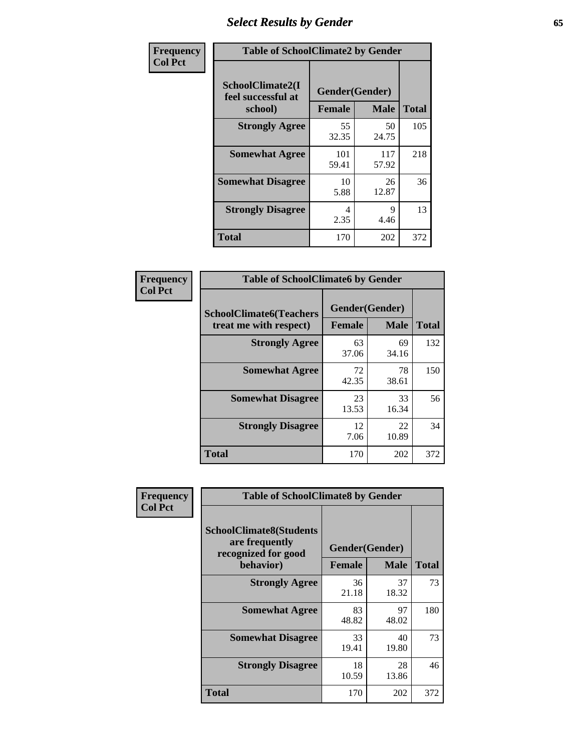# Select Results by Gender

**Frequency**
**Col Pct**

| Table of SchoolClimate2 by Gender | | | |
|---|---|---|---|
| SchoolClimate2(I feel successful at school) | Gender(Gender) | | |
| | Female | Male | Total |
| **Strongly Agree** | 55<br>32.35 | 50<br>24.75 | 105 |
| **Somewhat Agree** | 101<br>59.41 | 117<br>57.92 | 218 |
| **Somewhat Disagree** | 10<br>5.88 | 26<br>12.87 | 36 |
| **Strongly Disagree** | 4<br>2.35 | 9<br>4.46 | 13 |
| **Total** | 170 | 202 | 372 |

**Frequency**
**Col Pct**

| Table of SchoolClimate6 by Gender | | | |
|---|---|---|---|
| SchoolClimate6(Teachers treat me with respect) | Gender(Gender) | | |
| | Female | Male | Total |
| **Strongly Agree** | 63<br>37.06 | 69<br>34.16 | 132 |
| **Somewhat Agree** | 72<br>42.35 | 78<br>38.61 | 150 |
| **Somewhat Disagree** | 23<br>13.53 | 33<br>16.34 | 56 |
| **Strongly Disagree** | 12<br>7.06 | 22<br>10.89 | 34 |
| **Total** | 170 | 202 | 372 |

**Frequency**
**Col Pct**

| Table of SchoolClimate8 by Gender | | | |
|---|---|---|---|
| SchoolClimate8(Students are frequently recognized for good behavior) | Gender(Gender) | | |
| | Female | Male | Total |
| **Strongly Agree** | 36<br>21.18 | 37<br>18.32 | 73 |
| **Somewhat Agree** | 83<br>48.82 | 97<br>48.02 | 180 |
| **Somewhat Disagree** | 33<br>19.41 | 40<br>19.80 | 73 |
| **Strongly Disagree** | 18<br>10.59 | 28<br>13.86 | 46 |
| **Total** | 170 | 202 | 372 |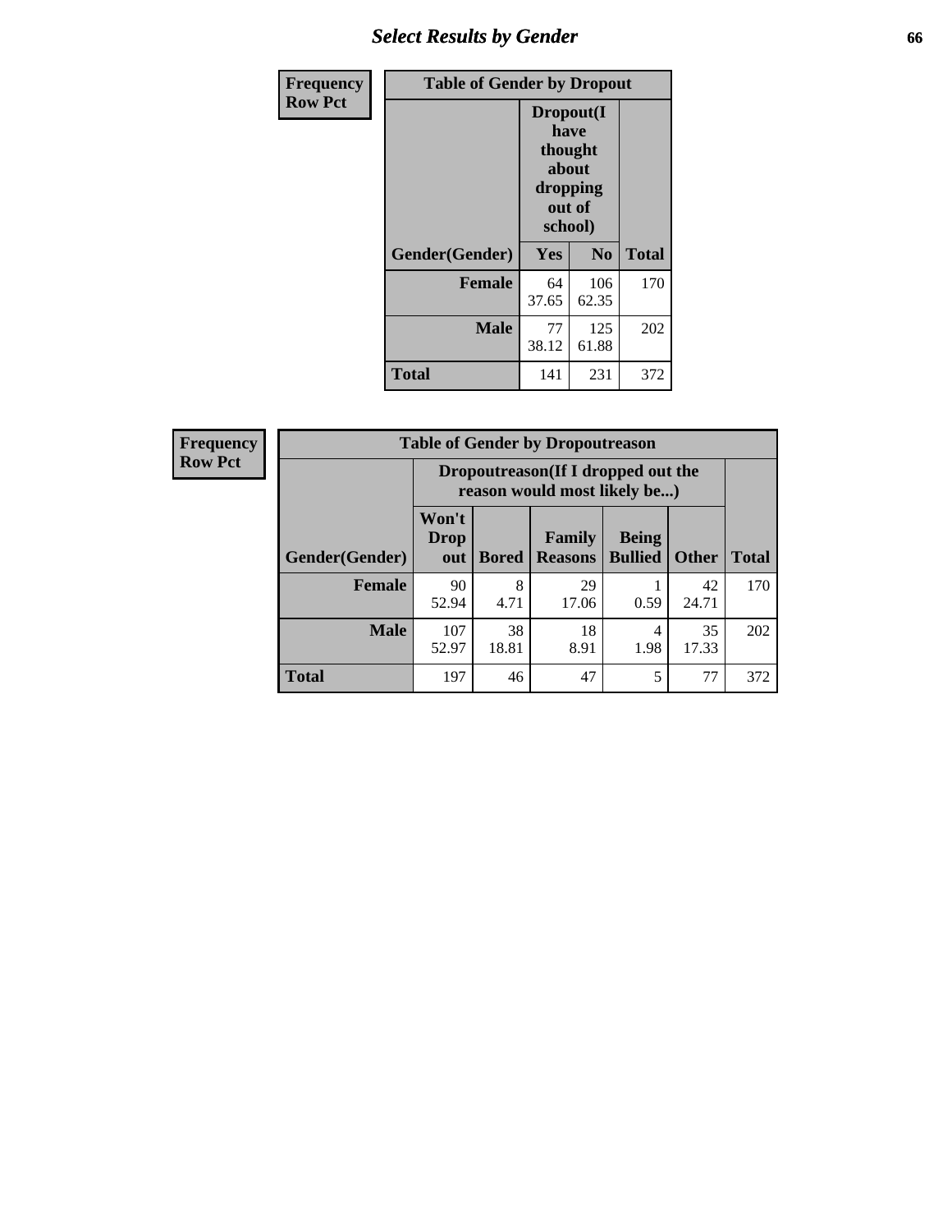## Select Results by Gender

**Frequency / Row Pct**

**Table of Gender by Dropout**

| Gender(Gender) | Dropout(I have thought about dropping out of school) | | Total |
|---|---|---|---|
| | Yes | No | |
| **Female** | 64<br>37.65 | 106<br>62.35 | 170 |
| **Male** | 77<br>38.12 | 125<br>61.88 | 202 |
| **Total** | 141 | 231 | 372 |

**Frequency / Row Pct**

**Table of Gender by Dropoutreason**

| Gender(Gender) | Dropoutreason(If I dropped out the reason would most likely be...) | | | | | Total |
|---|---|---|---|---|---|---|
| | Won't Drop out | Bored | Family Reasons | Being Bullied | Other | |
| **Female** | 90<br>52.94 | 8<br>4.71 | 29<br>17.06 | 1<br>0.59 | 42<br>24.71 | 170 |
| **Male** | 107<br>52.97 | 38<br>18.81 | 18<br>8.91 | 4<br>1.98 | 35<br>17.33 | 202 |
| **Total** | 197 | 46 | 47 | 5 | 77 | 372 |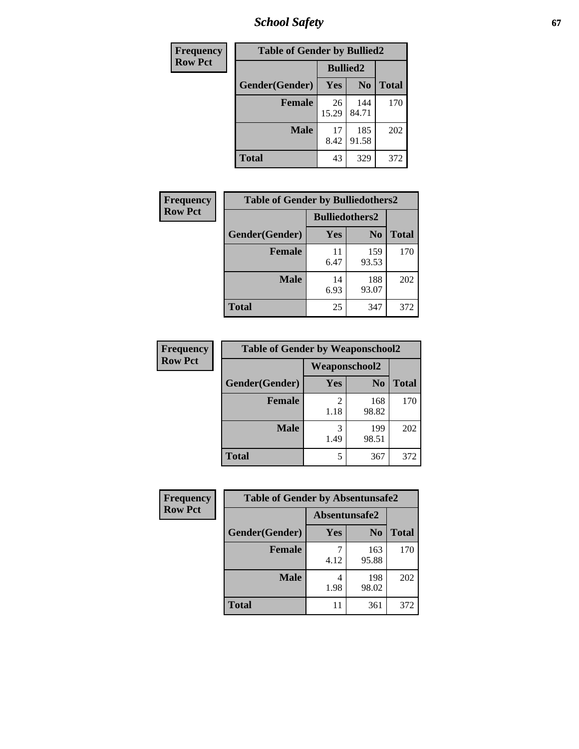| Frequency<br>Row Pct | Table of Gender by Bullied2 | | |
|---|---|---|---|
| | Bullied2 | | |
| Gender(Gender) | Yes | No | Total |
| Female | 26<br>15.29 | 144<br>84.71 | 170 |
| Male | 17<br>8.42 | 185<br>91.58 | 202 |
| Total | 43 | 329 | 372 |

| Frequency<br>Row Pct | Table of Gender by Bulliedothers2 | | |
|---|---|---|---|
| | Bulliedothers2 | | |
| Gender(Gender) | Yes | No | Total |
| Female | 11<br>6.47 | 159<br>93.53 | 170 |
| Male | 14<br>6.93 | 188<br>93.07 | 202 |
| Total | 25 | 347 | 372 |

| Frequency<br>Row Pct | Table of Gender by Weaponschool2 | | |
|---|---|---|---|
| | Weaponschool2 | | |
| Gender(Gender) | Yes | No | Total |
| Female | 2<br>1.18 | 168<br>98.82 | 170 |
| Male | 3<br>1.49 | 199<br>98.51 | 202 |
| Total | 5 | 367 | 372 |

| Frequency<br>Row Pct | Table of Gender by Absentunsafe2 | | |
|---|---|---|---|
| | Absentunsafe2 | | |
| Gender(Gender) | Yes | No | Total |
| Female | 7<br>4.12 | 163<br>95.88 | 170 |
| Male | 4<br>1.98 | 198<br>98.02 | 202 |
| Total | 11 | 361 | 372 |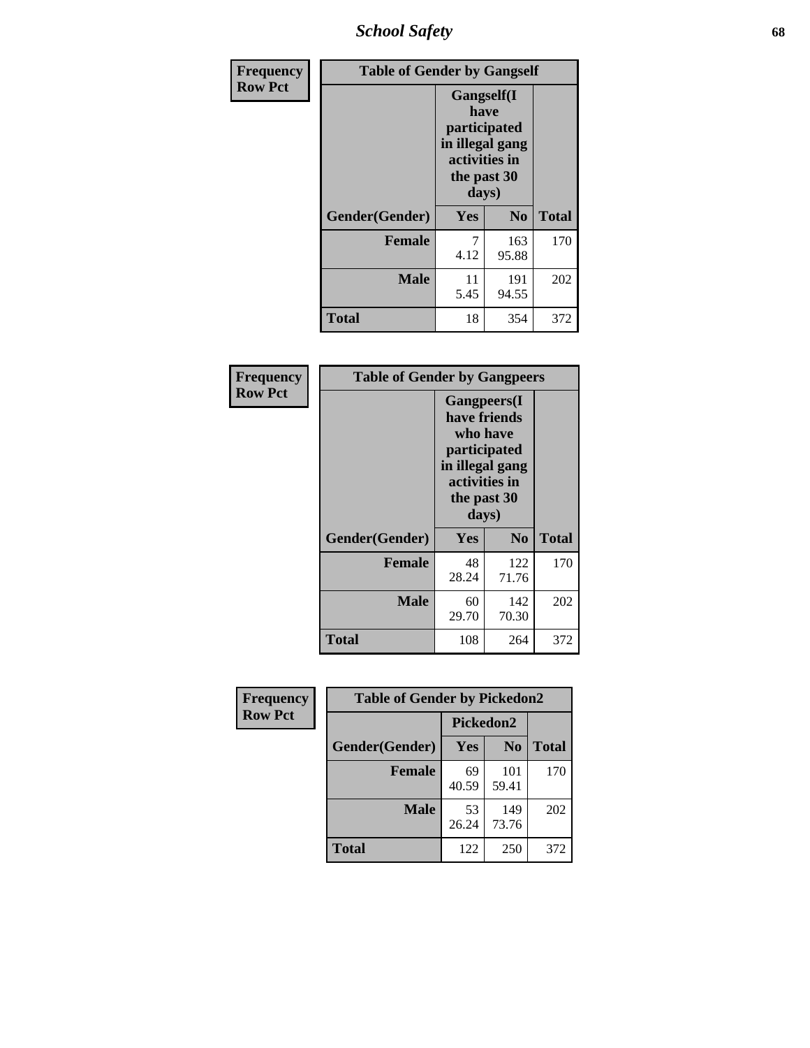| Frequency<br>Row Pct | Table of Gender by Gangself | | |
|---|---|---|---|
| | Gangself(I have participated in illegal gang activities in the past 30 days) | | |
| Gender(Gender) | Yes | No | Total |
| Female | 7<br>4.12 | 163<br>95.88 | 170 |
| Male | 11<br>5.45 | 191<br>94.55 | 202 |
| Total | 18 | 354 | 372 |

| Frequency<br>Row Pct | Table of Gender by Gangpeers | | |
|---|---|---|---|
| | Gangpeers(I have friends who have participated in illegal gang activities in the past 30 days) | | |
| Gender(Gender) | Yes | No | Total |
| Female | 48<br>28.24 | 122<br>71.76 | 170 |
| Male | 60<br>29.70 | 142<br>70.30 | 202 |
| Total | 108 | 264 | 372 |

| Frequency<br>Row Pct | Table of Gender by Pickedon2 | | |
|---|---|---|---|
| | Pickedon2 | | |
| Gender(Gender) | Yes | No | Total |
| Female | 69<br>40.59 | 101<br>59.41 | 170 |
| Male | 53<br>26.24 | 149<br>73.76 | 202 |
| Total | 122 | 250 | 372 |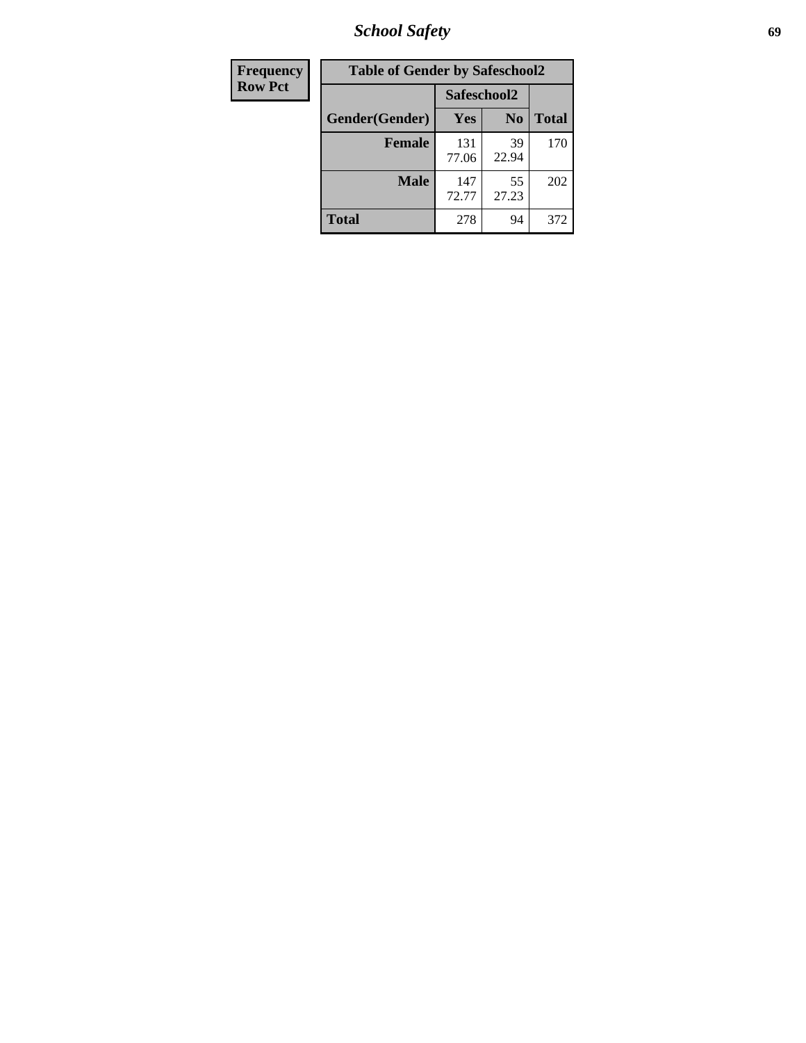| Frequency Row Pct |
|---|

**Table of Gender by Safeschool2**

| Gender(Gender) | Safeschool2 | | Total |
|---|---|---|---|
| | Yes | No | |
| Female | 131<br>77.06 | 39<br>22.94 | 170 |
| Male | 147<br>72.77 | 55<br>27.23 | 202 |
| Total | 278 | 94 | 372 |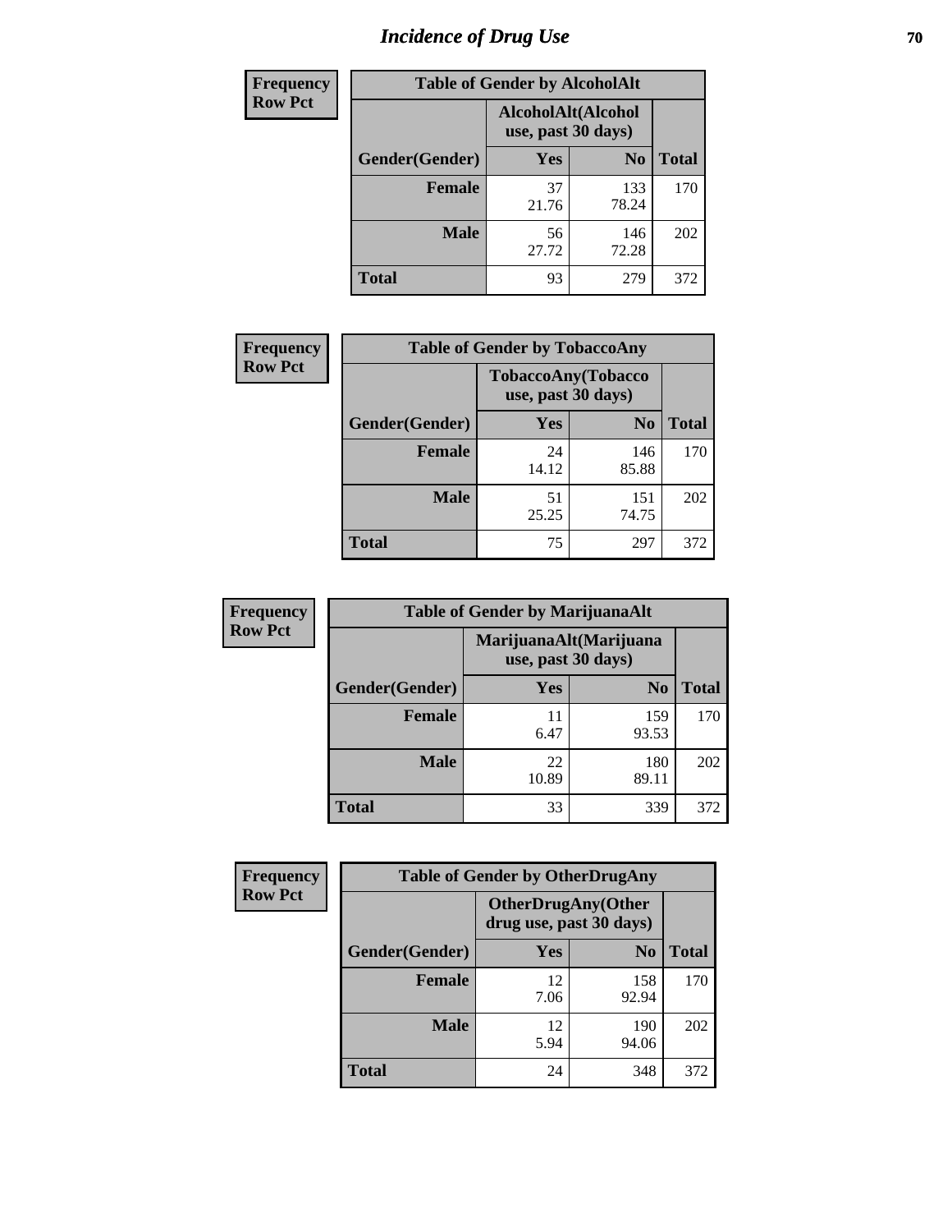# Incidence of Drug Use

**Frequency**
**Row Pct**

| Table of Gender by AlcoholAlt | | | |
|---|---|---|---|
| | AlcoholAlt(Alcohol use, past 30 days) | | |
| Gender(Gender) | Yes | No | Total |
| Female | 37<br>21.76 | 133<br>78.24 | 170 |
| Male | 56<br>27.72 | 146<br>72.28 | 202 |
| Total | 93 | 279 | 372 |

**Frequency**
**Row Pct**

| Table of Gender by TobaccoAny | | | |
|---|---|---|---|
| | TobaccoAny(Tobacco use, past 30 days) | | |
| Gender(Gender) | Yes | No | Total |
| Female | 24<br>14.12 | 146<br>85.88 | 170 |
| Male | 51<br>25.25 | 151<br>74.75 | 202 |
| Total | 75 | 297 | 372 |

**Frequency**
**Row Pct**

| Table of Gender by MarijuanaAlt | | | |
|---|---|---|---|
| | MarijuanaAlt(Marijuana use, past 30 days) | | |
| Gender(Gender) | Yes | No | Total |
| Female | 11<br>6.47 | 159<br>93.53 | 170 |
| Male | 22<br>10.89 | 180<br>89.11 | 202 |
| Total | 33 | 339 | 372 |

**Frequency**
**Row Pct**

| Table of Gender by OtherDrugAny | | | |
|---|---|---|---|
| | OtherDrugAny(Other drug use, past 30 days) | | |
| Gender(Gender) | Yes | No | Total |
| Female | 12<br>7.06 | 158<br>92.94 | 170 |
| Male | 12<br>5.94 | 190<br>94.06 | 202 |
| Total | 24 | 348 | 372 |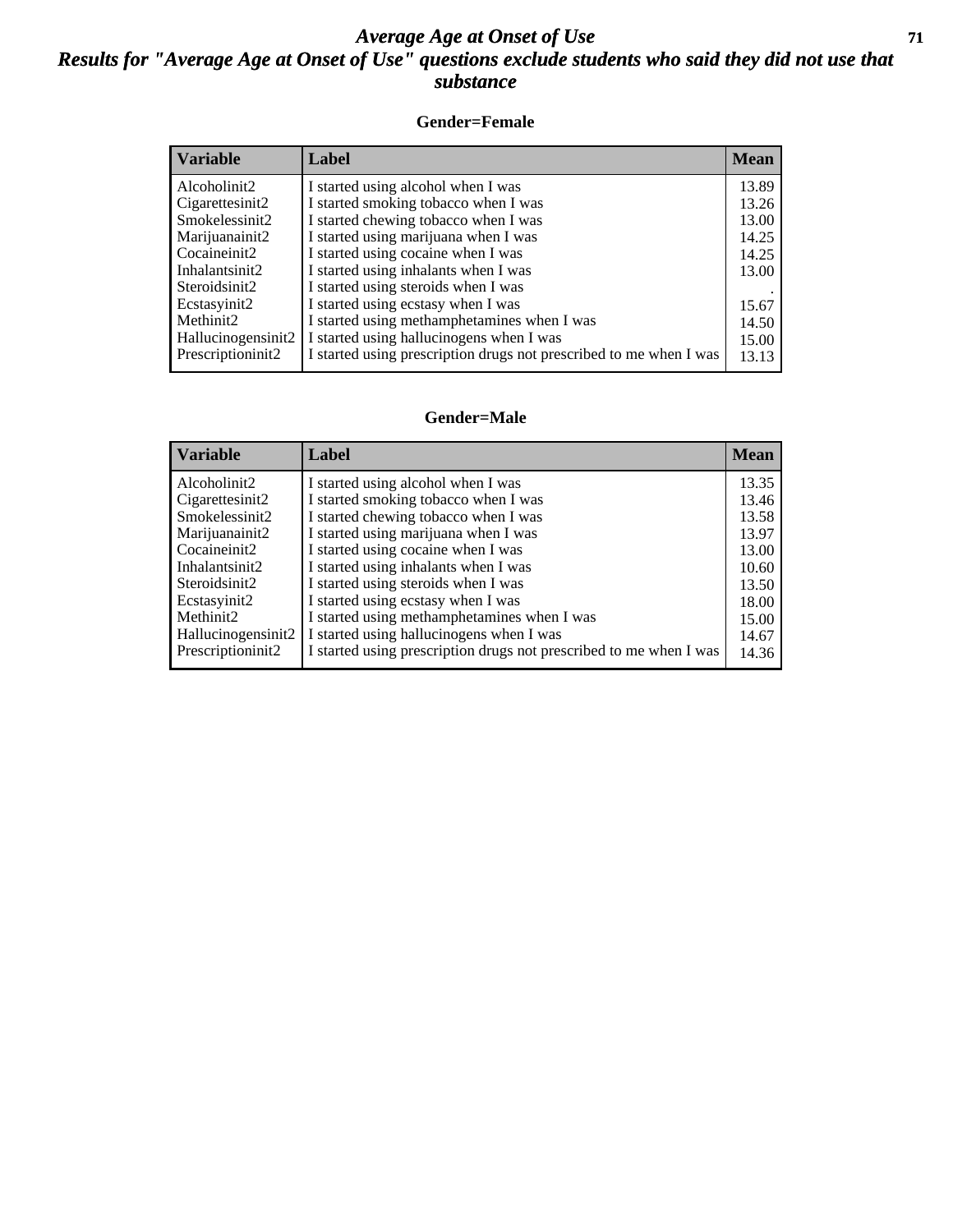# *Average Age at Onset of Use*

## *Results for "Average Age at Onset of Use" questions exclude students who said they did not use that substance*

### Gender=Female

| Variable | Label | Mean |
|---|---|---|
| Alcoholinit2 | I started using alcohol when I was | 13.89 |
| Cigarettesinit2 | I started smoking tobacco when I was | 13.26 |
| Smokelessinit2 | I started chewing tobacco when I was | 13.00 |
| Marijuanainit2 | I started using marijuana when I was | 14.25 |
| Cocaineinit2 | I started using cocaine when I was | 14.25 |
| Inhalantsinit2 | I started using inhalants when I was | 13.00 |
| Steroidsinit2 | I started using steroids when I was | . |
| Ecstasyinit2 | I started using ecstasy when I was | 15.67 |
| Methinit2 | I started using methamphetamines when I was | 14.50 |
| Hallucinogensinit2 | I started using hallucinogens when I was | 15.00 |
| Prescriptioninit2 | I started using prescription drugs not prescribed to me when I was | 13.13 |

### Gender=Male

| Variable | Label | Mean |
|---|---|---|
| Alcoholinit2 | I started using alcohol when I was | 13.35 |
| Cigarettesinit2 | I started smoking tobacco when I was | 13.46 |
| Smokelessinit2 | I started chewing tobacco when I was | 13.58 |
| Marijuanainit2 | I started using marijuana when I was | 13.97 |
| Cocaineinit2 | I started using cocaine when I was | 13.00 |
| Inhalantsinit2 | I started using inhalants when I was | 10.60 |
| Steroidsinit2 | I started using steroids when I was | 13.50 |
| Ecstasyinit2 | I started using ecstasy when I was | 18.00 |
| Methinit2 | I started using methamphetamines when I was | 15.00 |
| Hallucinogensinit2 | I started using hallucinogens when I was | 14.67 |
| Prescriptioninit2 | I started using prescription drugs not prescribed to me when I was | 14.36 |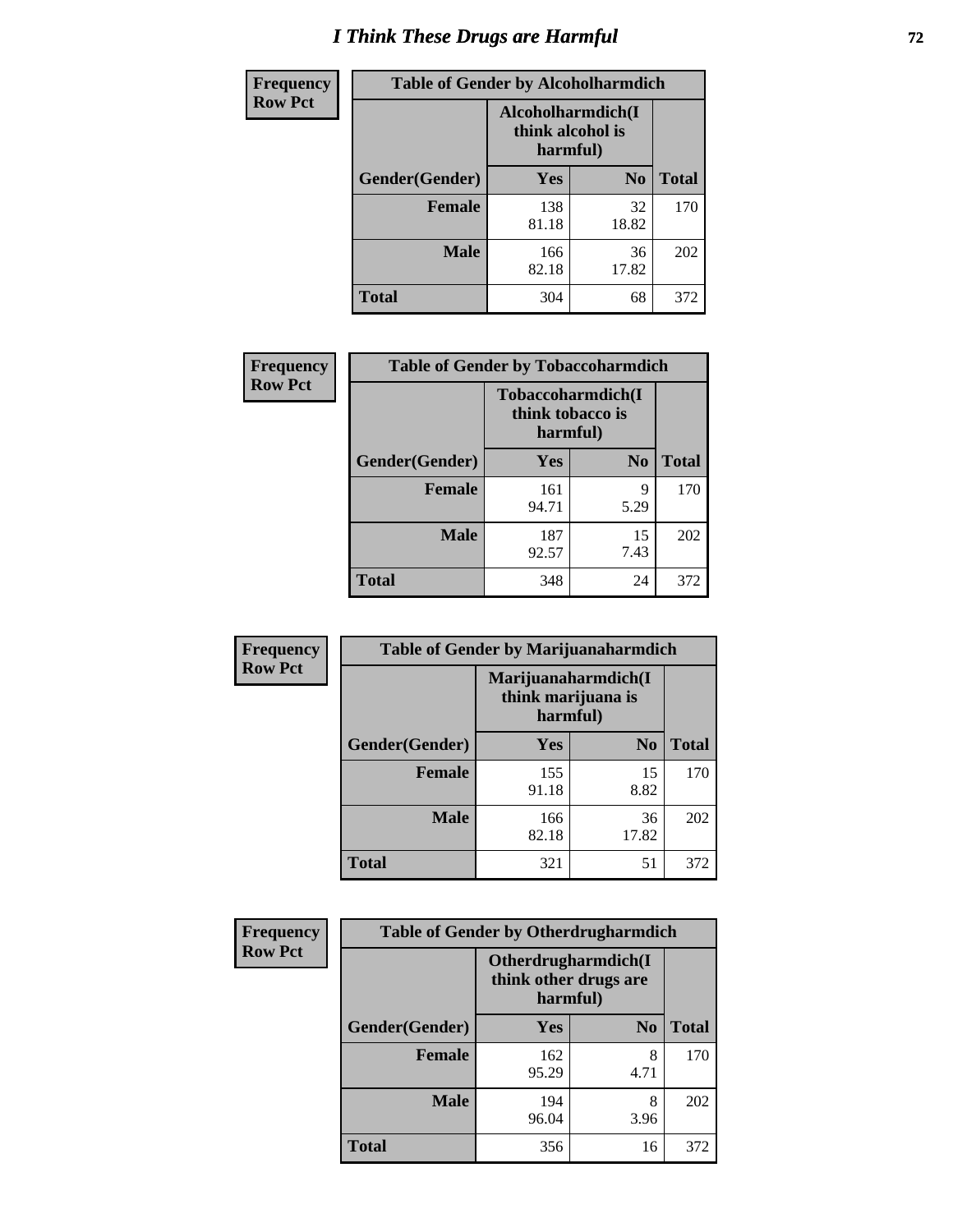# I Think These Drugs are Harmful

| Frequency Row Pct | Table of Gender by Alcoholharmdich | | |
|---|---|---|---|
| | Alcoholharmdich(I think alcohol is harmful) | | |
| Gender(Gender) | Yes | No | Total |
| Female | 138<br>81.18 | 32<br>18.82 | 170 |
| Male | 166<br>82.18 | 36<br>17.82 | 202 |
| Total | 304 | 68 | 372 |

| Frequency Row Pct | Table of Gender by Tobaccoharmdich | | |
|---|---|---|---|
| | Tobaccoharmdich(I think tobacco is harmful) | | |
| Gender(Gender) | Yes | No | Total |
| Female | 161<br>94.71 | 9<br>5.29 | 170 |
| Male | 187<br>92.57 | 15<br>7.43 | 202 |
| Total | 348 | 24 | 372 |

| Frequency Row Pct | Table of Gender by Marijuanaharmdich | | |
|---|---|---|---|
| | Marijuanaharmdich(I think marijuana is harmful) | | |
| Gender(Gender) | Yes | No | Total |
| Female | 155<br>91.18 | 15<br>8.82 | 170 |
| Male | 166<br>82.18 | 36<br>17.82 | 202 |
| Total | 321 | 51 | 372 |

| Frequency Row Pct | Table of Gender by Otherdrugharmdich | | |
|---|---|---|---|
| | Otherdrugharmdich(I think other drugs are harmful) | | |
| Gender(Gender) | Yes | No | Total |
| Female | 162<br>95.29 | 8<br>4.71 | 170 |
| Male | 194<br>96.04 | 8<br>3.96 | 202 |
| Total | 356 | 16 | 372 |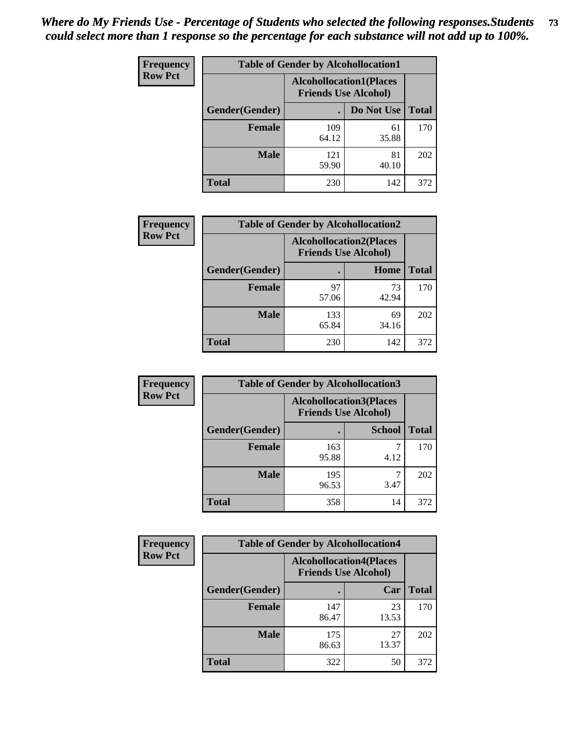*Where do My Friends Use - Percentage of Students who selected the following responses.Students could select more than 1 response so the percentage for each substance will not add up to 100%.*

**Frequency Row Pct**

**Table of Gender by Alcohollocation1**

| Gender(Gender) | Alcohollocation1(Places Friends Use Alcohol) . | Do Not Use | Total |
|---|---|---|---|
| **Female** | 109<br>64.12 | 61<br>35.88 | 170 |
| **Male** | 121<br>59.90 | 81<br>40.10 | 202 |
| **Total** | 230 | 142 | 372 |

**Frequency Row Pct**

**Table of Gender by Alcohollocation2**

| Gender(Gender) | Alcohollocation2(Places Friends Use Alcohol) . | Home | Total |
|---|---|---|---|
| **Female** | 97<br>57.06 | 73<br>42.94 | 170 |
| **Male** | 133<br>65.84 | 69<br>34.16 | 202 |
| **Total** | 230 | 142 | 372 |

**Frequency Row Pct**

**Table of Gender by Alcohollocation3**

| Gender(Gender) | Alcohollocation3(Places Friends Use Alcohol) . | School | Total |
|---|---|---|---|
| **Female** | 163<br>95.88 | 7<br>4.12 | 170 |
| **Male** | 195<br>96.53 | 7<br>3.47 | 202 |
| **Total** | 358 | 14 | 372 |

**Frequency Row Pct**

**Table of Gender by Alcohollocation4**

| Gender(Gender) | Alcohollocation4(Places Friends Use Alcohol) . | Car | Total |
|---|---|---|---|
| **Female** | 147<br>86.47 | 23<br>13.53 | 170 |
| **Male** | 175<br>86.63 | 27<br>13.37 | 202 |
| **Total** | 322 | 50 | 372 |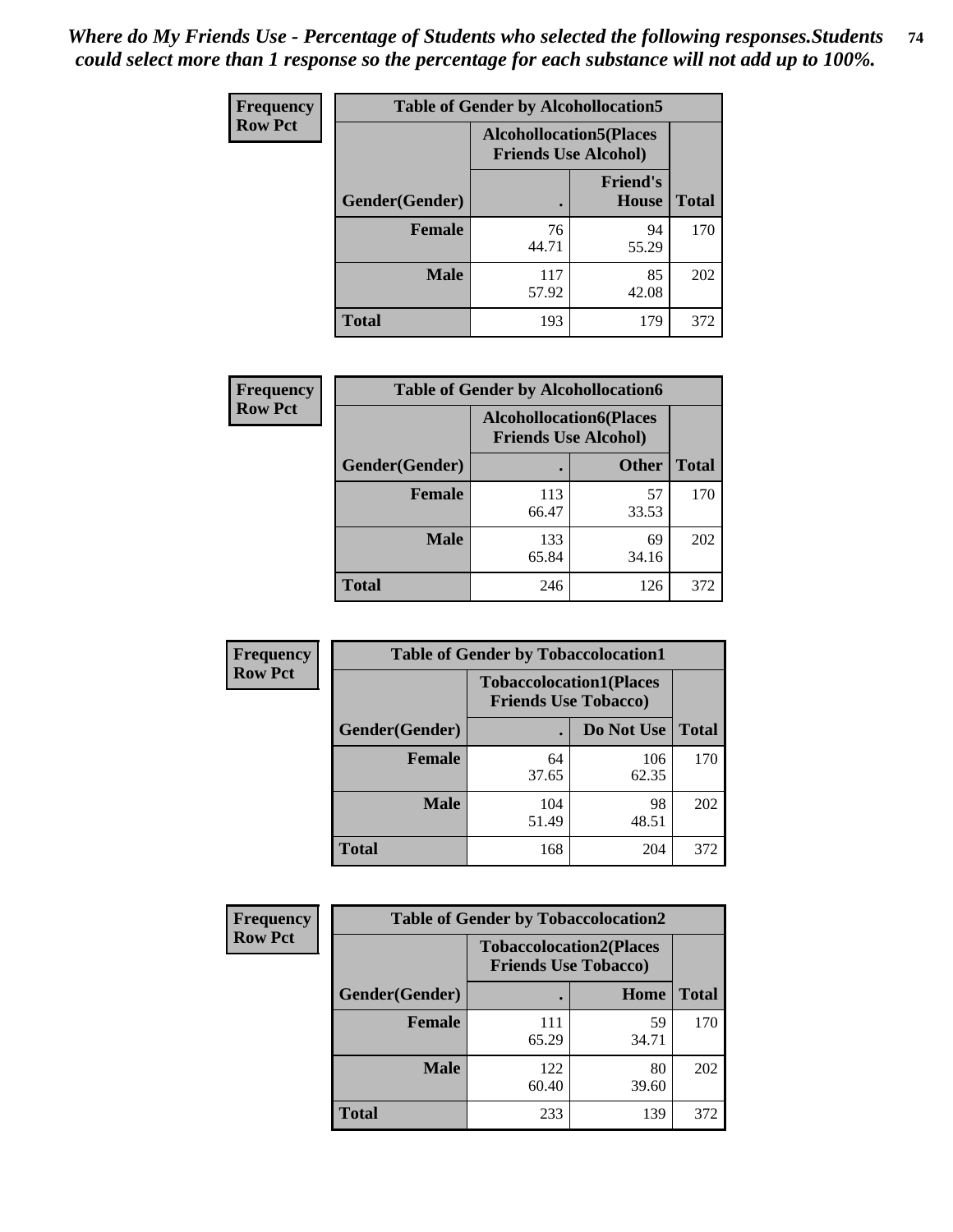*Where do My Friends Use - Percentage of Students who selected the following responses.Students could select more than 1 response so the percentage for each substance will not add up to 100%.*

**Frequency**
**Row Pct**

| Table of Gender by Alcohollocation5 | | | |
|---|---|---|---|
| | Alcohollocation5(Places Friends Use Alcohol) | | |
| Gender(Gender) | . | Friend's House | Total |
| **Female** | 76<br>44.71 | 94<br>55.29 | 170 |
| **Male** | 117<br>57.92 | 85<br>42.08 | 202 |
| **Total** | 193 | 179 | 372 |

**Frequency**
**Row Pct**

| Table of Gender by Alcohollocation6 | | | |
|---|---|---|---|
| | Alcohollocation6(Places Friends Use Alcohol) | | |
| Gender(Gender) | . | Other | Total |
| **Female** | 113<br>66.47 | 57<br>33.53 | 170 |
| **Male** | 133<br>65.84 | 69<br>34.16 | 202 |
| **Total** | 246 | 126 | 372 |

**Frequency**
**Row Pct**

| Table of Gender by Tobaccolocation1 | | | |
|---|---|---|---|
| | Tobaccolocation1(Places Friends Use Tobacco) | | |
| Gender(Gender) | . | Do Not Use | Total |
| **Female** | 64<br>37.65 | 106<br>62.35 | 170 |
| **Male** | 104<br>51.49 | 98<br>48.51 | 202 |
| **Total** | 168 | 204 | 372 |

**Frequency**
**Row Pct**

| Table of Gender by Tobaccolocation2 | | | |
|---|---|---|---|
| | Tobaccolocation2(Places Friends Use Tobacco) | | |
| Gender(Gender) | . | Home | Total |
| **Female** | 111<br>65.29 | 59<br>34.71 | 170 |
| **Male** | 122<br>60.40 | 80<br>39.60 | 202 |
| **Total** | 233 | 139 | 372 |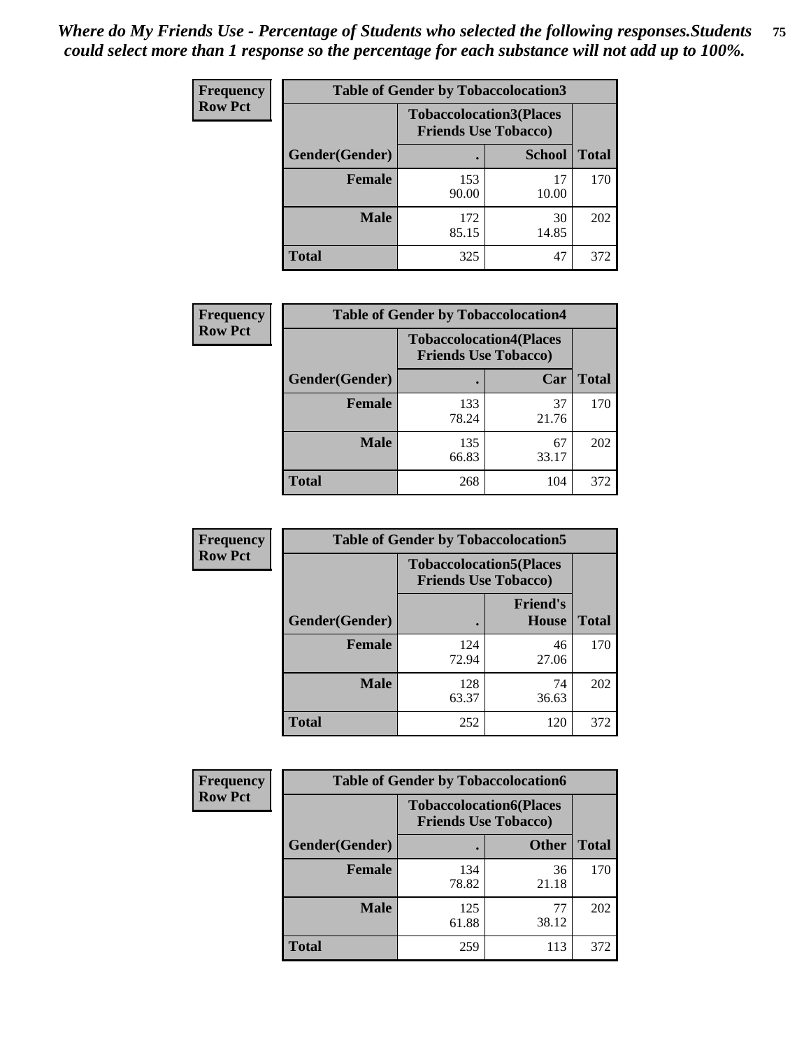*Where do My Friends Use - Percentage of Students who selected the following responses.Students could select more than 1 response so the percentage for each substance will not add up to 100%.*

**Frequency / Row Pct**

| Table of Gender by Tobaccolocation3 | | | |
|---|---|---|---|
| | Tobaccolocation3(Places Friends Use Tobacco) | | |
| Gender(Gender) | . | School | Total |
| Female | 153<br>90.00 | 17<br>10.00 | 170 |
| Male | 172<br>85.15 | 30<br>14.85 | 202 |
| Total | 325 | 47 | 372 |

**Frequency / Row Pct**

| Table of Gender by Tobaccolocation4 | | | |
|---|---|---|---|
| | Tobaccolocation4(Places Friends Use Tobacco) | | |
| Gender(Gender) | . | Car | Total |
| Female | 133<br>78.24 | 37<br>21.76 | 170 |
| Male | 135<br>66.83 | 67<br>33.17 | 202 |
| Total | 268 | 104 | 372 |

**Frequency / Row Pct**

| Table of Gender by Tobaccolocation5 | | | |
|---|---|---|---|
| | Tobaccolocation5(Places Friends Use Tobacco) | | |
| Gender(Gender) | . | Friend's House | Total |
| Female | 124<br>72.94 | 46<br>27.06 | 170 |
| Male | 128<br>63.37 | 74<br>36.63 | 202 |
| Total | 252 | 120 | 372 |

**Frequency / Row Pct**

| Table of Gender by Tobaccolocation6 | | | |
|---|---|---|---|
| | Tobaccolocation6(Places Friends Use Tobacco) | | |
| Gender(Gender) | . | Other | Total |
| Female | 134<br>78.82 | 36<br>21.18 | 170 |
| Male | 125<br>61.88 | 77<br>38.12 | 202 |
| Total | 259 | 113 | 372 |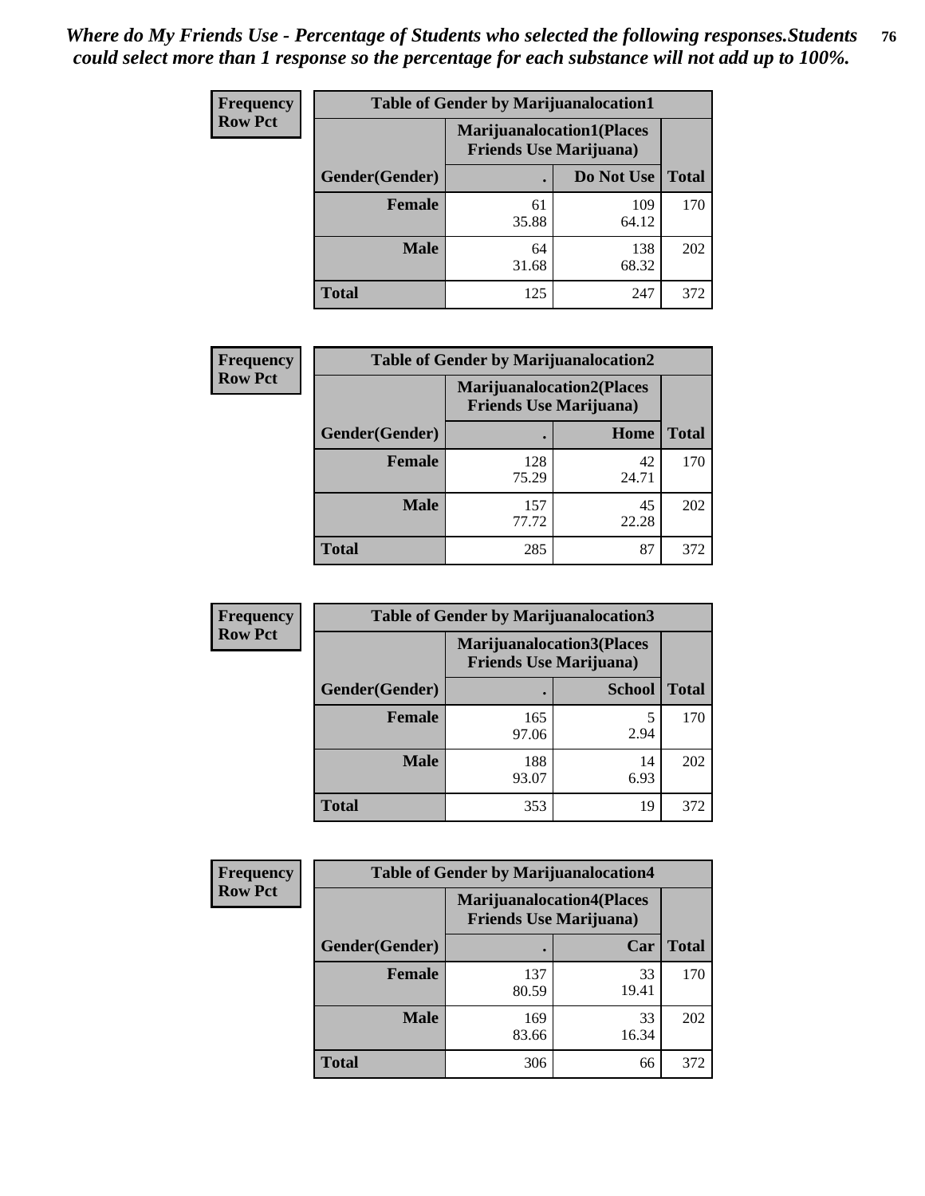*Where do My Friends Use - Percentage of Students who selected the following responses.Students could select more than 1 response so the percentage for each substance will not add up to 100%.*

**Frequency Row Pct**

| Table of Gender by Marijuanalocation1 | | | |
|---|---|---|---|
| | Marijuanalocation1(Places Friends Use Marijuana) | | |
| Gender(Gender) | . | Do Not Use | Total |
| Female | 61<br>35.88 | 109<br>64.12 | 170 |
| Male | 64<br>31.68 | 138<br>68.32 | 202 |
| Total | 125 | 247 | 372 |

**Frequency Row Pct**

| Table of Gender by Marijuanalocation2 | | | |
|---|---|---|---|
| | Marijuanalocation2(Places Friends Use Marijuana) | | |
| Gender(Gender) | . | Home | Total |
| Female | 128<br>75.29 | 42<br>24.71 | 170 |
| Male | 157<br>77.72 | 45<br>22.28 | 202 |
| Total | 285 | 87 | 372 |

**Frequency Row Pct**

| Table of Gender by Marijuanalocation3 | | | |
|---|---|---|---|
| | Marijuanalocation3(Places Friends Use Marijuana) | | |
| Gender(Gender) | . | School | Total |
| Female | 165<br>97.06 | 5<br>2.94 | 170 |
| Male | 188<br>93.07 | 14<br>6.93 | 202 |
| Total | 353 | 19 | 372 |

**Frequency Row Pct**

| Table of Gender by Marijuanalocation4 | | | |
|---|---|---|---|
| | Marijuanalocation4(Places Friends Use Marijuana) | | |
| Gender(Gender) | . | Car | Total |
| Female | 137<br>80.59 | 33<br>19.41 | 170 |
| Male | 169<br>83.66 | 33<br>16.34 | 202 |
| Total | 306 | 66 | 372 |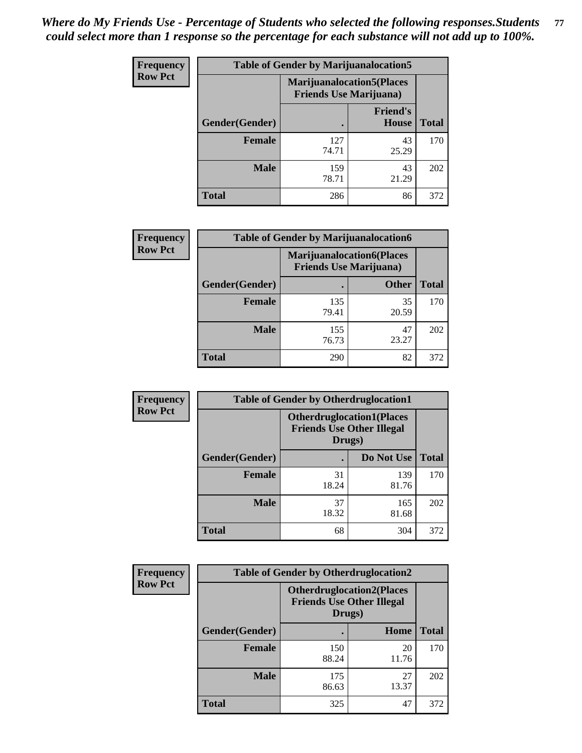*Where do My Friends Use - Percentage of Students who selected the following responses.Students could select more than 1 response so the percentage for each substance will not add up to 100%.*

**Frequency**
**Row Pct**

| Table of Gender by Marijuanalocation5 | | | |
|---|---|---|---|
| | Marijuanalocation5(Places Friends Use Marijuana) | | |
| Gender(Gender) | . | Friend's House | Total |
| **Female** | 127<br>74.71 | 43<br>25.29 | 170 |
| **Male** | 159<br>78.71 | 43<br>21.29 | 202 |
| **Total** | 286 | 86 | 372 |

**Frequency**
**Row Pct**

| Table of Gender by Marijuanalocation6 | | | |
|---|---|---|---|
| | Marijuanalocation6(Places Friends Use Marijuana) | | |
| Gender(Gender) | . | Other | Total |
| **Female** | 135<br>79.41 | 35<br>20.59 | 170 |
| **Male** | 155<br>76.73 | 47<br>23.27 | 202 |
| **Total** | 290 | 82 | 372 |

**Frequency**
**Row Pct**

| Table of Gender by Otherdruglocation1 | | | |
|---|---|---|---|
| | Otherdruglocation1(Places Friends Use Other Illegal Drugs) | | |
| Gender(Gender) | . | Do Not Use | Total |
| **Female** | 31<br>18.24 | 139<br>81.76 | 170 |
| **Male** | 37<br>18.32 | 165<br>81.68 | 202 |
| **Total** | 68 | 304 | 372 |

**Frequency**
**Row Pct**

| Table of Gender by Otherdruglocation2 | | | |
|---|---|---|---|
| | Otherdruglocation2(Places Friends Use Other Illegal Drugs) | | |
| Gender(Gender) | . | Home | Total |
| **Female** | 150<br>88.24 | 20<br>11.76 | 170 |
| **Male** | 175<br>86.63 | 27<br>13.37 | 202 |
| **Total** | 325 | 47 | 372 |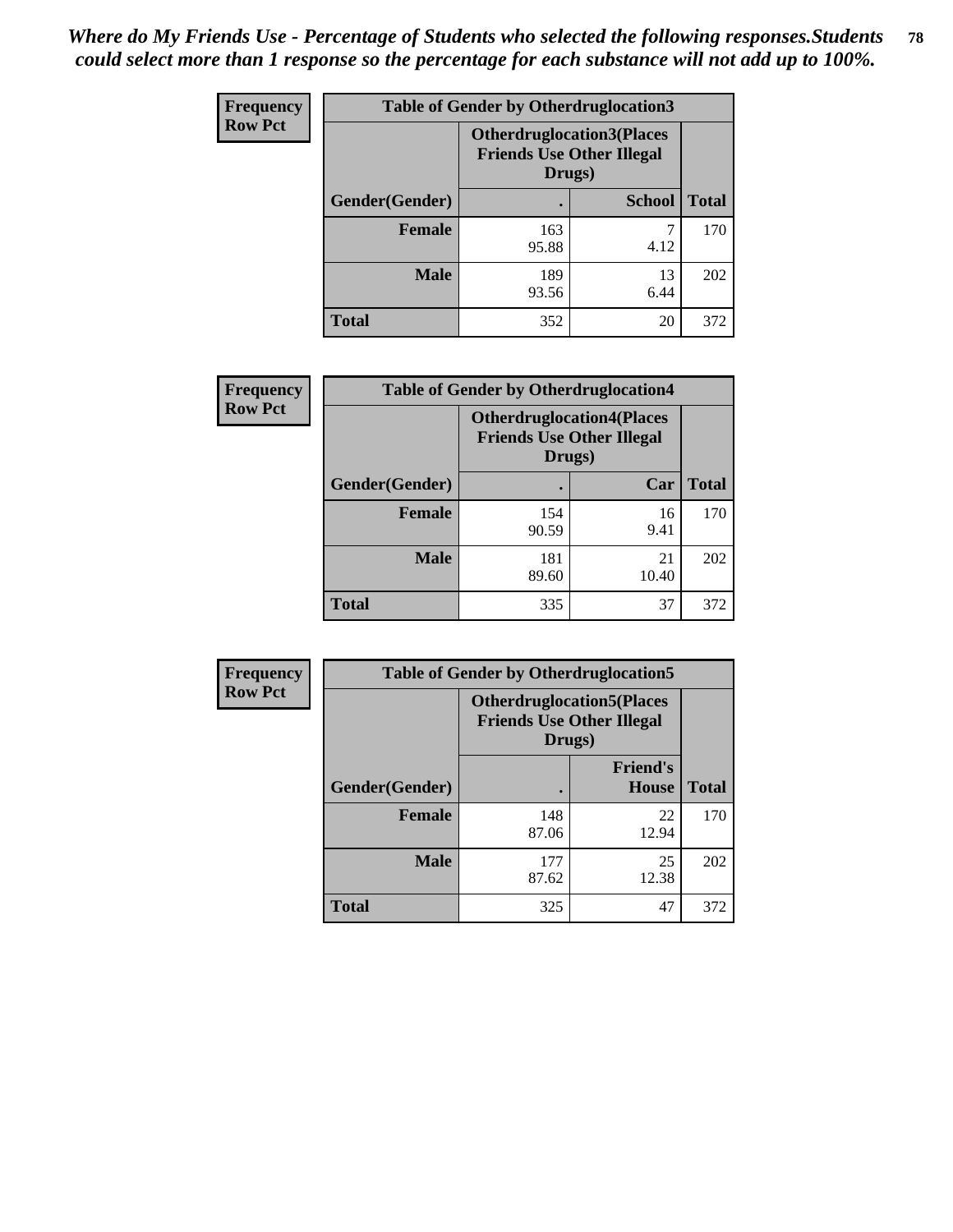*Where do My Friends Use - Percentage of Students who selected the following responses.Students could select more than 1 response so the percentage for each substance will not add up to 100%.*

**Frequency Row Pct**

| Table of Gender by Otherdruglocation3 | | | |
|---|---|---|---|
| | **Otherdruglocation3(Places Friends Use Other Illegal Drugs)** | | |
| **Gender(Gender)** | **.** | **School** | **Total** |
| **Female** | 163<br>95.88 | 7<br>4.12 | 170 |
| **Male** | 189<br>93.56 | 13<br>6.44 | 202 |
| **Total** | 352 | 20 | 372 |

**Frequency Row Pct**

| Table of Gender by Otherdruglocation4 | | | |
|---|---|---|---|
| | **Otherdruglocation4(Places Friends Use Other Illegal Drugs)** | | |
| **Gender(Gender)** | **.** | **Car** | **Total** |
| **Female** | 154<br>90.59 | 16<br>9.41 | 170 |
| **Male** | 181<br>89.60 | 21<br>10.40 | 202 |
| **Total** | 335 | 37 | 372 |

**Frequency Row Pct**

| Table of Gender by Otherdruglocation5 | | | |
|---|---|---|---|
| | **Otherdruglocation5(Places Friends Use Other Illegal Drugs)** | | |
| **Gender(Gender)** | **.** | **Friend's House** | **Total** |
| **Female** | 148<br>87.06 | 22<br>12.94 | 170 |
| **Male** | 177<br>87.62 | 25<br>12.38 | 202 |
| **Total** | 325 | 47 | 372 |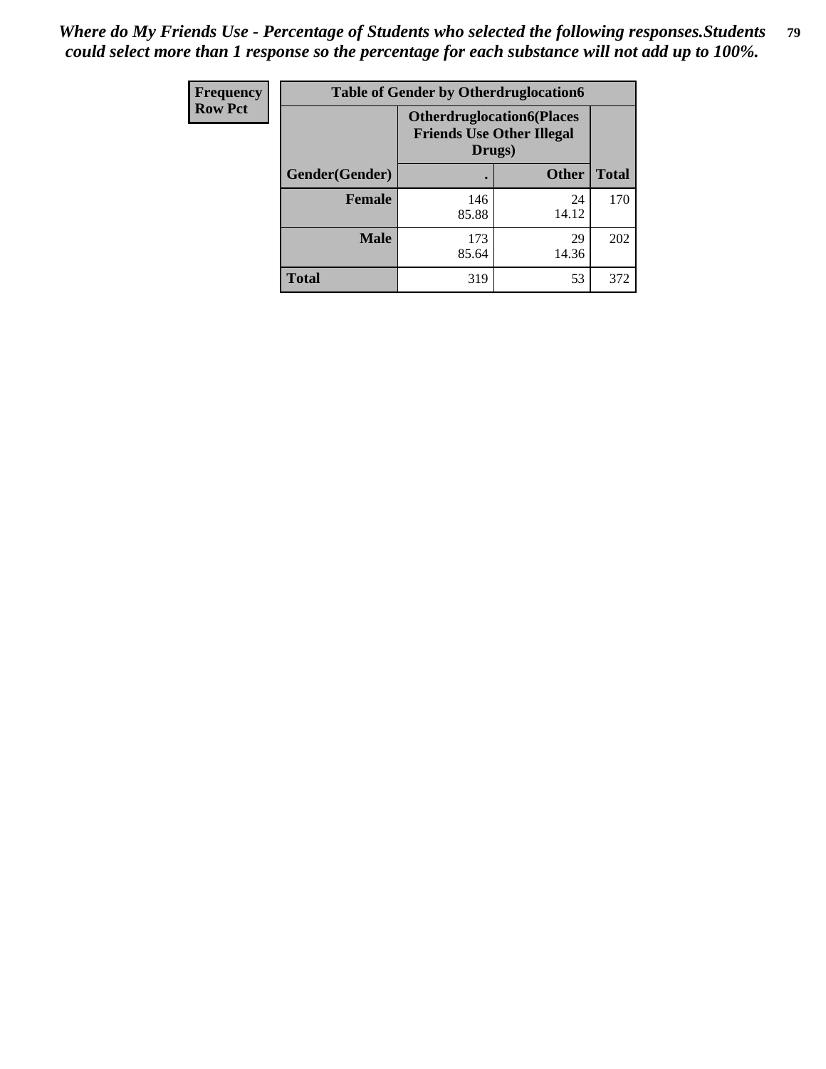*Where do My Friends Use - Percentage of Students who selected the following responses.Students could select more than 1 response so the percentage for each substance will not add up to 100%.*

| Frequency<br>Row Pct | Table of Gender by Otherdruglocation6 | | |
|---|---|---|---|
| | Otherdruglocation6(Places Friends Use Other Illegal Drugs) | | |
| Gender(Gender) | . | Other | Total |
| Female | 146<br>85.88 | 24<br>14.12 | 170 |
| Male | 173<br>85.64 | 29<br>14.36 | 202 |
| Total | 319 | 53 | 372 |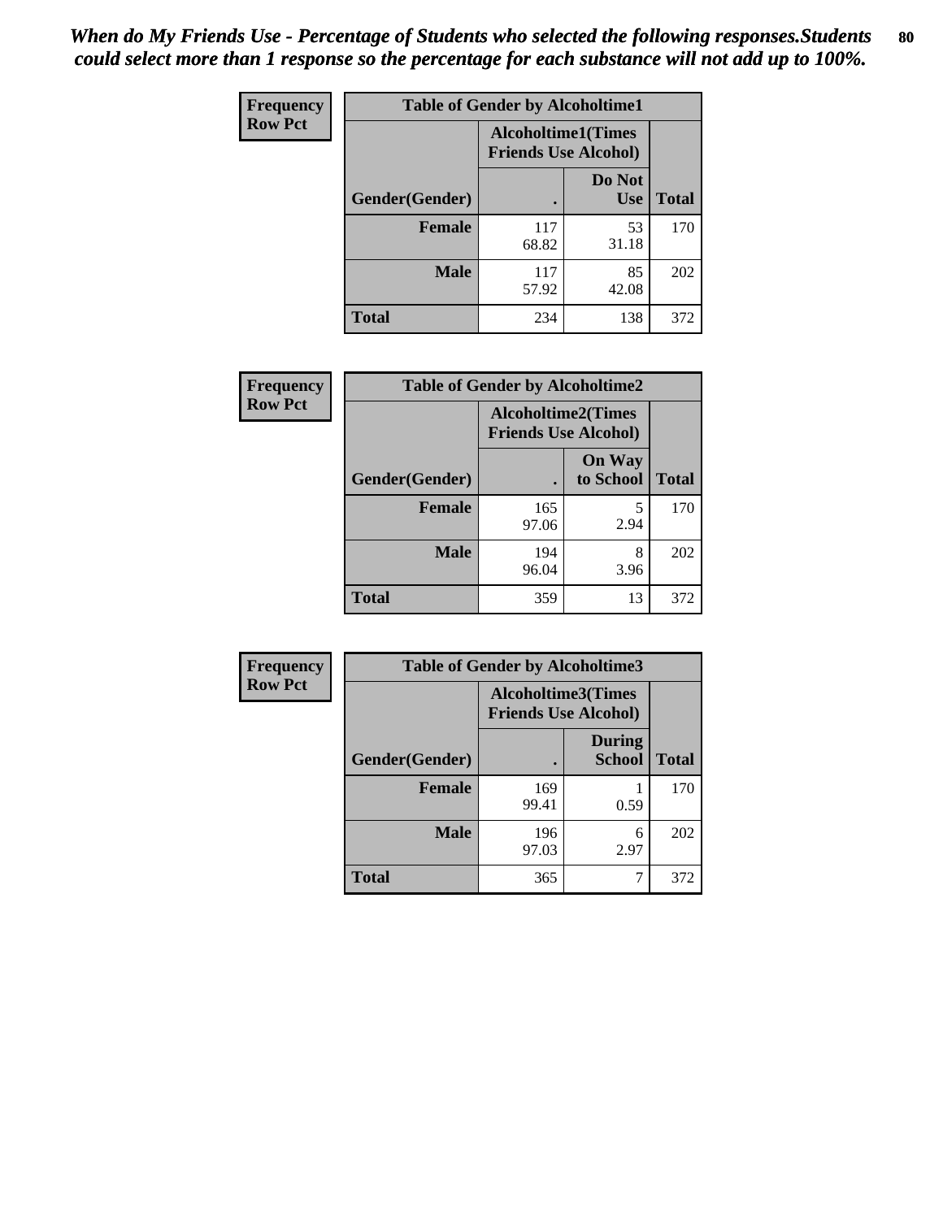*When do My Friends Use - Percentage of Students who selected the following responses.Students could select more than 1 response so the percentage for each substance will not add up to 100%.*

| Frequency Row Pct | Table of Gender by Alcoholtime1 | | |
|---|---|---|---|
| | Alcoholtime1(Times Friends Use Alcohol) | | |
| Gender(Gender) | . | Do Not Use | Total |
| Female | 117<br>68.82 | 53<br>31.18 | 170 |
| Male | 117<br>57.92 | 85<br>42.08 | 202 |
| Total | 234 | 138 | 372 |

| Frequency Row Pct | Table of Gender by Alcoholtime2 | | |
|---|---|---|---|
| | Alcoholtime2(Times Friends Use Alcohol) | | |
| Gender(Gender) | . | On Way to School | Total |
| Female | 165<br>97.06 | 5<br>2.94 | 170 |
| Male | 194<br>96.04 | 8<br>3.96 | 202 |
| Total | 359 | 13 | 372 |

| Frequency Row Pct | Table of Gender by Alcoholtime3 | | |
|---|---|---|---|
| | Alcoholtime3(Times Friends Use Alcohol) | | |
| Gender(Gender) | . | During School | Total |
| Female | 169<br>99.41 | 1<br>0.59 | 170 |
| Male | 196<br>97.03 | 6<br>2.97 | 202 |
| Total | 365 | 7 | 372 |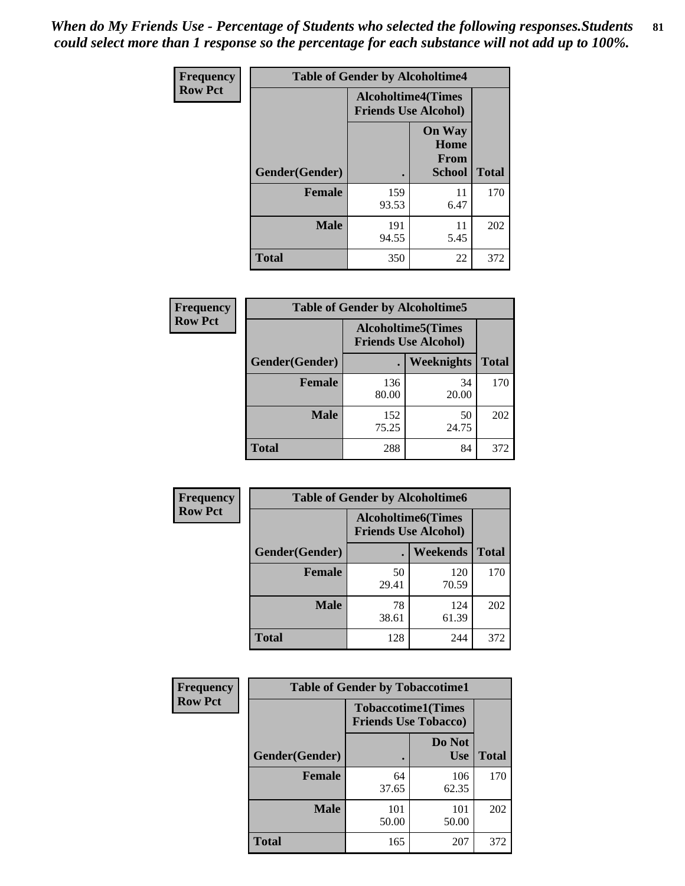*When do My Friends Use - Percentage of Students who selected the following responses.Students could select more than 1 response so the percentage for each substance will not add up to 100%.*

**Frequency**
**Row Pct**

| Table of Gender by Alcoholtime4 | | | |
|---|---|---|---|
| | Alcoholtime4(Times Friends Use Alcohol) | | |
| Gender(Gender) | . | On Way Home From School | Total |
| **Female** | 159<br>93.53 | 11<br>6.47 | 170 |
| **Male** | 191<br>94.55 | 11<br>5.45 | 202 |
| **Total** | 350 | 22 | 372 |

**Frequency**
**Row Pct**

| Table of Gender by Alcoholtime5 | | | |
|---|---|---|---|
| | Alcoholtime5(Times Friends Use Alcohol) | | |
| Gender(Gender) | . | Weeknights | Total |
| **Female** | 136<br>80.00 | 34<br>20.00 | 170 |
| **Male** | 152<br>75.25 | 50<br>24.75 | 202 |
| **Total** | 288 | 84 | 372 |

**Frequency**
**Row Pct**

| Table of Gender by Alcoholtime6 | | | |
|---|---|---|---|
| | Alcoholtime6(Times Friends Use Alcohol) | | |
| Gender(Gender) | . | Weekends | Total |
| **Female** | 50<br>29.41 | 120<br>70.59 | 170 |
| **Male** | 78<br>38.61 | 124<br>61.39 | 202 |
| **Total** | 128 | 244 | 372 |

**Frequency**
**Row Pct**

| Table of Gender by Tobaccotime1 | | | |
|---|---|---|---|
| | Tobaccotime1(Times Friends Use Tobacco) | | |
| Gender(Gender) | . | Do Not Use | Total |
| **Female** | 64<br>37.65 | 106<br>62.35 | 170 |
| **Male** | 101<br>50.00 | 101<br>50.00 | 202 |
| **Total** | 165 | 207 | 372 |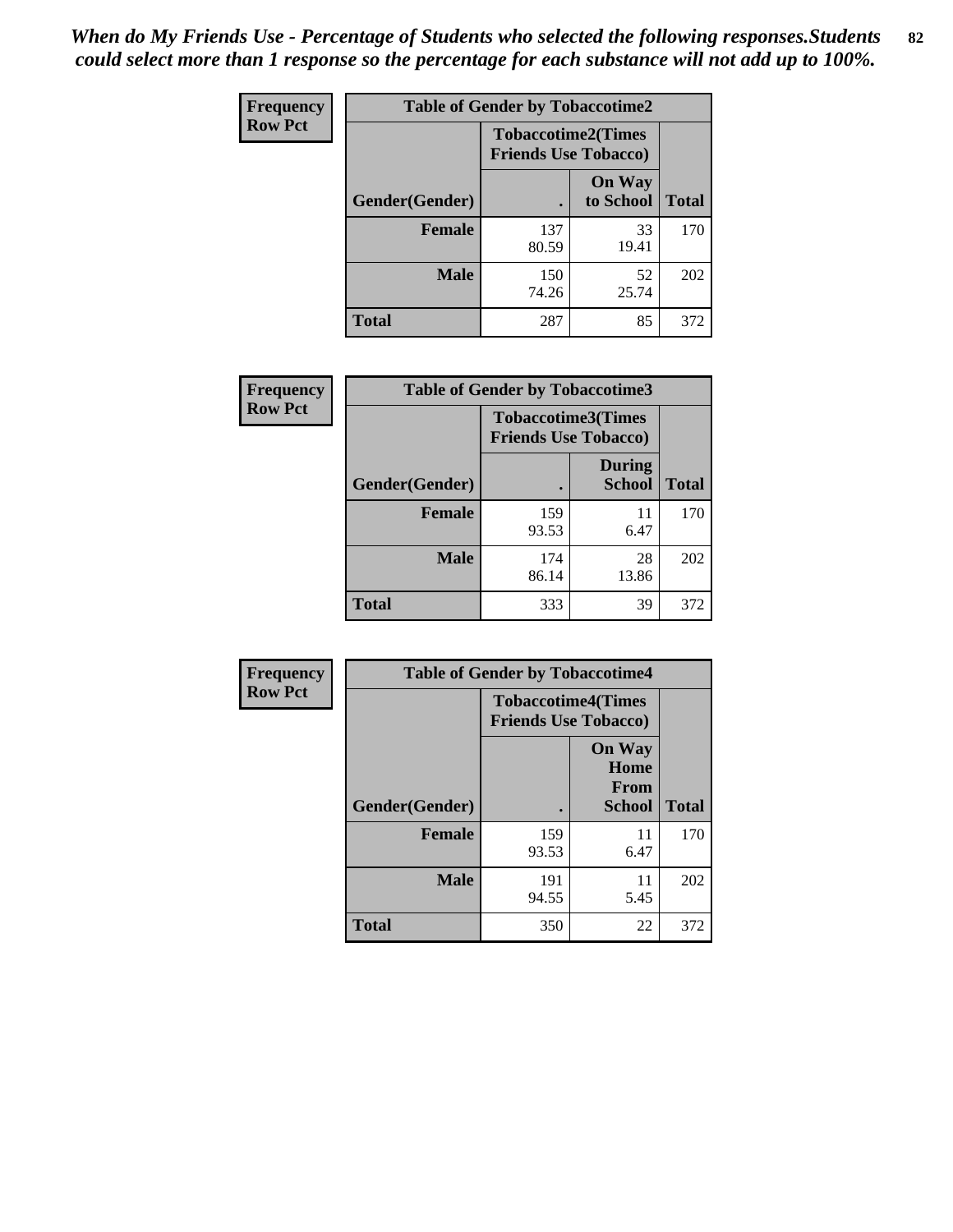*When do My Friends Use - Percentage of Students who selected the following responses.Students could select more than 1 response so the percentage for each substance will not add up to 100%.*

**Frequency**
**Row Pct**

| Table of Gender by Tobaccotime2 | | | |
|---|---|---|---|
| | Tobaccotime2(Times Friends Use Tobacco) | | |
| Gender(Gender) | . | On Way to School | Total |
| **Female** | 137<br>80.59 | 33<br>19.41 | 170 |
| **Male** | 150<br>74.26 | 52<br>25.74 | 202 |
| **Total** | 287 | 85 | 372 |

**Frequency**
**Row Pct**

| Table of Gender by Tobaccotime3 | | | |
|---|---|---|---|
| | Tobaccotime3(Times Friends Use Tobacco) | | |
| Gender(Gender) | . | During School | Total |
| **Female** | 159<br>93.53 | 11<br>6.47 | 170 |
| **Male** | 174<br>86.14 | 28<br>13.86 | 202 |
| **Total** | 333 | 39 | 372 |

**Frequency**
**Row Pct**

| Table of Gender by Tobaccotime4 | | | |
|---|---|---|---|
| | Tobaccotime4(Times Friends Use Tobacco) | | |
| Gender(Gender) | . | On Way Home From School | Total |
| **Female** | 159<br>93.53 | 11<br>6.47 | 170 |
| **Male** | 191<br>94.55 | 11<br>5.45 | 202 |
| **Total** | 350 | 22 | 372 |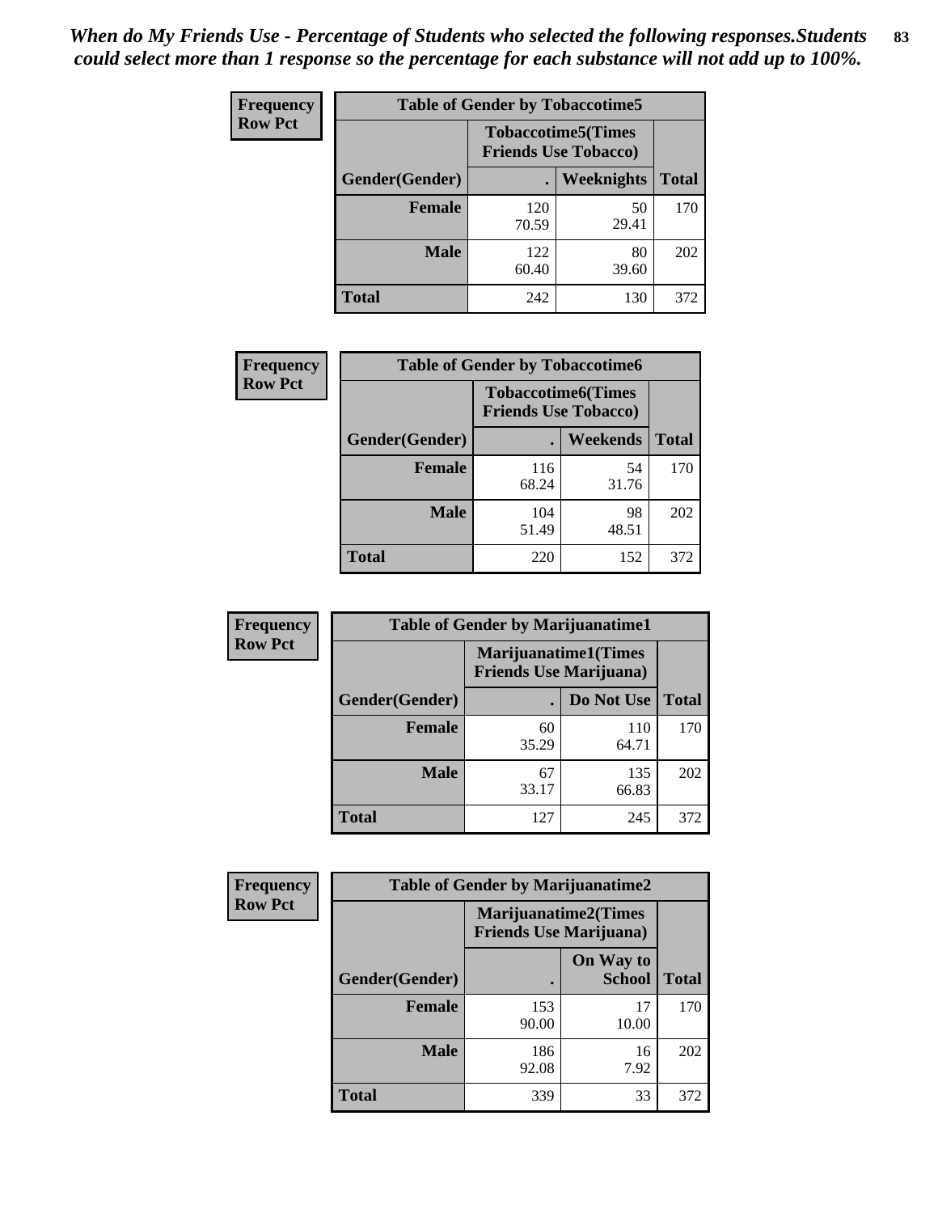*When do My Friends Use - Percentage of Students who selected the following responses.Students could select more than 1 response so the percentage for each substance will not add up to 100%.*

| Frequency Row Pct | Table of Gender by Tobaccotime5 | | |
|---|---|---|---|
| | Tobaccotime5(Times Friends Use Tobacco) | | |
| Gender(Gender) | . | Weeknights | Total |
| Female | 120<br>70.59 | 50<br>29.41 | 170 |
| Male | 122<br>60.40 | 80<br>39.60 | 202 |
| Total | 242 | 130 | 372 |

| Frequency Row Pct | Table of Gender by Tobaccotime6 | | |
|---|---|---|---|
| | Tobaccotime6(Times Friends Use Tobacco) | | |
| Gender(Gender) | . | Weekends | Total |
| Female | 116<br>68.24 | 54<br>31.76 | 170 |
| Male | 104<br>51.49 | 98<br>48.51 | 202 |
| Total | 220 | 152 | 372 |

| Frequency Row Pct | Table of Gender by Marijuanatime1 | | |
|---|---|---|---|
| | Marijuanatime1(Times Friends Use Marijuana) | | |
| Gender(Gender) | . | Do Not Use | Total |
| Female | 60<br>35.29 | 110<br>64.71 | 170 |
| Male | 67<br>33.17 | 135<br>66.83 | 202 |
| Total | 127 | 245 | 372 |

| Frequency Row Pct | Table of Gender by Marijuanatime2 | | |
|---|---|---|---|
| | Marijuanatime2(Times Friends Use Marijuana) | | |
| Gender(Gender) | . | On Way to School | Total |
| Female | 153<br>90.00 | 17<br>10.00 | 170 |
| Male | 186<br>92.08 | 16<br>7.92 | 202 |
| Total | 339 | 33 | 372 |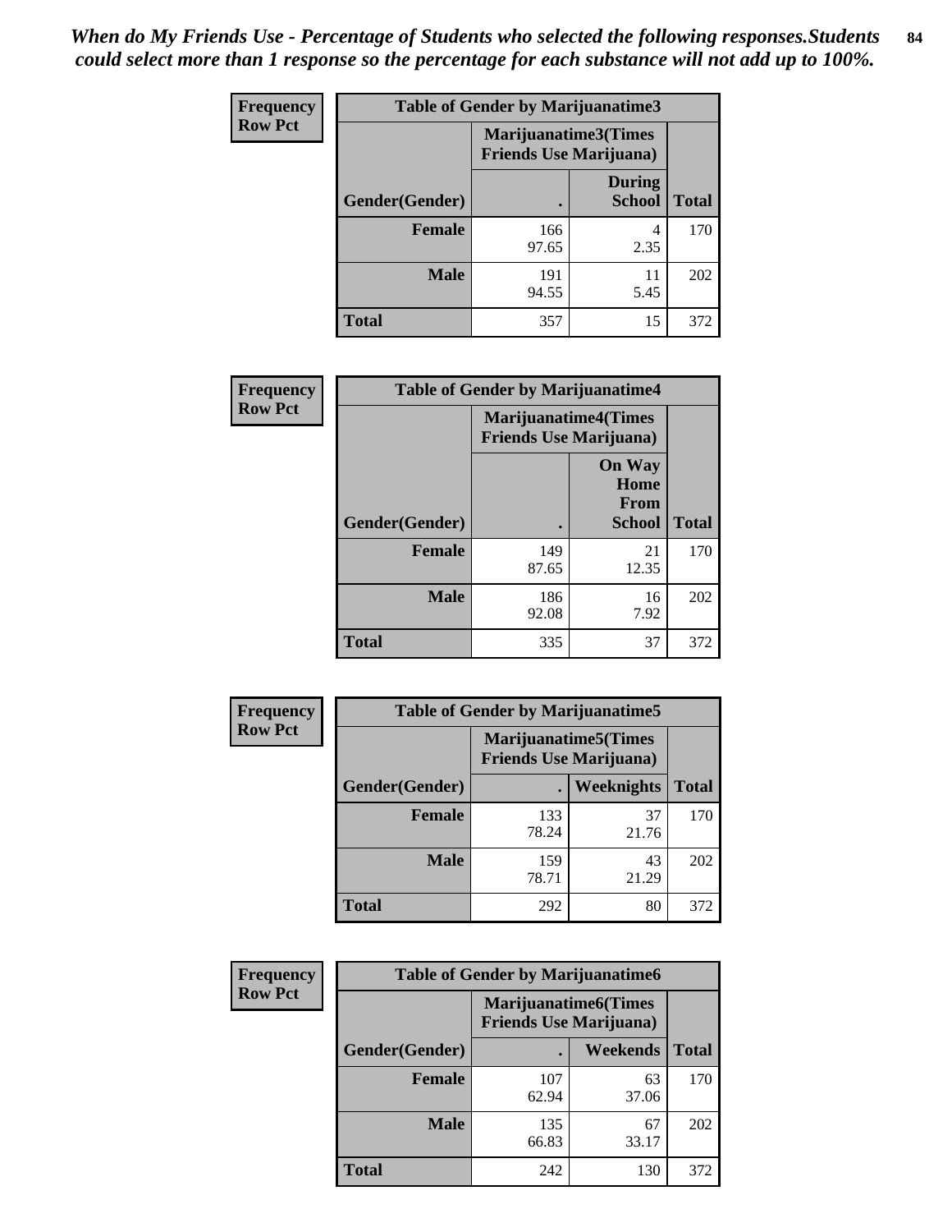*When do My Friends Use - Percentage of Students who selected the following responses.Students could select more than 1 response so the percentage for each substance will not add up to 100%.*

**Frequency**
**Row Pct**

| Table of Gender by Marijuanatime3 | | | |
|---|---|---|---|
| | Marijuanatime3(Times Friends Use Marijuana) | | |
| Gender(Gender) | . | During School | Total |
| **Female** | 166<br>97.65 | 4<br>2.35 | 170 |
| **Male** | 191<br>94.55 | 11<br>5.45 | 202 |
| **Total** | 357 | 15 | 372 |

**Frequency**
**Row Pct**

| Table of Gender by Marijuanatime4 | | | |
|---|---|---|---|
| | Marijuanatime4(Times Friends Use Marijuana) | | |
| Gender(Gender) | . | On Way Home From School | Total |
| **Female** | 149<br>87.65 | 21<br>12.35 | 170 |
| **Male** | 186<br>92.08 | 16<br>7.92 | 202 |
| **Total** | 335 | 37 | 372 |

**Frequency**
**Row Pct**

| Table of Gender by Marijuanatime5 | | | |
|---|---|---|---|
| | Marijuanatime5(Times Friends Use Marijuana) | | |
| Gender(Gender) | . | Weeknights | Total |
| **Female** | 133<br>78.24 | 37<br>21.76 | 170 |
| **Male** | 159<br>78.71 | 43<br>21.29 | 202 |
| **Total** | 292 | 80 | 372 |

**Frequency**
**Row Pct**

| Table of Gender by Marijuanatime6 | | | |
|---|---|---|---|
| | Marijuanatime6(Times Friends Use Marijuana) | | |
| Gender(Gender) | . | Weekends | Total |
| **Female** | 107<br>62.94 | 63<br>37.06 | 170 |
| **Male** | 135<br>66.83 | 67<br>33.17 | 202 |
| **Total** | 242 | 130 | 372 |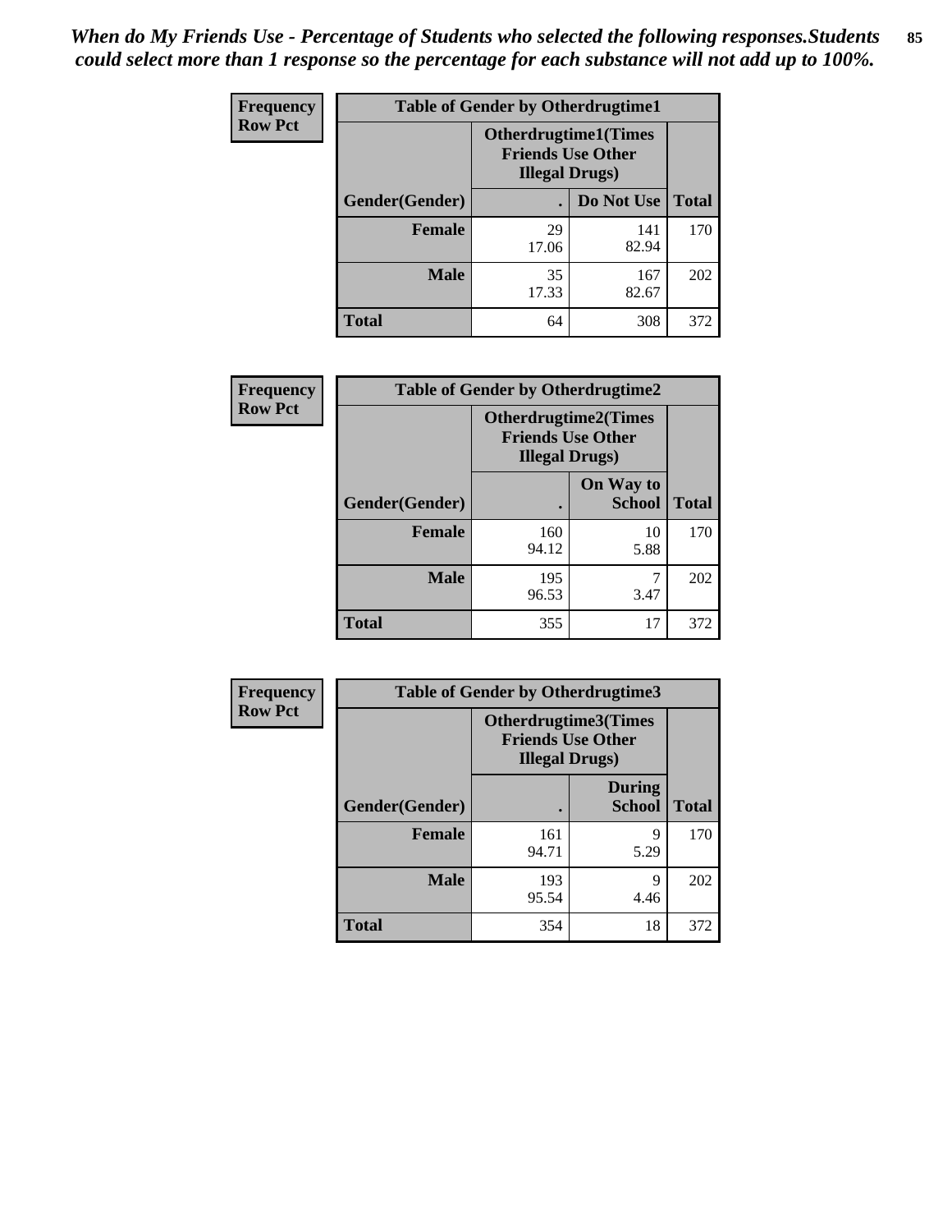*When do My Friends Use - Percentage of Students who selected the following responses.Students could select more than 1 response so the percentage for each substance will not add up to 100%.*

**Frequency**
**Row Pct**

| Table of Gender by Otherdrugtime1 | | | |
|---|---|---|---|
| | Otherdrugtime1(Times Friends Use Other Illegal Drugs) | | |
| Gender(Gender) | . | Do Not Use | Total |
| **Female** | 29<br>17.06 | 141<br>82.94 | 170 |
| **Male** | 35<br>17.33 | 167<br>82.67 | 202 |
| **Total** | 64 | 308 | 372 |

**Frequency**
**Row Pct**

| Table of Gender by Otherdrugtime2 | | | |
|---|---|---|---|
| | Otherdrugtime2(Times Friends Use Other Illegal Drugs) | | |
| Gender(Gender) | . | On Way to School | Total |
| **Female** | 160<br>94.12 | 10<br>5.88 | 170 |
| **Male** | 195<br>96.53 | 7<br>3.47 | 202 |
| **Total** | 355 | 17 | 372 |

**Frequency**
**Row Pct**

| Table of Gender by Otherdrugtime3 | | | |
|---|---|---|---|
| | Otherdrugtime3(Times Friends Use Other Illegal Drugs) | | |
| Gender(Gender) | . | During School | Total |
| **Female** | 161<br>94.71 | 9<br>5.29 | 170 |
| **Male** | 193<br>95.54 | 9<br>4.46 | 202 |
| **Total** | 354 | 18 | 372 |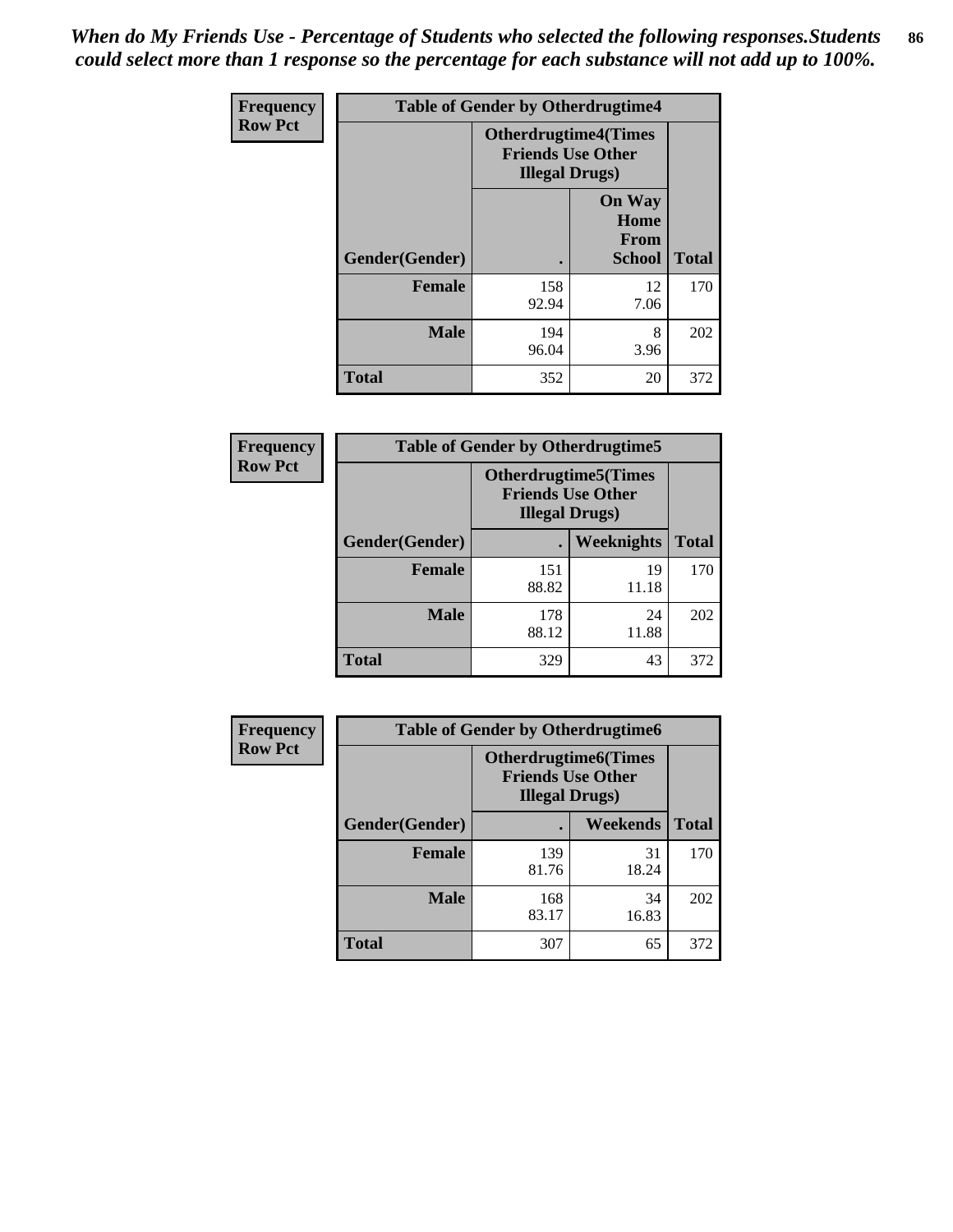*When do My Friends Use - Percentage of Students who selected the following responses.Students could select more than 1 response so the percentage for each substance will not add up to 100%.*

**Frequency**
**Row Pct**

| Table of Gender by Otherdrugtime4 | | | |
|---|---|---|---|
| | Otherdrugtime4(Times Friends Use Other Illegal Drugs) | | |
| Gender(Gender) | . | On Way Home From School | Total |
| **Female** | 158<br>92.94 | 12<br>7.06 | 170 |
| **Male** | 194<br>96.04 | 8<br>3.96 | 202 |
| **Total** | 352 | 20 | 372 |

**Frequency**
**Row Pct**

| Table of Gender by Otherdrugtime5 | | | |
|---|---|---|---|
| | Otherdrugtime5(Times Friends Use Other Illegal Drugs) | | |
| Gender(Gender) | . | Weeknights | Total |
| **Female** | 151<br>88.82 | 19<br>11.18 | 170 |
| **Male** | 178<br>88.12 | 24<br>11.88 | 202 |
| **Total** | 329 | 43 | 372 |

**Frequency**
**Row Pct**

| Table of Gender by Otherdrugtime6 | | | |
|---|---|---|---|
| | Otherdrugtime6(Times Friends Use Other Illegal Drugs) | | |
| Gender(Gender) | . | Weekends | Total |
| **Female** | 139<br>81.76 | 31<br>18.24 | 170 |
| **Male** | 168<br>83.17 | 34<br>16.83 | 202 |
| **Total** | 307 | 65 | 372 |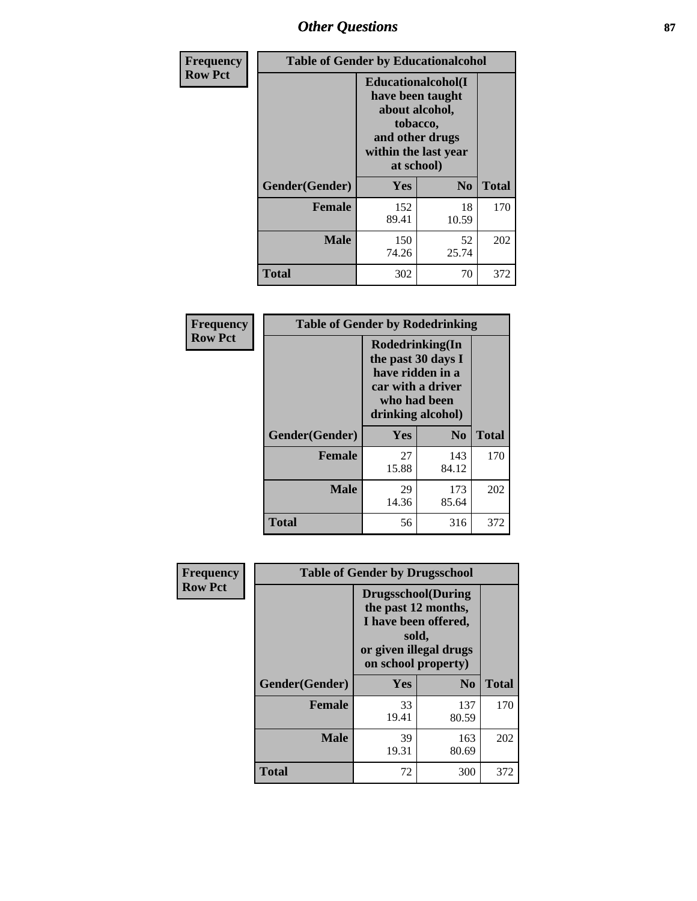## Other Questions

**Frequency**
**Row Pct**

**Table of Gender by Educationalcohol**

| Gender(Gender) | Educationalcohol(I have been taught about alcohol, tobacco, and other drugs within the last year at school) Yes | No | Total |
|---|---|---|---|
| **Female** | 152<br>89.41 | 18<br>10.59 | 170 |
| **Male** | 150<br>74.26 | 52<br>25.74 | 202 |
| **Total** | 302 | 70 | 372 |

**Frequency**
**Row Pct**

**Table of Gender by Rodedrinking**

| Gender(Gender) | Rodedrinking(In the past 30 days I have ridden in a car with a driver who had been drinking alcohol) Yes | No | Total |
|---|---|---|---|
| **Female** | 27<br>15.88 | 143<br>84.12 | 170 |
| **Male** | 29<br>14.36 | 173<br>85.64 | 202 |
| **Total** | 56 | 316 | 372 |

**Frequency**
**Row Pct**

**Table of Gender by Drugsschool**

| Gender(Gender) | Drugsschool(During the past 12 months, I have been offered, sold, or given illegal drugs on school property) Yes | No | Total |
|---|---|---|---|
| **Female** | 33<br>19.41 | 137<br>80.59 | 170 |
| **Male** | 39<br>19.31 | 163<br>80.69 | 202 |
| **Total** | 72 | 300 | 372 |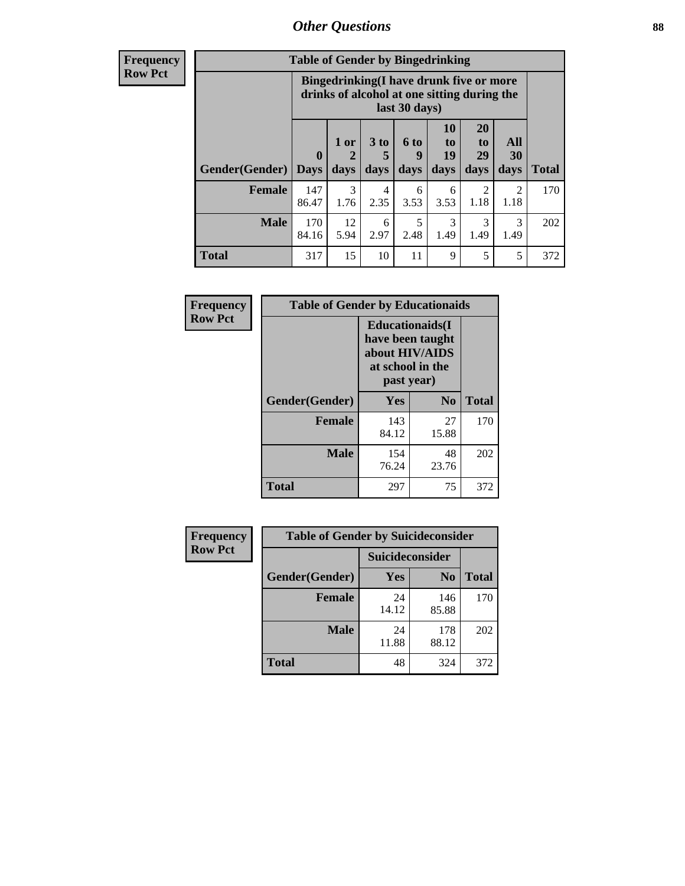## Other Questions

**Frequency**
**Row Pct**

| Table of Gender by Bingedrinking | | | | | | | | |
|---|---|---|---|---|---|---|---|---|
| | Bingedrinking(I have drunk five or more drinks of alcohol at one sitting during the last 30 days) | | | | | | | |
| Gender(Gender) | 0 Days | 1 or 2 days | 3 to 5 days | 6 to 9 days | 10 to 19 days | 20 to 29 days | All 30 days | Total |
| **Female** | 147<br>86.47 | 3<br>1.76 | 4<br>2.35 | 6<br>3.53 | 6<br>3.53 | 2<br>1.18 | 2<br>1.18 | 170 |
| **Male** | 170<br>84.16 | 12<br>5.94 | 6<br>2.97 | 5<br>2.48 | 3<br>1.49 | 3<br>1.49 | 3<br>1.49 | 202 |
| **Total** | 317 | 15 | 10 | 11 | 9 | 5 | 5 | 372 |

**Frequency**
**Row Pct**

| Table of Gender by Educationaids | | | |
|---|---|---|---|
| | Educationaids(I have been taught about HIV/AIDS at school in the past year) | | |
| Gender(Gender) | Yes | No | Total |
| **Female** | 143<br>84.12 | 27<br>15.88 | 170 |
| **Male** | 154<br>76.24 | 48<br>23.76 | 202 |
| **Total** | 297 | 75 | 372 |

**Frequency**
**Row Pct**

| Table of Gender by Suicideconsider | | | |
|---|---|---|---|
| | Suicideconsider | | |
| Gender(Gender) | Yes | No | Total |
| **Female** | 24<br>14.12 | 146<br>85.88 | 170 |
| **Male** | 24<br>11.88 | 178<br>88.12 | 202 |
| **Total** | 48 | 324 | 372 |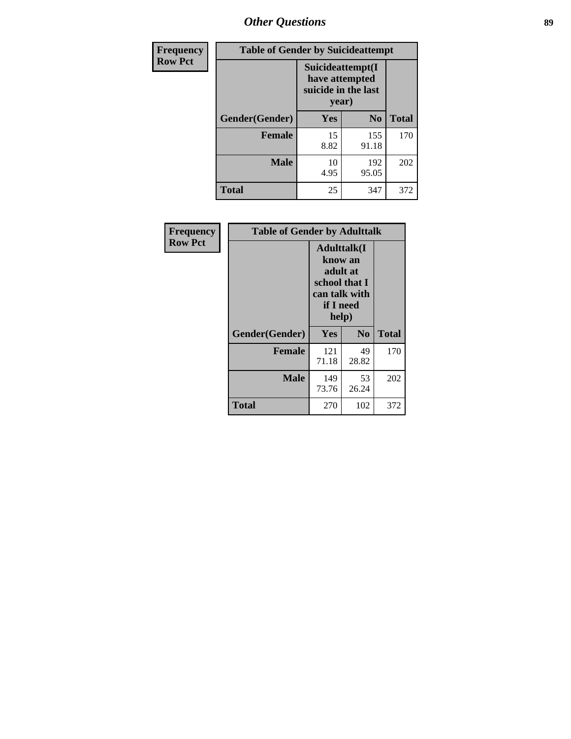| Frequency Row Pct | Table of Gender by Suicideattempt | | |
|---|---|---|---|
| | Suicideattempt(I have attempted suicide in the last year) | | |
| Gender(Gender) | Yes | No | Total |
| Female | 15<br>8.82 | 155<br>91.18 | 170 |
| Male | 10<br>4.95 | 192<br>95.05 | 202 |
| Total | 25 | 347 | 372 |

| Frequency Row Pct | Table of Gender by Adulttalk | | |
|---|---|---|---|
| | Adulttalk(I know an adult at school that I can talk with if I need help) | | |
| Gender(Gender) | Yes | No | Total |
| Female | 121<br>71.18 | 49<br>28.82 | 170 |
| Male | 149<br>73.76 | 53<br>26.24 | 202 |
| Total | 270 | 102 | 372 |